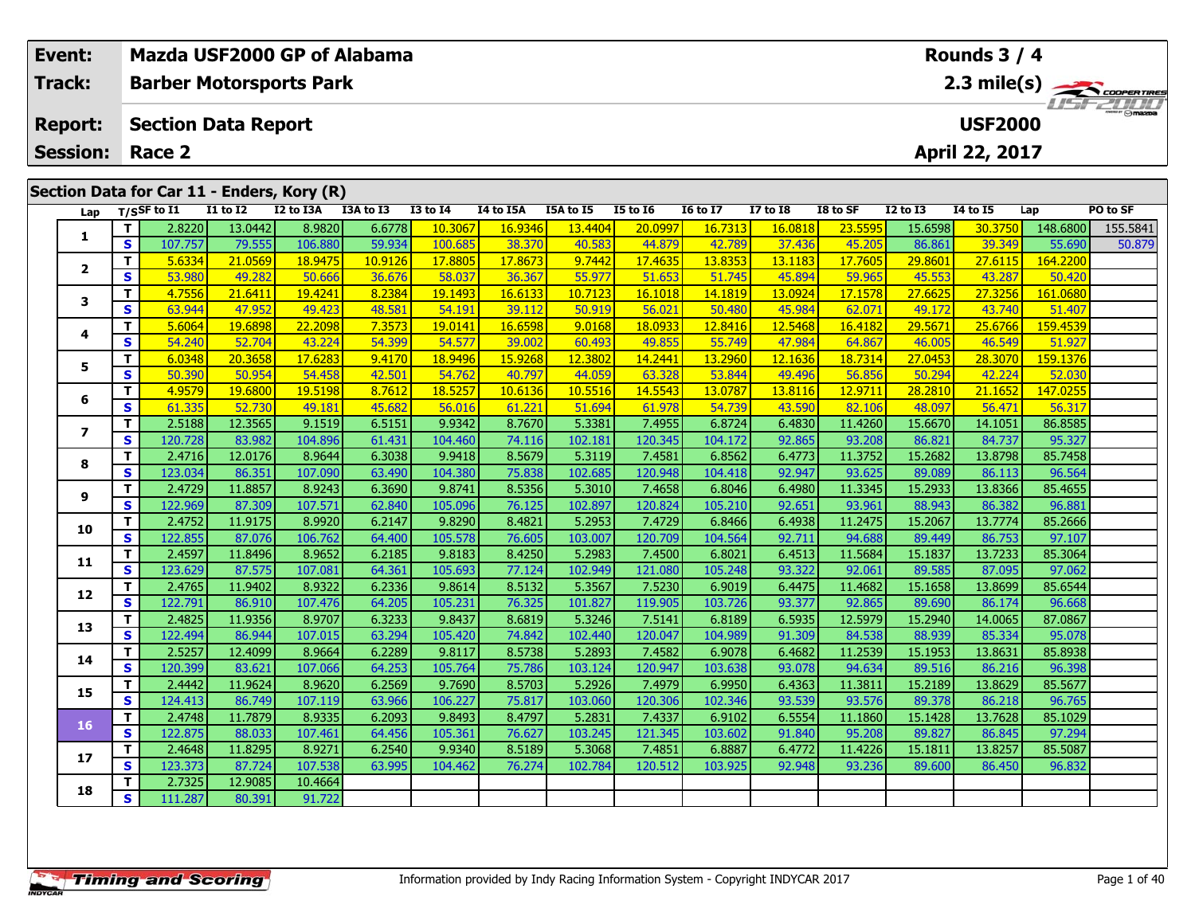| Event: | Mazda USF2000 GP of Alabama | Rounds 3 / 4 |
|---|---|---|
| Track: | Barber Motorsports Park | 2.3 mile(s) |
| Report: | Section Data Report | USF2000 |
| Session: | Race 2 | April 22, 2017 |

## Section Data for Car 11 - Enders, Kory (R)

| Lap | T/S | SF to I1 | I1 to I2 | I2 to I3A | I3A to I3 | I3 to I4 | I4 to I5A | I5A to I5 | I5 to I6 | I6 to I7 | I7 to I8 | I8 to SF | I2 to I3 | I4 to I5 | Lap | PO to SF |
|---|---|---|---|---|---|---|---|---|---|---|---|---|---|---|---|---|
| 1 | T | 2.8220 | 13.0442 | 8.9820 | 6.6778 | 10.3067 | 16.9346 | 13.4404 | 20.0997 | 16.7313 | 16.0818 | 23.5595 | 15.6598 | 30.3750 | 148.6800 | 155.5841 |
| | S | 107.757 | 79.555 | 106.880 | 59.934 | 100.685 | 38.370 | 40.583 | 44.879 | 42.789 | 37.436 | 45.205 | 86.861 | 39.349 | 55.690 | 50.879 |
| 2 | T | 5.6334 | 21.0569 | 18.9475 | 10.9126 | 17.8805 | 17.8673 | 9.7442 | 17.4635 | 13.8353 | 13.1183 | 17.7605 | 29.8601 | 27.6115 | 164.2200 | |
| | S | 53.980 | 49.282 | 50.666 | 36.676 | 58.037 | 36.367 | 55.977 | 51.653 | 51.745 | 45.894 | 59.965 | 45.553 | 43.287 | 50.420 | |
| 3 | T | 4.7556 | 21.6411 | 19.4241 | 8.2384 | 19.1493 | 16.6133 | 10.7123 | 16.1018 | 14.1819 | 13.0924 | 17.1578 | 27.6625 | 27.3256 | 161.0680 | |
| | S | 63.944 | 47.952 | 49.423 | 48.581 | 54.191 | 39.112 | 50.919 | 56.021 | 50.480 | 45.984 | 62.071 | 49.172 | 43.740 | 51.407 | |
| 4 | T | 5.6064 | 19.6898 | 22.2098 | 7.3573 | 19.0141 | 16.6598 | 9.0168 | 18.0933 | 12.8416 | 12.5468 | 16.4182 | 29.5671 | 25.6766 | 159.4539 | |
| | S | 54.240 | 52.704 | 43.224 | 54.399 | 54.577 | 39.002 | 60.493 | 49.855 | 55.749 | 47.984 | 64.867 | 46.005 | 46.549 | 51.927 | |
| 5 | T | 6.0348 | 20.3658 | 17.6283 | 9.4170 | 18.9496 | 15.9268 | 12.3802 | 14.2441 | 13.2960 | 12.1636 | 18.7314 | 27.0453 | 28.3070 | 159.1376 | |
| | S | 50.390 | 50.954 | 54.458 | 42.501 | 54.762 | 40.797 | 44.059 | 63.328 | 53.844 | 49.496 | 56.856 | 50.294 | 42.224 | 52.030 | |
| 6 | T | 4.9579 | 19.6800 | 19.5198 | 8.7612 | 18.5257 | 10.6136 | 10.5516 | 14.5543 | 13.0787 | 13.8116 | 12.9711 | 28.2810 | 21.1652 | 147.0255 | |
| | S | 61.335 | 52.730 | 49.181 | 45.682 | 56.016 | 61.221 | 51.694 | 61.978 | 54.739 | 43.590 | 82.106 | 48.097 | 56.471 | 56.317 | |
| 7 | T | 2.5188 | 12.3565 | 9.1519 | 6.5151 | 9.9342 | 8.7670 | 5.3381 | 7.4955 | 6.8724 | 6.4830 | 11.4260 | 15.6670 | 14.1051 | 86.8585 | |
| | S | 120.728 | 83.982 | 104.896 | 61.431 | 104.460 | 74.116 | 102.181 | 120.345 | 104.172 | 92.865 | 93.208 | 86.821 | 84.737 | 95.327 | |
| 8 | T | 2.4716 | 12.0176 | 8.9644 | 6.3038 | 9.9418 | 8.5679 | 5.3119 | 7.4581 | 6.8562 | 6.4773 | 11.3752 | 15.2682 | 13.8798 | 85.7458 | |
| | S | 123.034 | 86.351 | 107.090 | 63.490 | 104.380 | 75.838 | 102.685 | 120.948 | 104.418 | 92.947 | 93.625 | 89.089 | 86.113 | 96.564 | |
| 9 | T | 2.4729 | 11.8857 | 8.9243 | 6.3690 | 9.8741 | 8.5356 | 5.3010 | 7.4658 | 6.8046 | 6.4980 | 11.3345 | 15.2933 | 13.8366 | 85.4655 | |
| | S | 122.969 | 87.309 | 107.571 | 62.840 | 105.096 | 76.125 | 102.897 | 120.824 | 105.210 | 92.651 | 93.961 | 88.943 | 86.382 | 96.881 | |
| 10 | T | 2.4752 | 11.9175 | 8.9920 | 6.2147 | 9.8290 | 8.4821 | 5.2953 | 7.4729 | 6.8466 | 6.4938 | 11.2475 | 15.2067 | 13.7774 | 85.2666 | |
| | S | 122.855 | 87.076 | 106.762 | 64.400 | 105.578 | 76.605 | 103.007 | 120.709 | 104.564 | 92.711 | 94.688 | 89.449 | 86.753 | 97.107 | |
| 11 | T | 2.4597 | 11.8496 | 8.9652 | 6.2185 | 9.8183 | 8.4250 | 5.2983 | 7.4500 | 6.8021 | 6.4513 | 11.5684 | 15.1837 | 13.7233 | 85.3064 | |
| | S | 123.629 | 87.575 | 107.081 | 64.361 | 105.693 | 77.124 | 102.949 | 121.080 | 105.248 | 93.322 | 92.061 | 89.585 | 87.095 | 97.062 | |
| 12 | T | 2.4765 | 11.9402 | 8.9322 | 6.2336 | 9.8614 | 8.5132 | 5.3567 | 7.5230 | 6.9019 | 6.4475 | 11.4682 | 15.1658 | 13.8699 | 85.6544 | |
| | S | 122.791 | 86.910 | 107.476 | 64.205 | 105.231 | 76.325 | 101.827 | 119.905 | 103.726 | 93.377 | 92.865 | 89.690 | 86.174 | 96.668 | |
| 13 | T | 2.4825 | 11.9356 | 8.9707 | 6.3233 | 9.8437 | 8.6819 | 5.3246 | 7.5141 | 6.8189 | 6.5935 | 12.5979 | 15.2940 | 14.0065 | 87.0867 | |
| | S | 122.494 | 86.944 | 107.015 | 63.294 | 105.420 | 74.842 | 102.440 | 120.047 | 104.989 | 91.309 | 84.538 | 88.939 | 85.334 | 95.078 | |
| 14 | T | 2.5257 | 12.4099 | 8.9664 | 6.2289 | 9.8117 | 8.5738 | 5.2893 | 7.4582 | 6.9078 | 6.4682 | 11.2539 | 15.1953 | 13.8631 | 85.8938 | |
| | S | 120.399 | 83.621 | 107.066 | 64.253 | 105.764 | 75.786 | 103.124 | 120.947 | 103.638 | 93.078 | 94.634 | 89.516 | 86.216 | 96.398 | |
| 15 | T | 2.4442 | 11.9624 | 8.9620 | 6.2569 | 9.7690 | 8.5703 | 5.2926 | 7.4979 | 6.9950 | 6.4363 | 11.3811 | 15.2189 | 13.8629 | 85.5677 | |
| | S | 124.413 | 86.749 | 107.119 | 63.966 | 106.227 | 75.817 | 103.060 | 120.306 | 102.346 | 93.539 | 93.576 | 89.378 | 86.218 | 96.765 | |
| 16 | T | 2.4748 | 11.7879 | 8.9335 | 6.2093 | 9.8493 | 8.4797 | 5.2831 | 7.4337 | 6.9102 | 6.5554 | 11.1860 | 15.1428 | 13.7628 | 85.1029 | |
| | S | 122.875 | 88.033 | 107.461 | 64.456 | 105.361 | 76.627 | 103.245 | 121.345 | 103.602 | 91.840 | 95.208 | 89.827 | 86.845 | 97.294 | |
| 17 | T | 2.4648 | 11.8295 | 8.9271 | 6.2540 | 9.9340 | 8.5189 | 5.3068 | 7.4851 | 6.8887 | 6.4772 | 11.4226 | 15.1811 | 13.8257 | 85.5087 | |
| | S | 123.373 | 87.724 | 107.538 | 63.995 | 104.462 | 76.274 | 102.784 | 120.512 | 103.925 | 92.948 | 93.236 | 89.600 | 86.450 | 96.832 | |
| 18 | T | 2.7325 | 12.9085 | 10.4664 | | | | | | | | | | | | |
| | S | 111.287 | 80.391 | 91.722 | | | | | | | | | | | | |

Information provided by Indy Racing Information System - Copyright INDYCAR 2017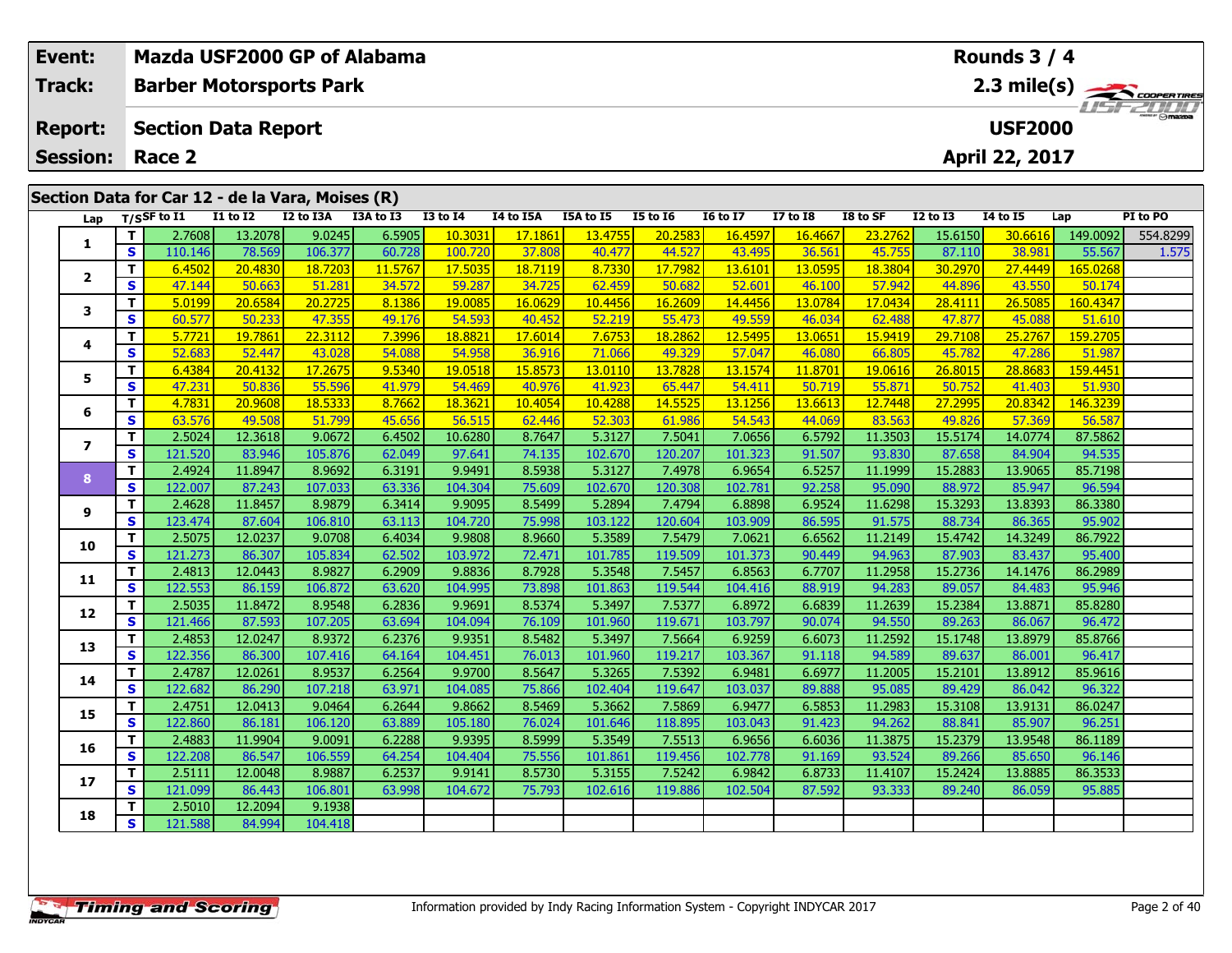| Event: | Mazda USF2000 GP of Alabama | Rounds 3 / 4 |
|---|---|---|
| Track: | Barber Motorsports Park | 2.3 mile(s) |
| Report: | Section Data Report | USF2000 |
| Session: | Race 2 | April 22, 2017 |

## Section Data for Car 12 - de la Vara, Moises (R)

| Lap | T/S | SF to I1 | I1 to I2 | I2 to I3A | I3A to I3 | I3 to I4 | I4 to I5A | I5A to I5 | I5 to I6 | I6 to I7 | I7 to I8 | I8 to SF | I2 to I3 | I4 to I5 | Lap | PI to PO |
|---|---|---|---|---|---|---|---|---|---|---|---|---|---|---|---|---|
| 1 | T | 2.7608 | 13.2078 | 9.0245 | 6.5905 | 10.3031 | 17.1861 | 13.4755 | 20.2583 | 16.4597 | 16.4667 | 23.2762 | 15.6150 | 30.6616 | 149.0092 | 554.8299 |
| | S | 110.146 | 78.569 | 106.377 | 60.728 | 100.720 | 37.808 | 40.477 | 44.527 | 43.495 | 36.561 | 45.755 | 87.110 | 38.981 | 55.567 | 1.575 |
| 2 | T | 6.4502 | 20.4830 | 18.7203 | 11.5767 | 17.5035 | 18.7119 | 8.7330 | 17.7982 | 13.6101 | 13.0595 | 18.3804 | 30.2970 | 27.4449 | 165.0268 | |
| | S | 47.144 | 50.663 | 51.281 | 34.572 | 59.287 | 34.725 | 62.459 | 50.682 | 52.601 | 46.100 | 57.942 | 44.896 | 43.550 | 50.174 | |
| 3 | T | 5.0199 | 20.6584 | 20.2725 | 8.1386 | 19.0085 | 16.0629 | 10.4456 | 16.2609 | 14.4456 | 13.0784 | 17.0434 | 28.4111 | 26.5085 | 160.4347 | |
| | S | 60.577 | 50.233 | 47.355 | 49.176 | 54.593 | 40.452 | 52.219 | 55.473 | 49.559 | 46.034 | 62.488 | 47.877 | 45.088 | 51.610 | |
| 4 | T | 5.7721 | 19.7861 | 22.3112 | 7.3996 | 18.8821 | 17.6014 | 7.6753 | 18.2862 | 12.5495 | 13.0651 | 15.9419 | 29.7108 | 25.2767 | 159.2705 | |
| | S | 52.683 | 52.447 | 43.028 | 54.088 | 54.958 | 36.916 | 71.066 | 49.329 | 57.047 | 46.080 | 66.805 | 45.782 | 47.286 | 51.987 | |
| 5 | T | 6.4384 | 20.4132 | 17.2675 | 9.5340 | 19.0518 | 15.8573 | 13.0110 | 13.7828 | 13.1574 | 11.8701 | 19.0616 | 26.8015 | 28.8683 | 159.4451 | |
| | S | 47.231 | 50.836 | 55.596 | 41.979 | 54.469 | 40.976 | 41.923 | 65.447 | 54.411 | 50.719 | 55.871 | 50.752 | 41.403 | 51.930 | |
| 6 | T | 4.7831 | 20.9608 | 18.5333 | 8.7662 | 18.3621 | 10.4054 | 10.4288 | 14.5525 | 13.1256 | 13.6613 | 12.7448 | 27.2995 | 20.8342 | 146.3239 | |
| | S | 63.576 | 49.508 | 51.799 | 45.656 | 56.515 | 62.446 | 52.303 | 61.986 | 54.543 | 44.069 | 83.563 | 49.826 | 57.369 | 56.587 | |
| 7 | T | 2.5024 | 12.3618 | 9.0672 | 6.4502 | 10.6280 | 8.7647 | 5.3127 | 7.5041 | 7.0656 | 6.5792 | 11.3503 | 15.5174 | 14.0774 | 87.5862 | |
| | S | 121.520 | 83.946 | 105.876 | 62.049 | 97.641 | 74.135 | 102.670 | 120.207 | 101.323 | 91.507 | 93.830 | 87.658 | 84.904 | 94.535 | |
| 8 | T | 2.4924 | 11.8947 | 8.9692 | 6.3191 | 9.9491 | 8.5938 | 5.3127 | 7.4978 | 6.9654 | 6.5257 | 11.1999 | 15.2883 | 13.9065 | 85.7198 | |
| | S | 122.007 | 87.243 | 107.033 | 63.336 | 104.304 | 75.609 | 102.670 | 120.308 | 102.781 | 92.258 | 95.090 | 88.972 | 85.947 | 96.594 | |
| 9 | T | 2.4628 | 11.8457 | 8.9879 | 6.3414 | 9.9095 | 8.5499 | 5.2894 | 7.4794 | 6.8898 | 6.9524 | 11.6298 | 15.3293 | 13.8393 | 86.3380 | |
| | S | 123.474 | 87.604 | 106.810 | 63.113 | 104.720 | 75.998 | 103.122 | 120.604 | 103.909 | 86.595 | 91.575 | 88.734 | 86.365 | 95.902 | |
| 10 | T | 2.5075 | 12.0237 | 9.0708 | 6.4034 | 9.9808 | 8.9660 | 5.3589 | 7.5479 | 7.0621 | 6.6562 | 11.2149 | 15.4742 | 14.3249 | 86.7922 | |
| | S | 121.273 | 86.307 | 105.834 | 62.502 | 103.972 | 72.471 | 101.785 | 119.509 | 101.373 | 90.449 | 94.963 | 87.903 | 83.437 | 95.400 | |
| 11 | T | 2.4813 | 12.0443 | 8.9827 | 6.2909 | 9.8836 | 8.7928 | 5.3548 | 7.5457 | 6.8563 | 6.7707 | 11.2958 | 15.2736 | 14.1476 | 86.2989 | |
| | S | 122.553 | 86.159 | 106.872 | 63.620 | 104.995 | 73.898 | 101.863 | 119.544 | 104.416 | 88.919 | 94.283 | 89.057 | 84.483 | 95.946 | |
| 12 | T | 2.5035 | 11.8472 | 8.9548 | 6.2836 | 9.9691 | 8.5374 | 5.3497 | 7.5377 | 6.8972 | 6.6839 | 11.2639 | 15.2384 | 13.8871 | 85.8280 | |
| | S | 121.466 | 87.593 | 107.205 | 63.694 | 104.094 | 76.109 | 101.960 | 119.671 | 103.797 | 90.074 | 94.550 | 89.263 | 86.067 | 96.472 | |
| 13 | T | 2.4853 | 12.0247 | 8.9372 | 6.2376 | 9.9351 | 8.5482 | 5.3497 | 7.5664 | 6.9259 | 6.6073 | 11.2592 | 15.1748 | 13.8979 | 85.8766 | |
| | S | 122.356 | 86.300 | 107.416 | 64.164 | 104.451 | 76.013 | 101.960 | 119.217 | 103.367 | 91.118 | 94.589 | 89.637 | 86.001 | 96.417 | |
| 14 | T | 2.4787 | 12.0261 | 8.9537 | 6.2564 | 9.9700 | 8.5647 | 5.3265 | 7.5392 | 6.9481 | 6.6977 | 11.2005 | 15.2101 | 13.8912 | 85.9616 | |
| | S | 122.682 | 86.290 | 107.218 | 63.971 | 104.085 | 75.866 | 102.404 | 119.647 | 103.037 | 89.888 | 95.085 | 89.429 | 86.042 | 96.322 | |
| 15 | T | 2.4751 | 12.0413 | 9.0464 | 6.2644 | 9.8662 | 8.5469 | 5.3662 | 7.5869 | 6.9477 | 6.5853 | 11.2983 | 15.3108 | 13.9131 | 86.0247 | |
| | S | 122.860 | 86.181 | 106.120 | 63.889 | 105.180 | 76.024 | 101.646 | 118.895 | 103.043 | 91.423 | 94.262 | 88.841 | 85.907 | 96.251 | |
| 16 | T | 2.4883 | 11.9904 | 9.0091 | 6.2288 | 9.9395 | 8.5999 | 5.3549 | 7.5513 | 6.9656 | 6.6036 | 11.3875 | 15.2379 | 13.9548 | 86.1189 | |
| | S | 122.208 | 86.547 | 106.559 | 64.254 | 104.404 | 75.556 | 101.861 | 119.456 | 102.778 | 91.169 | 93.524 | 89.266 | 85.650 | 96.146 | |
| 17 | T | 2.5111 | 12.0048 | 8.9887 | 6.2537 | 9.9141 | 8.5730 | 5.3155 | 7.5242 | 6.9842 | 6.8733 | 11.4107 | 15.2424 | 13.8885 | 86.3533 | |
| | S | 121.099 | 86.443 | 106.801 | 63.998 | 104.672 | 75.793 | 102.616 | 119.886 | 102.504 | 87.592 | 93.333 | 89.240 | 86.059 | 95.885 | |
| 18 | T | 2.5010 | 12.2094 | 9.1938 | | | | | | | | | | | | |
| | S | 121.588 | 84.994 | 104.418 | | | | | | | | | | | | |

Information provided by Indy Racing Information System - Copyright INDYCAR 2017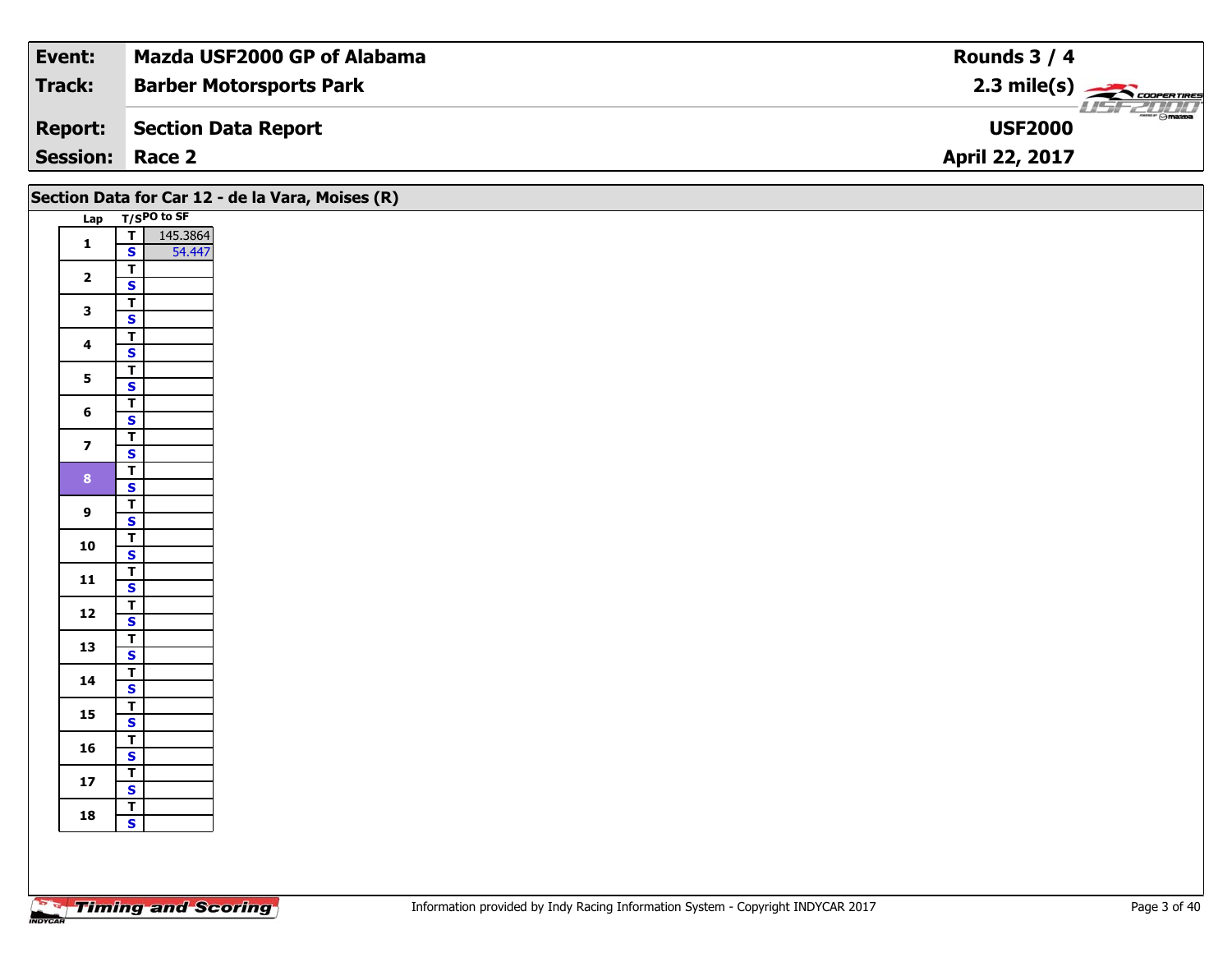| Event: | Mazda USF2000 GP of Alabama | Rounds 3 / 4 |
| --- | --- | --- |
| Track: | Barber Motorsports Park | 2.3 mile(s) |
| Report: | Section Data Report | USF2000 |
| Session: | Race 2 | April 22, 2017 |

## Section Data for Car 12 - de la Vara, Moises (R)

| Lap | T/S | PO to SF |
| --- | --- | --- |
| 1 | T | 145.3864 |
|  | S | 54.447 |
| 2 | T |  |
|  | S |  |
| 3 | T |  |
|  | S |  |
| 4 | T |  |
|  | S |  |
| 5 | T |  |
|  | S |  |
| 6 | T |  |
|  | S |  |
| 7 | T |  |
|  | S |  |
| 8 | T |  |
|  | S |  |
| 9 | T |  |
|  | S |  |
| 10 | T |  |
|  | S |  |
| 11 | T |  |
|  | S |  |
| 12 | T |  |
|  | S |  |
| 13 | T |  |
|  | S |  |
| 14 | T |  |
|  | S |  |
| 15 | T |  |
|  | S |  |
| 16 | T |  |
|  | S |  |
| 17 | T |  |
|  | S |  |
| 18 | T |  |
|  | S |  |

Information provided by Indy Racing Information System - Copyright INDYCAR 2017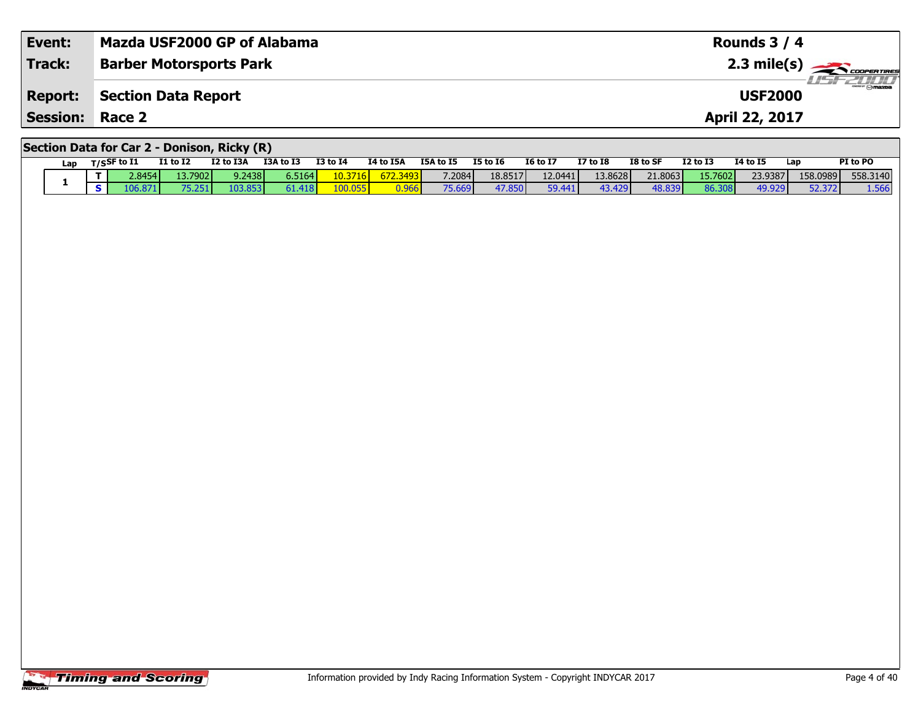| **Event:** | **Mazda USF2000 GP of Alabama** | **Rounds 3 / 4** |
|---|---|---|
| **Track:** | **Barber Motorsports Park** | **2.3 mile(s)** |
| **Report:** | **Section Data Report** | **USF2000** |
| **Session:** | **Race 2** | **April 22, 2017** |

## Section Data for Car 2 - Donison, Ricky (R)

| Lap | T/S | SF to I1 | I1 to I2 | I2 to I3A | I3A to I3 | I3 to I4 | I4 to I5A | I5A to I5 | I5 to I6 | I6 to I7 | I7 to I8 | I8 to SF | I2 to I3 | I4 to I5 | Lap | PI to PO |
|---|---|---|---|---|---|---|---|---|---|---|---|---|---|---|---|---|
| 1 | T | 2.8454 | 13.7902 | 9.2438 | 6.5164 | 10.3716 | 672.3493 | 7.2084 | 18.8517 | 12.0441 | 13.8628 | 21.8063 | 15.7602 | 23.9387 | 158.0989 | 558.3140 |
| | S | 106.871 | 75.251 | 103.853 | 61.418 | 100.055 | 0.966 | 75.669 | 47.850 | 59.441 | 43.429 | 48.839 | 86.308 | 49.929 | 52.372 | 1.566 |

Information provided by Indy Racing Information System - Copyright INDYCAR 2017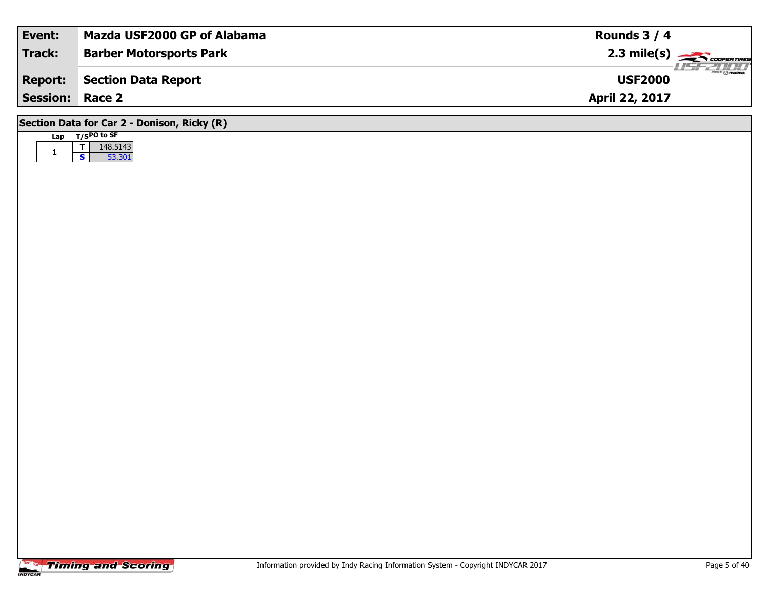| Event: | Mazda USF2000 GP of Alabama | Rounds 3 / 4 |
|---|---|---|
| Track: | Barber Motorsports Park | 2.3 mile(s) |
| Report: | Section Data Report | USF2000 |
| Session: | Race 2 | April 22, 2017 |

## Section Data for Car 2 - Donison, Ricky (R)

| Lap | T/S | PO to SF |
|---|---|---|
| 1 | T | 148.5143 |
| | S | 53.301 |

Information provided by Indy Racing Information System - Copyright INDYCAR 2017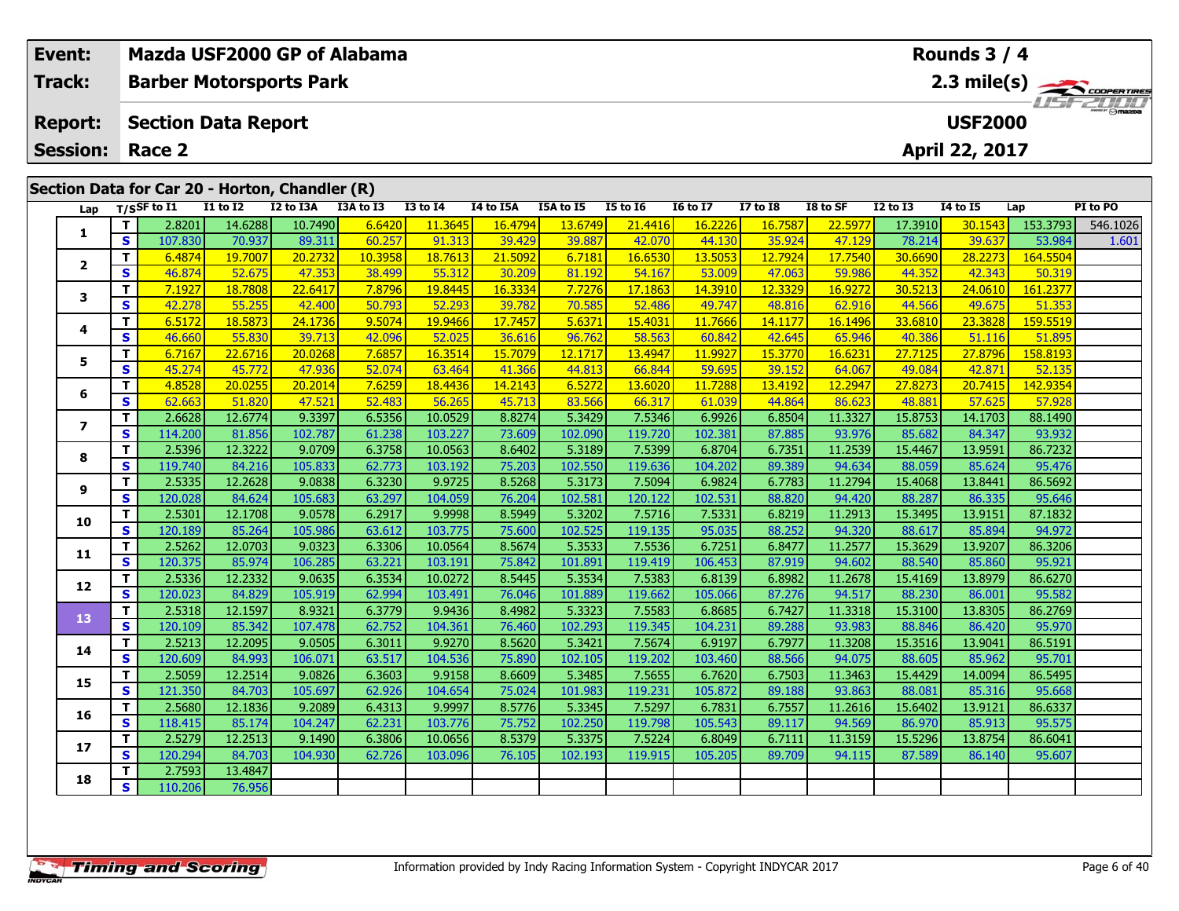| Event: | Mazda USF2000 GP of Alabama | Rounds 3 / 4 |
|---|---|---|
| Track: | Barber Motorsports Park | 2.3 mile(s) |
| Report: | Section Data Report | USF2000 |
| Session: | Race 2 | April 22, 2017 |

## Section Data for Car 20 - Horton, Chandler (R)

| Lap | T/S | SF to I1 | I1 to I2 | I2 to I3A | I3A to I3 | I3 to I4 | I4 to I5A | I5A to I5 | I5 to I6 | I6 to I7 | I7 to I8 | I8 to SF | I2 to I3 | I4 to I5 | Lap | PI to PO |
|---|---|---|---|---|---|---|---|---|---|---|---|---|---|---|---|---|
| 1 | T | 2.8201 | 14.6288 | 10.7490 | 6.6420 | 11.3645 | 16.4794 | 13.6749 | 21.4416 | 16.2226 | 16.7587 | 22.5977 | 17.3910 | 30.1543 | 153.3793 | 546.1026 |
| | S | 107.830 | 70.937 | 89.311 | 60.257 | 91.313 | 39.429 | 39.887 | 42.070 | 44.130 | 35.924 | 47.129 | 78.214 | 39.637 | 53.984 | 1.601 |
| 2 | T | 6.4874 | 19.7007 | 20.2732 | 10.3958 | 18.7613 | 21.5092 | 6.7181 | 16.6530 | 13.5053 | 12.7924 | 17.7540 | 30.6690 | 28.2273 | 164.5504 | |
| | S | 46.874 | 52.675 | 47.353 | 38.499 | 55.312 | 30.209 | 81.192 | 54.167 | 53.009 | 47.063 | 59.986 | 44.352 | 42.343 | 50.319 | |
| 3 | T | 7.1927 | 18.7808 | 22.6417 | 7.8796 | 19.8445 | 16.3334 | 7.7276 | 17.1863 | 14.3910 | 12.3329 | 16.9272 | 30.5213 | 24.0610 | 161.2377 | |
| | S | 42.278 | 55.255 | 42.400 | 50.793 | 52.293 | 39.782 | 70.585 | 52.486 | 49.747 | 48.816 | 62.916 | 44.566 | 49.675 | 51.353 | |
| 4 | T | 6.5172 | 18.5873 | 24.1736 | 9.5074 | 19.9466 | 17.7457 | 5.6371 | 15.4031 | 11.7666 | 14.1177 | 16.1496 | 33.6810 | 23.3828 | 159.5519 | |
| | S | 46.660 | 55.830 | 39.713 | 42.096 | 52.025 | 36.616 | 96.762 | 58.563 | 60.842 | 42.645 | 65.946 | 40.386 | 51.116 | 51.895 | |
| 5 | T | 6.7167 | 22.6716 | 20.0268 | 7.6857 | 16.3514 | 15.7079 | 12.1717 | 13.4947 | 11.9927 | 15.3770 | 16.6231 | 27.7125 | 27.8796 | 158.8193 | |
| | S | 45.274 | 45.772 | 47.936 | 52.074 | 63.464 | 41.366 | 44.813 | 66.844 | 59.695 | 39.152 | 64.067 | 49.084 | 42.871 | 52.135 | |
| 6 | T | 4.8528 | 20.0255 | 20.2014 | 7.6259 | 18.4436 | 14.2143 | 6.5272 | 13.6020 | 11.7288 | 13.4192 | 12.2947 | 27.8273 | 20.7415 | 142.9354 | |
| | S | 62.663 | 51.820 | 47.521 | 52.483 | 56.265 | 45.713 | 83.566 | 66.317 | 61.039 | 44.864 | 86.623 | 48.881 | 57.625 | 57.928 | |
| 7 | T | 2.6628 | 12.6774 | 9.3397 | 6.5356 | 10.0529 | 8.8274 | 5.3429 | 7.5346 | 6.9926 | 6.8504 | 11.3327 | 15.8753 | 14.1703 | 88.1490 | |
| | S | 114.200 | 81.856 | 102.787 | 61.238 | 103.227 | 73.609 | 102.090 | 119.720 | 102.381 | 87.885 | 93.976 | 85.682 | 84.347 | 93.932 | |
| 8 | T | 2.5396 | 12.3222 | 9.0709 | 6.3758 | 10.0563 | 8.6402 | 5.3189 | 7.5399 | 6.8704 | 6.7351 | 11.2539 | 15.4467 | 13.9591 | 86.7232 | |
| | S | 119.740 | 84.216 | 105.833 | 62.773 | 103.192 | 75.203 | 102.550 | 119.636 | 104.202 | 89.389 | 94.634 | 88.059 | 85.624 | 95.476 | |
| 9 | T | 2.5335 | 12.2628 | 9.0838 | 6.3230 | 9.9725 | 8.5268 | 5.3173 | 7.5094 | 6.9824 | 6.7783 | 11.2794 | 15.4068 | 13.8441 | 86.5692 | |
| | S | 120.028 | 84.624 | 105.683 | 63.297 | 104.059 | 76.204 | 102.581 | 120.122 | 102.531 | 88.820 | 94.420 | 88.287 | 86.335 | 95.646 | |
| 10 | T | 2.5301 | 12.1708 | 9.0578 | 6.2917 | 9.9998 | 8.5949 | 5.3202 | 7.5716 | 7.5331 | 6.8219 | 11.2913 | 15.3495 | 13.9151 | 87.1832 | |
| | S | 120.189 | 85.264 | 105.986 | 63.612 | 103.775 | 75.600 | 102.525 | 119.135 | 95.035 | 88.252 | 94.320 | 88.617 | 85.894 | 94.972 | |
| 11 | T | 2.5262 | 12.0703 | 9.0323 | 6.3306 | 10.0564 | 8.5674 | 5.3533 | 7.5536 | 6.7251 | 6.8477 | 11.2577 | 15.3629 | 13.9207 | 86.3206 | |
| | S | 120.375 | 85.974 | 106.285 | 63.221 | 103.191 | 75.842 | 101.891 | 119.419 | 106.453 | 87.919 | 94.602 | 88.540 | 85.860 | 95.921 | |
| 12 | T | 2.5336 | 12.2332 | 9.0635 | 6.3534 | 10.0272 | 8.5445 | 5.3534 | 7.5383 | 6.8139 | 6.8982 | 11.2678 | 15.4169 | 13.8979 | 86.6270 | |
| | S | 120.023 | 84.829 | 105.919 | 62.994 | 103.491 | 76.046 | 101.889 | 119.662 | 105.066 | 87.276 | 94.517 | 88.230 | 86.001 | 95.582 | |
| 13 | T | 2.5318 | 12.1597 | 8.9321 | 6.3779 | 9.9436 | 8.4982 | 5.3323 | 7.5583 | 6.8685 | 6.7427 | 11.3318 | 15.3100 | 13.8305 | 86.2769 | |
| | S | 120.109 | 85.342 | 107.478 | 62.752 | 104.361 | 76.460 | 102.293 | 119.345 | 104.231 | 89.288 | 93.983 | 88.846 | 86.420 | 95.970 | |
| 14 | T | 2.5213 | 12.2095 | 9.0505 | 6.3011 | 9.9270 | 8.5620 | 5.3421 | 7.5674 | 6.9197 | 6.7977 | 11.3208 | 15.3516 | 13.9041 | 86.5191 | |
| | S | 120.609 | 84.993 | 106.071 | 63.517 | 104.536 | 75.890 | 102.105 | 119.202 | 103.460 | 88.566 | 94.075 | 88.605 | 85.962 | 95.701 | |
| 15 | T | 2.5059 | 12.2514 | 9.0826 | 6.3603 | 9.9158 | 8.6609 | 5.3485 | 7.5655 | 6.7620 | 6.7503 | 11.3463 | 15.4429 | 14.0094 | 86.5495 | |
| | S | 121.350 | 84.703 | 105.697 | 62.926 | 104.654 | 75.024 | 101.983 | 119.231 | 105.872 | 89.188 | 93.863 | 88.081 | 85.316 | 95.668 | |
| 16 | T | 2.5680 | 12.1836 | 9.2089 | 6.4313 | 9.9997 | 8.5776 | 5.3345 | 7.5297 | 6.7831 | 6.7557 | 11.2616 | 15.6402 | 13.9121 | 86.6337 | |
| | S | 118.415 | 85.174 | 104.247 | 62.231 | 103.776 | 75.752 | 102.250 | 119.798 | 105.543 | 89.117 | 94.569 | 86.970 | 85.913 | 95.575 | |
| 17 | T | 2.5279 | 12.2513 | 9.1490 | 6.3806 | 10.0656 | 8.5379 | 5.3375 | 7.5224 | 6.8049 | 6.7111 | 11.3159 | 15.5296 | 13.8754 | 86.6041 | |
| | S | 120.294 | 84.703 | 104.930 | 62.726 | 103.096 | 76.105 | 102.193 | 119.915 | 105.205 | 89.709 | 94.115 | 87.589 | 86.140 | 95.607 | |
| 18 | T | 2.7593 | 13.4847 | | | | | | | | | | | | | |
| | S | 110.206 | 76.956 | | | | | | | | | | | | | |

Timing and Scoring

Information provided by Indy Racing Information System - Copyright INDYCAR 2017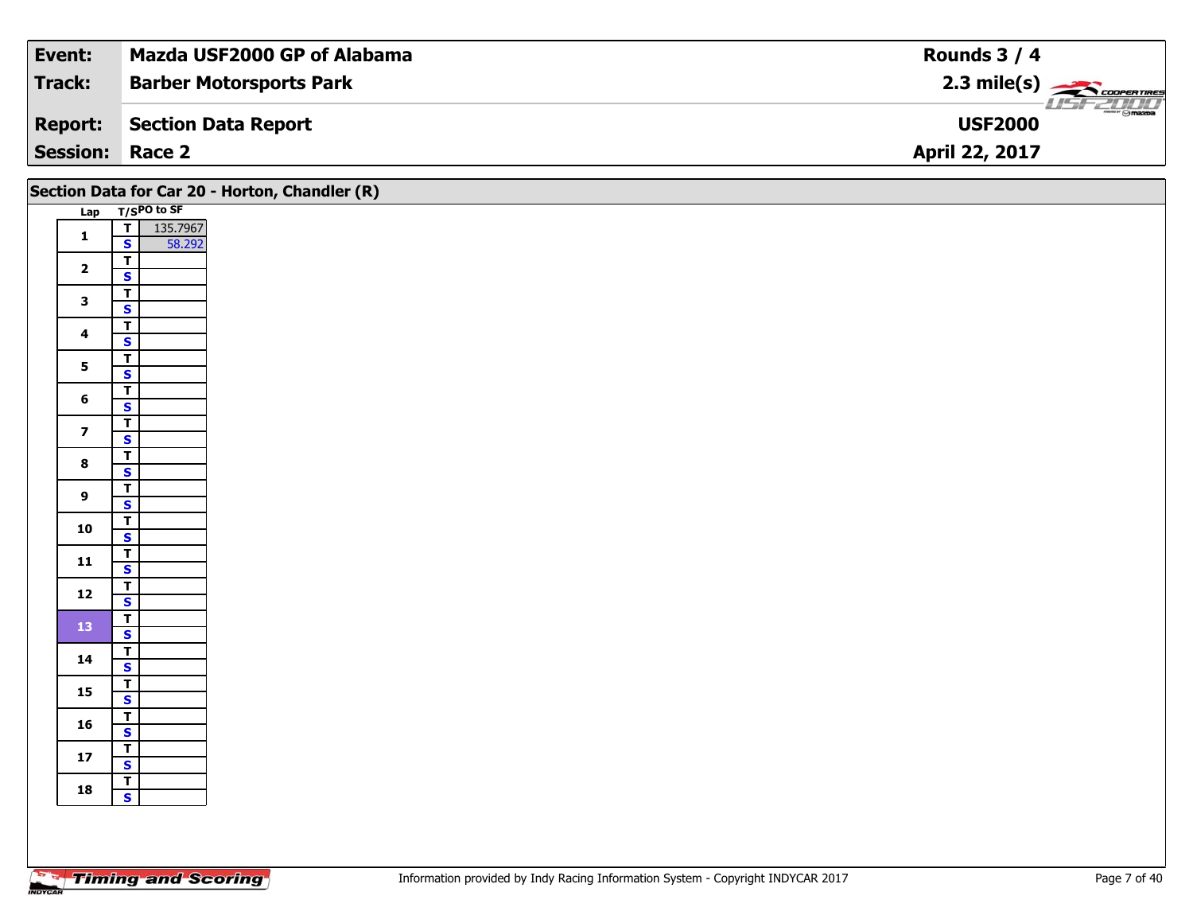| Event: | Mazda USF2000 GP of Alabama | Rounds 3 / 4 |
|---|---|---|
| Track: | Barber Motorsports Park | 2.3 mile(s) |
| Report: | Section Data Report | USF2000 |
| Session: | Race 2 | April 22, 2017 |

## Section Data for Car 20 - Horton, Chandler (R)

| Lap | T/S | PO to SF |
|---|---|---|
| 1 | T | 135.7967 |
| | S | 58.292 |
| 2 | T | |
| | S | |
| 3 | T | |
| | S | |
| 4 | T | |
| | S | |
| 5 | T | |
| | S | |
| 6 | T | |
| | S | |
| 7 | T | |
| | S | |
| 8 | T | |
| | S | |
| 9 | T | |
| | S | |
| 10 | T | |
| | S | |
| 11 | T | |
| | S | |
| 12 | T | |
| | S | |
| 13 | T | |
| | S | |
| 14 | T | |
| | S | |
| 15 | T | |
| | S | |
| 16 | T | |
| | S | |
| 17 | T | |
| | S | |
| 18 | T | |
| | S | |

Information provided by Indy Racing Information System - Copyright INDYCAR 2017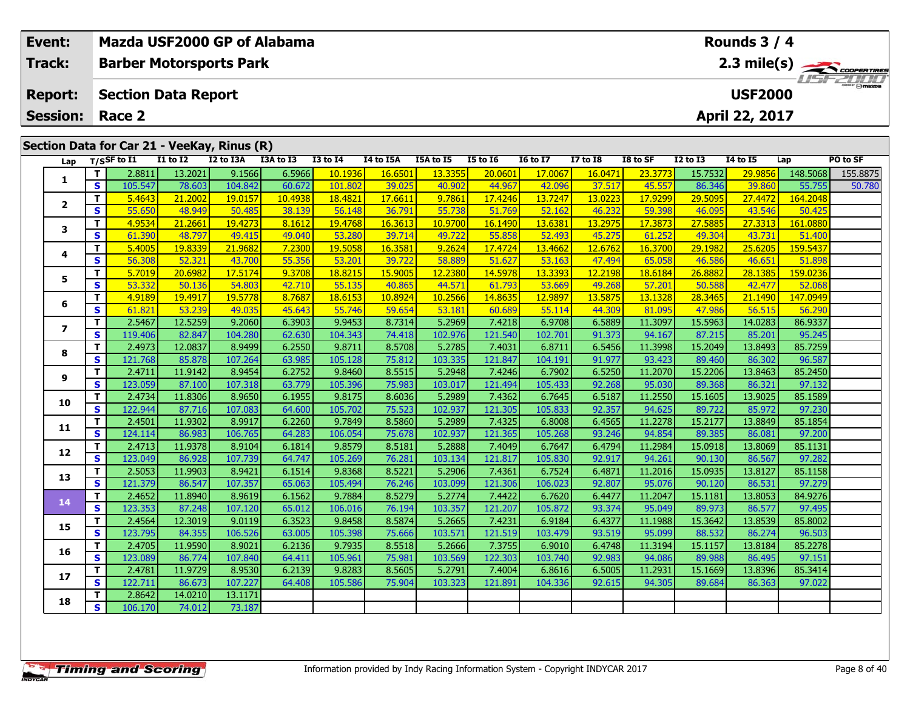| Event: | Mazda USF2000 GP of Alabama | Rounds 3 / 4 |
|---|---|---|
| Track: | Barber Motorsports Park | 2.3 mile(s) |
| Report: | Section Data Report | USF2000 |
| Session: | Race 2 | April 22, 2017 |

## Section Data for Car 21 - VeeKay, Rinus (R)

| Lap | T/S | SF to I1 | I1 to I2 | I2 to I3A | I3A to I3 | I3 to I4 | I4 to I5A | I5A to I5 | I5 to I6 | I6 to I7 | I7 to I8 | I8 to SF | I2 to I3 | I4 to I5 | Lap | PO to SF |
|---|---|---|---|---|---|---|---|---|---|---|---|---|---|---|---|---|
| 1 | T | 2.8811 | 13.2021 | 9.1566 | 6.5966 | 10.1936 | 16.6501 | 13.3355 | 20.0601 | 17.0067 | 16.0471 | 23.3773 | 15.7532 | 29.9856 | 148.5068 | 155.8875 |
| | S | 105.547 | 78.603 | 104.842 | 60.672 | 101.802 | 39.025 | 40.902 | 44.967 | 42.096 | 37.517 | 45.557 | 86.346 | 39.860 | 55.755 | 50.780 |
| 2 | T | 5.4643 | 21.2002 | 19.0157 | 10.4938 | 18.4821 | 17.6611 | 9.7861 | 17.4246 | 13.7247 | 13.0223 | 17.9299 | 29.5095 | 27.4472 | 164.2048 | |
| | S | 55.650 | 48.949 | 50.485 | 38.139 | 56.148 | 36.791 | 55.738 | 51.769 | 52.162 | 46.232 | 59.398 | 46.095 | 43.546 | 50.425 | |
| 3 | T | 4.9534 | 21.2661 | 19.4273 | 8.1612 | 19.4768 | 16.3613 | 10.9700 | 16.1490 | 13.6381 | 13.2975 | 17.3873 | 27.5885 | 27.3313 | 161.0880 | |
| | S | 61.390 | 48.797 | 49.415 | 49.040 | 53.280 | 39.714 | 49.722 | 55.858 | 52.493 | 45.275 | 61.252 | 49.304 | 43.731 | 51.400 | |
| 4 | T | 5.4005 | 19.8339 | 21.9682 | 7.2300 | 19.5058 | 16.3581 | 9.2624 | 17.4724 | 13.4662 | 12.6762 | 16.3700 | 29.1982 | 25.6205 | 159.5437 | |
| | S | 56.308 | 52.321 | 43.700 | 55.356 | 53.201 | 39.722 | 58.889 | 51.627 | 53.163 | 47.494 | 65.058 | 46.586 | 46.651 | 51.898 | |
| 5 | T | 5.7019 | 20.6982 | 17.5174 | 9.3708 | 18.8215 | 15.9005 | 12.2380 | 14.5978 | 13.3393 | 12.2198 | 18.6184 | 26.8882 | 28.1385 | 159.0236 | |
| | S | 53.332 | 50.136 | 54.803 | 42.710 | 55.135 | 40.865 | 44.571 | 61.793 | 53.669 | 49.268 | 57.201 | 50.588 | 42.477 | 52.068 | |
| 6 | T | 4.9189 | 19.4917 | 19.5778 | 8.7687 | 18.6153 | 10.8924 | 10.2566 | 14.8635 | 12.9897 | 13.5875 | 13.1328 | 28.3465 | 21.1490 | 147.0949 | |
| | S | 61.821 | 53.239 | 49.035 | 45.643 | 55.746 | 59.654 | 53.181 | 60.689 | 55.114 | 44.309 | 81.095 | 47.986 | 56.515 | 56.290 | |
| 7 | T | 2.5467 | 12.5259 | 9.2060 | 6.3903 | 9.9453 | 8.7314 | 5.2969 | 7.4218 | 6.9708 | 6.5889 | 11.3097 | 15.5963 | 14.0283 | 86.9337 | |
| | S | 119.406 | 82.847 | 104.280 | 62.630 | 104.343 | 74.418 | 102.976 | 121.540 | 102.701 | 91.373 | 94.167 | 87.215 | 85.201 | 95.245 | |
| 8 | T | 2.4973 | 12.0837 | 8.9499 | 6.2550 | 9.8711 | 8.5708 | 5.2785 | 7.4031 | 6.8711 | 6.5456 | 11.3998 | 15.2049 | 13.8493 | 85.7259 | |
| | S | 121.768 | 85.878 | 107.264 | 63.985 | 105.128 | 75.812 | 103.335 | 121.847 | 104.191 | 91.977 | 93.423 | 89.460 | 86.302 | 96.587 | |
| 9 | T | 2.4711 | 11.9142 | 8.9454 | 6.2752 | 9.8460 | 8.5515 | 5.2948 | 7.4246 | 6.7902 | 6.5250 | 11.2070 | 15.2206 | 13.8463 | 85.2450 | |
| | S | 123.059 | 87.100 | 107.318 | 63.779 | 105.396 | 75.983 | 103.017 | 121.494 | 105.433 | 92.268 | 95.030 | 89.368 | 86.321 | 97.132 | |
| 10 | T | 2.4734 | 11.8306 | 8.9650 | 6.1955 | 9.8175 | 8.6036 | 5.2989 | 7.4362 | 6.7645 | 6.5187 | 11.2550 | 15.1605 | 13.9025 | 85.1589 | |
| | S | 122.944 | 87.716 | 107.083 | 64.600 | 105.702 | 75.523 | 102.937 | 121.305 | 105.833 | 92.357 | 94.625 | 89.722 | 85.972 | 97.230 | |
| 11 | T | 2.4501 | 11.9302 | 8.9917 | 6.2260 | 9.7849 | 8.5860 | 5.2989 | 7.4325 | 6.8008 | 6.4565 | 11.2278 | 15.2177 | 13.8849 | 85.1854 | |
| | S | 124.114 | 86.983 | 106.765 | 64.283 | 106.054 | 75.678 | 102.937 | 121.365 | 105.268 | 93.246 | 94.854 | 89.385 | 86.081 | 97.200 | |
| 12 | T | 2.4713 | 11.9378 | 8.9104 | 6.1814 | 9.8579 | 8.5181 | 5.2888 | 7.4049 | 6.7647 | 6.4794 | 11.2984 | 15.0918 | 13.8069 | 85.1131 | |
| | S | 123.049 | 86.928 | 107.739 | 64.747 | 105.269 | 76.281 | 103.134 | 121.817 | 105.830 | 92.917 | 94.261 | 90.130 | 86.567 | 97.282 | |
| 13 | T | 2.5053 | 11.9903 | 8.9421 | 6.1514 | 9.8368 | 8.5221 | 5.2906 | 7.4361 | 6.7524 | 6.4871 | 11.2016 | 15.0935 | 13.8127 | 85.1158 | |
| | S | 121.379 | 86.547 | 107.357 | 65.063 | 105.494 | 76.246 | 103.099 | 121.306 | 106.023 | 92.807 | 95.076 | 90.120 | 86.531 | 97.279 | |
| 14 | T | 2.4652 | 11.8940 | 8.9619 | 6.1562 | 9.7884 | 8.5279 | 5.2774 | 7.4422 | 6.7620 | 6.4477 | 11.2047 | 15.1181 | 13.8053 | 84.9276 | |
| | S | 123.353 | 87.248 | 107.120 | 65.012 | 106.016 | 76.194 | 103.357 | 121.207 | 105.872 | 93.374 | 95.049 | 89.973 | 86.577 | 97.495 | |
| 15 | T | 2.4564 | 12.3019 | 9.0119 | 6.3523 | 9.8458 | 8.5874 | 5.2665 | 7.4231 | 6.9184 | 6.4377 | 11.1988 | 15.3642 | 13.8539 | 85.8002 | |
| | S | 123.795 | 84.355 | 106.526 | 63.005 | 105.398 | 75.666 | 103.571 | 121.519 | 103.479 | 93.519 | 95.099 | 88.532 | 86.274 | 96.503 | |
| 16 | T | 2.4705 | 11.9590 | 8.9021 | 6.2136 | 9.7935 | 8.5518 | 5.2666 | 7.3755 | 6.9010 | 6.4748 | 11.3194 | 15.1157 | 13.8184 | 85.2278 | |
| | S | 123.089 | 86.774 | 107.840 | 64.411 | 105.961 | 75.981 | 103.569 | 122.303 | 103.740 | 92.983 | 94.086 | 89.988 | 86.495 | 97.151 | |
| 17 | T | 2.4781 | 11.9729 | 8.9530 | 6.2139 | 9.8283 | 8.5605 | 5.2791 | 7.4004 | 6.8616 | 6.5005 | 11.2931 | 15.1669 | 13.8396 | 85.3414 | |
| | S | 122.711 | 86.673 | 107.227 | 64.408 | 105.586 | 75.904 | 103.323 | 121.891 | 104.336 | 92.615 | 94.305 | 89.684 | 86.363 | 97.022 | |
| 18 | T | 2.8642 | 14.0210 | 13.1171 | | | | | | | | | | | | |
| | S | 106.170 | 74.012 | 73.187 | | | | | | | | | | | | |

Information provided by Indy Racing Information System - Copyright INDYCAR 2017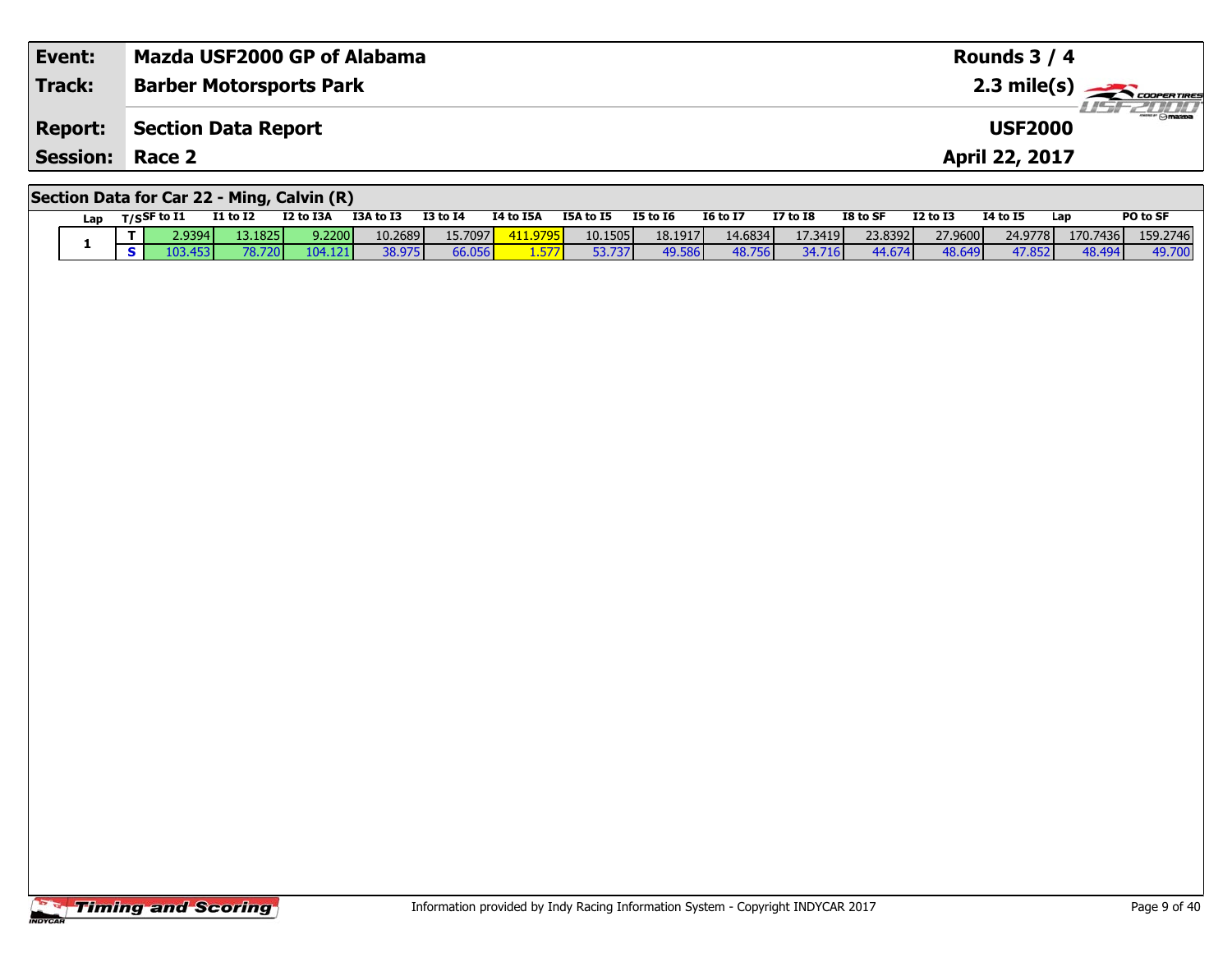| **Event:** | **Mazda USF2000 GP of Alabama** | **Rounds 3 / 4** |
|---|---|---|
| **Track:** | **Barber Motorsports Park** | **2.3 mile(s)** |
| **Report:** | **Section Data Report** | **USF2000** |
| **Session:** | **Race 2** | **April 22, 2017** |

## Section Data for Car 22 - Ming, Calvin (R)

| Lap | T/S | SF to I1 | I1 to I2 | I2 to I3A | I3A to I3 | I3 to I4 | I4 to I5A | I5A to I5 | I5 to I6 | I6 to I7 | I7 to I8 | I8 to SF | I2 to I3 | I4 to I5 | Lap | PO to SF |
|---|---|---|---|---|---|---|---|---|---|---|---|---|---|---|---|---|
| 1 | T | 2.9394 | 13.1825 | 9.2200 | 10.2689 | 15.7097 | 411.9795 | 10.1505 | 18.1917 | 14.6834 | 17.3419 | 23.8392 | 27.9600 | 24.9778 | 170.7436 | 159.2746 |
| | S | 103.453 | 78.720 | 104.121 | 38.975 | 66.056 | 1.577 | 53.737 | 49.586 | 48.756 | 34.716 | 44.674 | 48.649 | 47.852 | 48.494 | 49.700 |

Information provided by Indy Racing Information System - Copyright INDYCAR 2017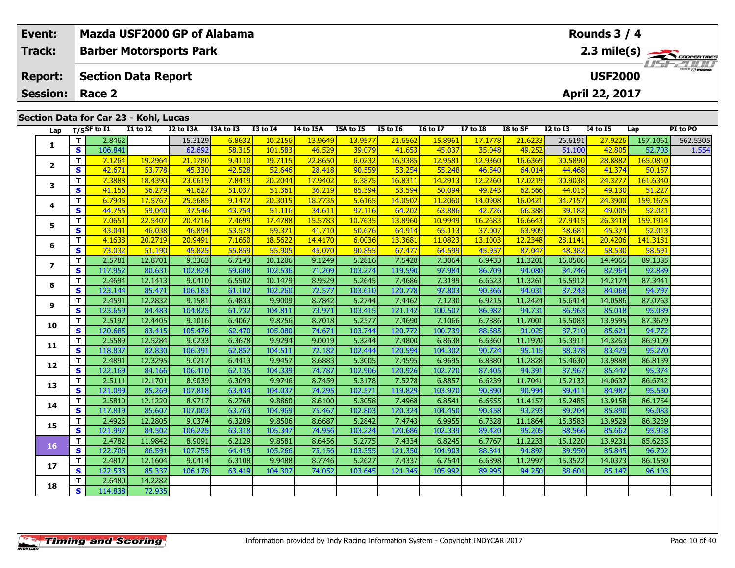| Event: | Mazda USF2000 GP of Alabama | Rounds 3 / 4 |
|---|---|---|
| Track: | Barber Motorsports Park | 2.3 mile(s) |
| Report: | Section Data Report | USF2000 |
| Session: | Race 2 | April 22, 2017 |

## Section Data for Car 23 - Kohl, Lucas

| Lap | T/S | SF to I1 | I1 to I2 | I2 to I3A | I3A to I3 | I3 to I4 | I4 to I5A | I5A to I5 | I5 to I6 | I6 to I7 | I7 to I8 | I8 to SF | I2 to I3 | I4 to I5 | Lap | PI to PO |
|---|---|---|---|---|---|---|---|---|---|---|---|---|---|---|---|---|
| 1 | T | 2.8462 | | 15.3129 | 6.8632 | 10.2156 | 13.9649 | 13.9577 | 21.6562 | 15.8961 | 17.1778 | 21.6233 | 26.6191 | 27.9226 | 157.1061 | 562.5305 |
| | S | 106.841 | | 62.692 | 58.315 | 101.583 | 46.529 | 39.079 | 41.653 | 45.037 | 35.048 | 49.252 | 51.100 | 42.805 | 52.703 | 1.554 |
| 2 | T | 7.1264 | 19.2964 | 21.1780 | 9.4110 | 19.7115 | 22.8650 | 6.0232 | 16.9385 | 12.9581 | 12.9360 | 16.6369 | 30.5890 | 28.8882 | 165.0810 | |
| | S | 42.671 | 53.778 | 45.330 | 42.528 | 52.646 | 28.418 | 90.559 | 53.254 | 55.248 | 46.540 | 64.014 | 44.468 | 41.374 | 50.157 | |
| 3 | T | 7.3888 | 18.4390 | 23.0619 | 7.8419 | 20.2044 | 17.9402 | 6.3875 | 16.8311 | 14.2913 | 12.2260 | 17.0219 | 30.9038 | 24.3277 | 161.6340 | |
| | S | 41.156 | 56.279 | 41.627 | 51.037 | 51.361 | 36.219 | 85.394 | 53.594 | 50.094 | 49.243 | 62.566 | 44.015 | 49.130 | 51.227 | |
| 4 | T | 6.7945 | 17.5767 | 25.5685 | 9.1472 | 20.3015 | 18.7735 | 5.6165 | 14.0502 | 11.2060 | 14.0908 | 16.0421 | 34.7157 | 24.3900 | 159.1675 | |
| | S | 44.755 | 59.040 | 37.546 | 43.754 | 51.116 | 34.611 | 97.116 | 64.202 | 63.886 | 42.726 | 66.388 | 39.182 | 49.005 | 52.021 | |
| 5 | T | 7.0651 | 22.5407 | 20.4716 | 7.4699 | 17.4788 | 15.5783 | 10.7635 | 13.8960 | 10.9949 | 16.2683 | 16.6643 | 27.9415 | 26.3418 | 159.1914 | |
| | S | 43.041 | 46.038 | 46.894 | 53.579 | 59.371 | 41.710 | 50.676 | 64.914 | 65.113 | 37.007 | 63.909 | 48.681 | 45.374 | 52.013 | |
| 6 | T | 4.1638 | 20.2719 | 20.9491 | 7.1650 | 18.5622 | 14.4170 | 6.0036 | 13.3681 | 11.0823 | 13.1003 | 12.2348 | 28.1141 | 20.4206 | 141.3181 | |
| | S | 73.032 | 51.190 | 45.825 | 55.859 | 55.905 | 45.070 | 90.855 | 67.477 | 64.599 | 45.957 | 87.047 | 48.382 | 58.530 | 58.591 | |
| 7 | T | 2.5781 | 12.8701 | 9.3363 | 6.7143 | 10.1206 | 9.1249 | 5.2816 | 7.5428 | 7.3064 | 6.9433 | 11.3201 | 16.0506 | 14.4065 | 89.1385 | |
| | S | 117.952 | 80.631 | 102.824 | 59.608 | 102.536 | 71.209 | 103.274 | 119.590 | 97.984 | 86.709 | 94.080 | 84.746 | 82.964 | 92.889 | |
| 8 | T | 2.4694 | 12.1413 | 9.0410 | 6.5502 | 10.1479 | 8.9529 | 5.2645 | 7.4686 | 7.3199 | 6.6623 | 11.3261 | 15.5912 | 14.2174 | 87.3441 | |
| | S | 123.144 | 85.471 | 106.183 | 61.102 | 102.260 | 72.577 | 103.610 | 120.778 | 97.803 | 90.366 | 94.031 | 87.243 | 84.068 | 94.797 | |
| 9 | T | 2.4591 | 12.2832 | 9.1581 | 6.4833 | 9.9009 | 8.7842 | 5.2744 | 7.4462 | 7.1230 | 6.9215 | 11.2424 | 15.6414 | 14.0586 | 87.0763 | |
| | S | 123.659 | 84.483 | 104.825 | 61.732 | 104.811 | 73.971 | 103.415 | 121.142 | 100.507 | 86.982 | 94.731 | 86.963 | 85.018 | 95.089 | |
| 10 | T | 2.5197 | 12.4405 | 9.1016 | 6.4067 | 9.8756 | 8.7018 | 5.2577 | 7.4690 | 7.1066 | 6.7886 | 11.7001 | 15.5083 | 13.9595 | 87.3679 | |
| | S | 120.685 | 83.415 | 105.476 | 62.470 | 105.080 | 74.671 | 103.744 | 120.772 | 100.739 | 88.685 | 91.025 | 87.710 | 85.621 | 94.772 | |
| 11 | T | 2.5589 | 12.5284 | 9.0233 | 6.3678 | 9.9294 | 9.0019 | 5.3244 | 7.4800 | 6.8638 | 6.6360 | 11.1970 | 15.3911 | 14.3263 | 86.9109 | |
| | S | 118.837 | 82.830 | 106.391 | 62.852 | 104.511 | 72.182 | 102.444 | 120.594 | 104.302 | 90.724 | 95.115 | 88.378 | 83.429 | 95.270 | |
| 12 | T | 2.4891 | 12.3295 | 9.0217 | 6.4413 | 9.9457 | 8.6883 | 5.3005 | 7.4595 | 6.9695 | 6.8880 | 11.2828 | 15.4630 | 13.9888 | 86.8159 | |
| | S | 122.169 | 84.166 | 106.410 | 62.135 | 104.339 | 74.787 | 102.906 | 120.926 | 102.720 | 87.405 | 94.391 | 87.967 | 85.442 | 95.374 | |
| 13 | T | 2.5111 | 12.1701 | 8.9039 | 6.3093 | 9.9746 | 8.7459 | 5.3178 | 7.5278 | 6.8857 | 6.6239 | 11.7041 | 15.2132 | 14.0637 | 86.6742 | |
| | S | 121.099 | 85.269 | 107.818 | 63.434 | 104.037 | 74.295 | 102.571 | 119.829 | 103.970 | 90.890 | 90.994 | 89.411 | 84.987 | 95.530 | |
| 14 | T | 2.5810 | 12.1220 | 8.9717 | 6.2768 | 9.8860 | 8.6100 | 5.3058 | 7.4968 | 6.8541 | 6.6555 | 11.4157 | 15.2485 | 13.9158 | 86.1754 | |
| | S | 117.819 | 85.607 | 107.003 | 63.763 | 104.969 | 75.467 | 102.803 | 120.324 | 104.450 | 90.458 | 93.293 | 89.204 | 85.890 | 96.083 | |
| 15 | T | 2.4926 | 12.2805 | 9.0374 | 6.3209 | 9.8506 | 8.6687 | 5.2842 | 7.4743 | 6.9955 | 6.7328 | 11.1864 | 15.3583 | 13.9529 | 86.3239 | |
| | S | 121.997 | 84.502 | 106.225 | 63.318 | 105.347 | 74.956 | 103.224 | 120.686 | 102.339 | 89.420 | 95.205 | 88.566 | 85.662 | 95.918 | |
| 16 | T | 2.4782 | 11.9842 | 8.9091 | 6.2129 | 9.8581 | 8.6456 | 5.2775 | 7.4334 | 6.8245 | 6.7767 | 11.2233 | 15.1220 | 13.9231 | 85.6235 | |
| | S | 122.706 | 86.591 | 107.755 | 64.419 | 105.266 | 75.156 | 103.355 | 121.350 | 104.903 | 88.841 | 94.892 | 89.950 | 85.845 | 96.702 | |
| 17 | T | 2.4817 | 12.1604 | 9.0414 | 6.3108 | 9.9488 | 8.7746 | 5.2627 | 7.4337 | 6.7544 | 6.6898 | 11.2997 | 15.3522 | 14.0373 | 86.1580 | |
| | S | 122.533 | 85.337 | 106.178 | 63.419 | 104.307 | 74.052 | 103.645 | 121.345 | 105.992 | 89.995 | 94.250 | 88.601 | 85.147 | 96.103 | |
| 18 | T | 2.6480 | 14.2282 | | | | | | | | | | | | | |
| | S | 114.838 | 72.935 | | | | | | | | | | | | | |

Information provided by Indy Racing Information System - Copyright INDYCAR 2017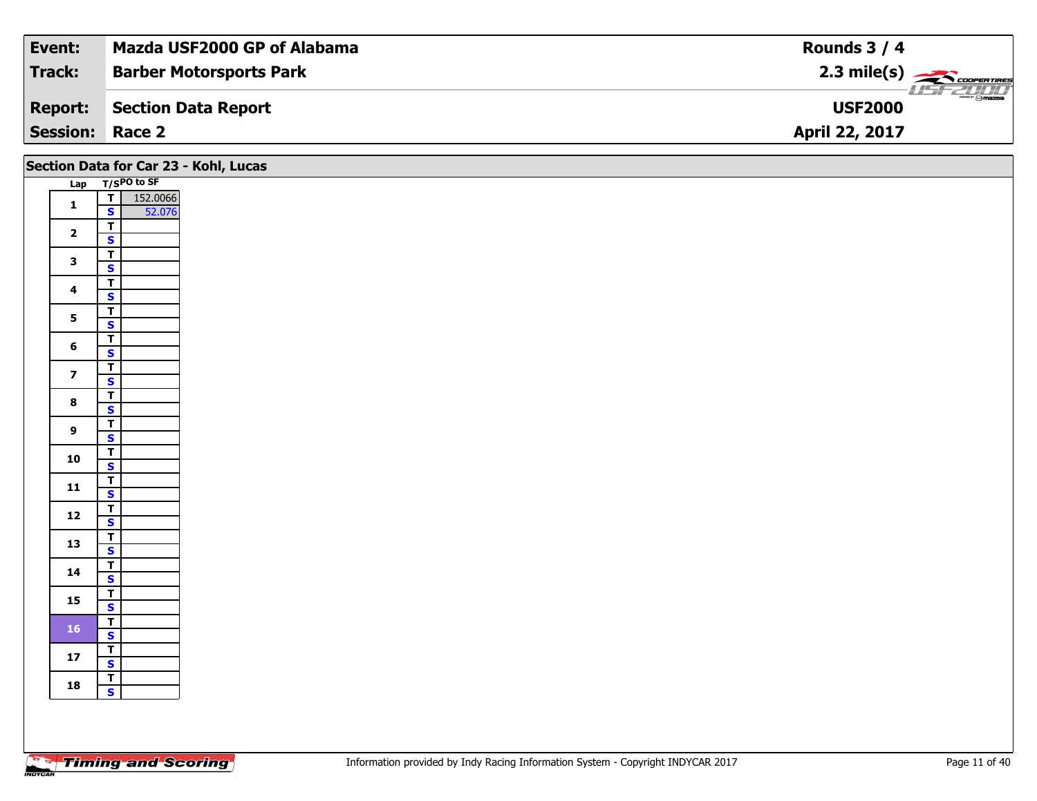| Event: | Mazda USF2000 GP of Alabama | Rounds 3 / 4 |
|---|---|---|
| Track: | Barber Motorsports Park | 2.3 mile(s) |
| Report: | Section Data Report | USF2000 |
| Session: | Race 2 | April 22, 2017 |

## Section Data for Car 23 - Kohl, Lucas

| Lap | T/S | PO to SF |
|---|---|---|
| 1 | T | 152.0066 |
| | S | 52.076 |
| 2 | T | |
| | S | |
| 3 | T | |
| | S | |
| 4 | T | |
| | S | |
| 5 | T | |
| | S | |
| 6 | T | |
| | S | |
| 7 | T | |
| | S | |
| 8 | T | |
| | S | |
| 9 | T | |
| | S | |
| 10 | T | |
| | S | |
| 11 | T | |
| | S | |
| 12 | T | |
| | S | |
| 13 | T | |
| | S | |
| 14 | T | |
| | S | |
| 15 | T | |
| | S | |
| 16 | T | |
| | S | |
| 17 | T | |
| | S | |
| 18 | T | |
| | S | |

Information provided by Indy Racing Information System - Copyright INDYCAR 2017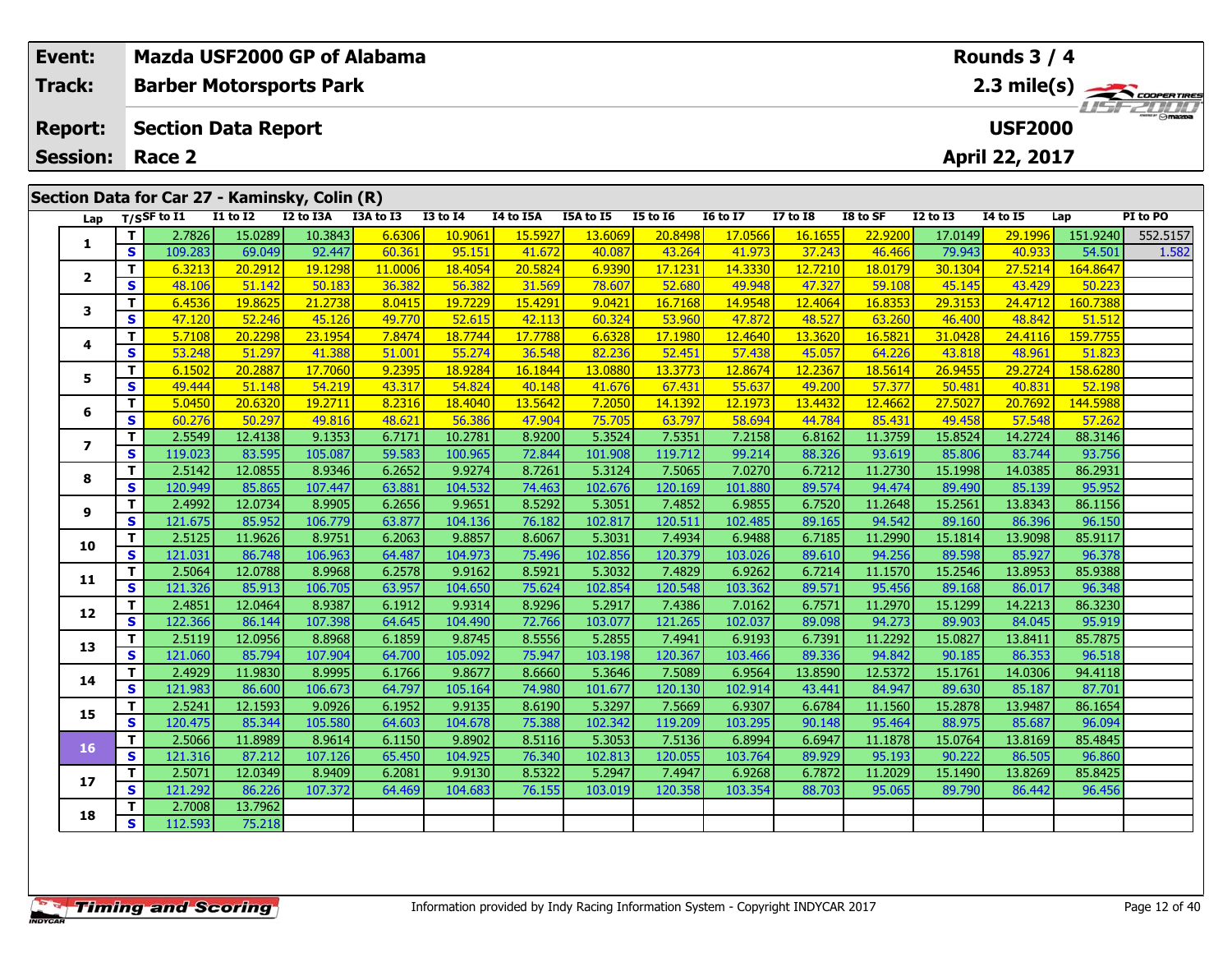| Event: | Mazda USF2000 GP of Alabama | Rounds 3 / 4 |
|---|---|---|
| Track: | Barber Motorsports Park | 2.3 mile(s) |
| Report: | Section Data Report | USF2000 |
| Session: | Race 2 | April 22, 2017 |

## Section Data for Car 27 - Kaminsky, Colin (R)

| Lap | T/S | SF to I1 | I1 to I2 | I2 to I3A | I3A to I3 | I3 to I4 | I4 to I5A | I5A to I5 | I5 to I6 | I6 to I7 | I7 to I8 | I8 to SF | I2 to I3 | I4 to I5 | Lap | PI to PO |
|---|---|---|---|---|---|---|---|---|---|---|---|---|---|---|---|---|
| 1 | T | 2.7826 | 15.0289 | 10.3843 | 6.6306 | 10.9061 | 15.5927 | 13.6069 | 20.8498 | 17.0566 | 16.1655 | 22.9200 | 17.0149 | 29.1996 | 151.9240 | 552.5157 |
| | S | 109.283 | 69.049 | 92.447 | 60.361 | 95.151 | 41.672 | 40.087 | 43.264 | 41.973 | 37.243 | 46.466 | 79.943 | 40.933 | 54.501 | 1.582 |
| 2 | T | 6.3213 | 20.2912 | 19.1298 | 11.0006 | 18.4054 | 20.5824 | 6.9390 | 17.1231 | 14.3330 | 12.7210 | 18.0179 | 30.1304 | 27.5214 | 164.8647 | |
| | S | 48.106 | 51.142 | 50.183 | 36.382 | 56.382 | 31.569 | 78.607 | 52.680 | 49.948 | 47.327 | 59.108 | 45.145 | 43.429 | 50.223 | |
| 3 | T | 6.4536 | 19.8625 | 21.2738 | 8.0415 | 19.7229 | 15.4291 | 9.0421 | 16.7168 | 14.9548 | 12.4064 | 16.8353 | 29.3153 | 24.4712 | 160.7388 | |
| | S | 47.120 | 52.246 | 45.126 | 49.770 | 52.615 | 42.113 | 60.324 | 53.960 | 47.872 | 48.527 | 63.260 | 46.400 | 48.842 | 51.512 | |
| 4 | T | 5.7108 | 20.2298 | 23.1954 | 7.8474 | 18.7744 | 17.7788 | 6.6328 | 17.1980 | 12.4640 | 13.3620 | 16.5821 | 31.0428 | 24.4116 | 159.7755 | |
| | S | 53.248 | 51.297 | 41.388 | 51.001 | 55.274 | 36.548 | 82.236 | 52.451 | 57.438 | 45.057 | 64.226 | 43.818 | 48.961 | 51.823 | |
| 5 | T | 6.1502 | 20.2887 | 17.7060 | 9.2395 | 18.9284 | 16.1844 | 13.0880 | 13.3773 | 12.8674 | 12.2367 | 18.5614 | 26.9455 | 29.2724 | 158.6280 | |
| | S | 49.444 | 51.148 | 54.219 | 43.317 | 54.824 | 40.148 | 41.676 | 67.431 | 55.637 | 49.200 | 57.377 | 50.481 | 40.831 | 52.198 | |
| 6 | T | 5.0450 | 20.6320 | 19.2711 | 8.2316 | 18.4040 | 13.5642 | 7.2050 | 14.1392 | 12.1973 | 13.4432 | 12.4662 | 27.5027 | 20.7692 | 144.5988 | |
| | S | 60.276 | 50.297 | 49.816 | 48.621 | 56.386 | 47.904 | 75.705 | 63.797 | 58.694 | 44.784 | 85.431 | 49.458 | 57.548 | 57.262 | |
| 7 | T | 2.5549 | 12.4138 | 9.1353 | 6.7171 | 10.2781 | 8.9200 | 5.3524 | 7.5351 | 7.2158 | 6.8162 | 11.3759 | 15.8524 | 14.2724 | 88.3146 | |
| | S | 119.023 | 83.595 | 105.087 | 59.583 | 100.965 | 72.844 | 101.908 | 119.712 | 99.214 | 88.326 | 93.619 | 85.806 | 83.744 | 93.756 | |
| 8 | T | 2.5142 | 12.0855 | 8.9346 | 6.2652 | 9.9274 | 8.7261 | 5.3124 | 7.5065 | 7.0270 | 6.7212 | 11.2730 | 15.1998 | 14.0385 | 86.2931 | |
| | S | 120.949 | 85.865 | 107.447 | 63.881 | 104.532 | 74.463 | 102.676 | 120.169 | 101.880 | 89.574 | 94.474 | 89.490 | 85.139 | 95.952 | |
| 9 | T | 2.4992 | 12.0734 | 8.9905 | 6.2656 | 9.9651 | 8.5292 | 5.3051 | 7.4852 | 6.9855 | 6.7520 | 11.2648 | 15.2561 | 13.8343 | 86.1156 | |
| | S | 121.675 | 85.952 | 106.779 | 63.877 | 104.136 | 76.182 | 102.817 | 120.511 | 102.485 | 89.165 | 94.542 | 89.160 | 86.396 | 96.150 | |
| 10 | T | 2.5125 | 11.9626 | 8.9751 | 6.2063 | 9.8857 | 8.6067 | 5.3031 | 7.4934 | 6.9488 | 6.7185 | 11.2990 | 15.1814 | 13.9098 | 85.9117 | |
| | S | 121.031 | 86.748 | 106.963 | 64.487 | 104.973 | 75.496 | 102.856 | 120.379 | 103.026 | 89.610 | 94.256 | 89.598 | 85.927 | 96.378 | |
| 11 | T | 2.5064 | 12.0788 | 8.9968 | 6.2578 | 9.9162 | 8.5921 | 5.3032 | 7.4829 | 6.9262 | 6.7214 | 11.1570 | 15.2546 | 13.8953 | 85.9388 | |
| | S | 121.326 | 85.913 | 106.705 | 63.957 | 104.650 | 75.624 | 102.854 | 120.548 | 103.362 | 89.571 | 95.456 | 89.168 | 86.017 | 96.348 | |
| 12 | T | 2.4851 | 12.0464 | 8.9387 | 6.1912 | 9.9314 | 8.9296 | 5.2917 | 7.4386 | 7.0162 | 6.7571 | 11.2970 | 15.1299 | 14.2213 | 86.3230 | |
| | S | 122.366 | 86.144 | 107.398 | 64.645 | 104.490 | 72.766 | 103.077 | 121.265 | 102.037 | 89.098 | 94.273 | 89.903 | 84.045 | 95.919 | |
| 13 | T | 2.5119 | 12.0956 | 8.8968 | 6.1859 | 9.8745 | 8.5556 | 5.2855 | 7.4941 | 6.9193 | 6.7391 | 11.2292 | 15.0827 | 13.8411 | 85.7875 | |
| | S | 121.060 | 85.794 | 107.904 | 64.700 | 105.092 | 75.947 | 103.198 | 120.367 | 103.466 | 89.336 | 94.842 | 90.185 | 86.353 | 96.518 | |
| 14 | T | 2.4929 | 11.9830 | 8.9995 | 6.1766 | 9.8677 | 8.6660 | 5.3646 | 7.5089 | 6.9564 | 13.8590 | 12.5372 | 15.1761 | 14.0306 | 94.4118 | |
| | S | 121.983 | 86.600 | 106.673 | 64.797 | 105.164 | 74.980 | 101.677 | 120.130 | 102.914 | 43.441 | 84.947 | 89.630 | 85.187 | 87.701 | |
| 15 | T | 2.5241 | 12.1593 | 9.0926 | 6.1952 | 9.9135 | 8.6190 | 5.3297 | 7.5669 | 6.9307 | 6.6784 | 11.1560 | 15.2878 | 13.9487 | 86.1654 | |
| | S | 120.475 | 85.344 | 105.580 | 64.603 | 104.678 | 75.388 | 102.342 | 119.209 | 103.295 | 90.148 | 95.464 | 88.975 | 85.687 | 96.094 | |
| 16 | T | 2.5066 | 11.8989 | 8.9614 | 6.1150 | 9.8902 | 8.5116 | 5.3053 | 7.5136 | 6.8994 | 6.6947 | 11.1878 | 15.0764 | 13.8169 | 85.4845 | |
| | S | 121.316 | 87.212 | 107.126 | 65.450 | 104.925 | 76.340 | 102.813 | 120.055 | 103.764 | 89.929 | 95.193 | 90.222 | 86.505 | 96.860 | |
| 17 | T | 2.5071 | 12.0349 | 8.9409 | 6.2081 | 9.9130 | 8.5322 | 5.2947 | 7.4947 | 6.9268 | 6.7872 | 11.2029 | 15.1490 | 13.8269 | 85.8425 | |
| | S | 121.292 | 86.226 | 107.372 | 64.469 | 104.683 | 76.155 | 103.019 | 120.358 | 103.354 | 88.703 | 95.065 | 89.790 | 86.442 | 96.456 | |
| 18 | T | 2.7008 | 13.7962 | | | | | | | | | | | | | |
| | S | 112.593 | 75.218 | | | | | | | | | | | | | |

Information provided by Indy Racing Information System - Copyright INDYCAR 2017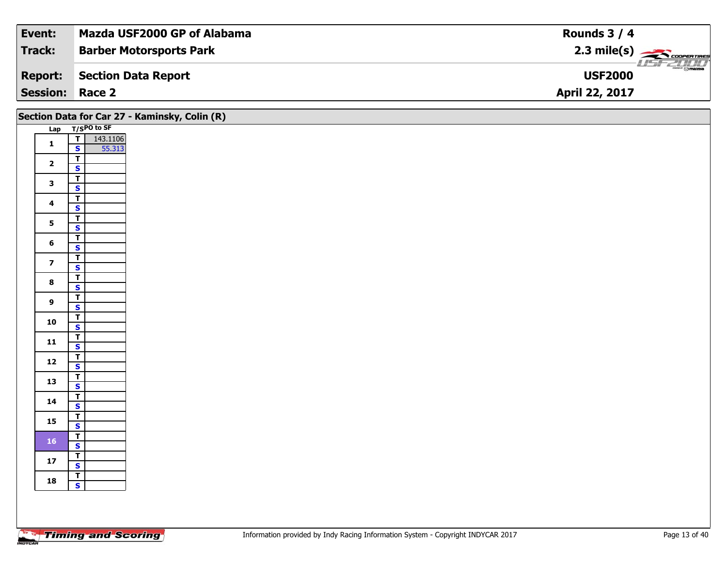| Event: | Mazda USF2000 GP of Alabama | Rounds 3 / 4 |
| --- | --- | --- |
| Track: | Barber Motorsports Park | 2.3 mile(s) |
| Report: | Section Data Report | USF2000 |
| Session: | Race 2 | April 22, 2017 |

## Section Data for Car 27 - Kaminsky, Colin (R)

| Lap | T/S | PO to SF |
| --- | --- | --- |
| 1 | T | 143.1106 |
| | S | 55.313 |
| 2 | T | |
| | S | |
| 3 | T | |
| | S | |
| 4 | T | |
| | S | |
| 5 | T | |
| | S | |
| 6 | T | |
| | S | |
| 7 | T | |
| | S | |
| 8 | T | |
| | S | |
| 9 | T | |
| | S | |
| 10 | T | |
| | S | |
| 11 | T | |
| | S | |
| 12 | T | |
| | S | |
| 13 | T | |
| | S | |
| 14 | T | |
| | S | |
| 15 | T | |
| | S | |
| 16 | T | |
| | S | |
| 17 | T | |
| | S | |
| 18 | T | |
| | S | |

Information provided by Indy Racing Information System - Copyright INDYCAR 2017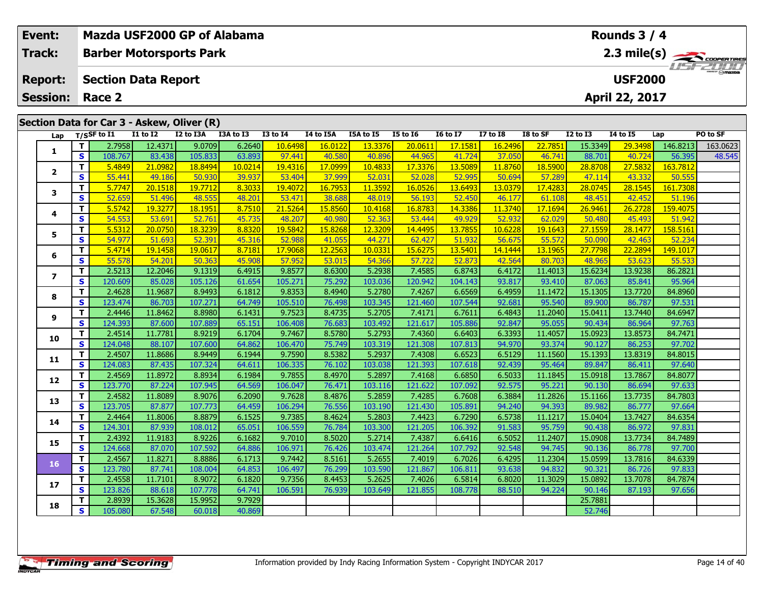| Event: | Mazda USF2000 GP of Alabama | Rounds 3 / 4 |
|---|---|---|
| Track: | Barber Motorsports Park | 2.3 mile(s) |
| Report: | Section Data Report | USF2000 |
| Session: | Race 2 | April 22, 2017 |

## Section Data for Car 3 - Askew, Oliver (R)

| Lap | T/S | SF to I1 | I1 to I2 | I2 to I3A | I3A to I3 | I3 to I4 | I4 to I5A | I5A to I5 | I5 to I6 | I6 to I7 | I7 to I8 | I8 to SF | I2 to I3 | I4 to I5 | Lap | PO to SF |
|---|---|---|---|---|---|---|---|---|---|---|---|---|---|---|---|---|
| 1 | T | 2.7958 | 12.4371 | 9.0709 | 6.2640 | 10.6498 | 16.0122 | 13.3376 | 20.0611 | 17.1581 | 16.2496 | 22.7851 | 15.3349 | 29.3498 | 146.8213 | 163.0623 |
| | S | 108.767 | 83.438 | 105.833 | 63.893 | 97.441 | 40.580 | 40.896 | 44.965 | 41.724 | 37.050 | 46.741 | 88.701 | 40.724 | 56.395 | 48.545 |
| 2 | T | 5.4849 | 21.0982 | 18.8494 | 10.0214 | 19.4316 | 17.0999 | 10.4833 | 17.3376 | 13.5089 | 11.8760 | 18.5900 | 28.8708 | 27.5832 | 163.7812 | |
| | S | 55.441 | 49.186 | 50.930 | 39.937 | 53.404 | 37.999 | 52.031 | 52.028 | 52.995 | 50.694 | 57.289 | 47.114 | 43.332 | 50.555 | |
| 3 | T | 5.7747 | 20.1518 | 19.7712 | 8.3033 | 19.4072 | 16.7953 | 11.3592 | 16.0526 | 13.6493 | 13.0379 | 17.4283 | 28.0745 | 28.1545 | 161.7308 | |
| | S | 52.659 | 51.496 | 48.555 | 48.201 | 53.471 | 38.688 | 48.019 | 56.193 | 52.450 | 46.177 | 61.108 | 48.451 | 42.452 | 51.196 | |
| 4 | T | 5.5742 | 19.3277 | 18.1951 | 8.7510 | 21.5264 | 15.8560 | 10.4168 | 16.8783 | 14.3386 | 11.3740 | 17.1694 | 26.9461 | 26.2728 | 159.4075 | |
| | S | 54.553 | 53.691 | 52.761 | 45.735 | 48.207 | 40.980 | 52.363 | 53.444 | 49.929 | 52.932 | 62.029 | 50.480 | 45.493 | 51.942 | |
| 5 | T | 5.5312 | 20.0750 | 18.3239 | 8.8320 | 19.5842 | 15.8268 | 12.3209 | 14.4495 | 13.7855 | 10.6228 | 19.1643 | 27.1559 | 28.1477 | 158.5161 | |
| | S | 54.977 | 51.693 | 52.391 | 45.316 | 52.988 | 41.055 | 44.271 | 62.427 | 51.932 | 56.675 | 55.572 | 50.090 | 42.463 | 52.234 | |
| 6 | T | 5.4714 | 19.1458 | 19.0617 | 8.7181 | 17.9068 | 12.2563 | 10.0331 | 15.6275 | 13.5401 | 14.1444 | 13.1965 | 27.7798 | 22.2894 | 149.1017 | |
| | S | 55.578 | 54.201 | 50.363 | 45.908 | 57.952 | 53.015 | 54.366 | 57.722 | 52.873 | 42.564 | 80.703 | 48.965 | 53.623 | 55.533 | |
| 7 | T | 2.5213 | 12.2046 | 9.1319 | 6.4915 | 9.8577 | 8.6300 | 5.2938 | 7.4585 | 6.8743 | 6.4172 | 11.4013 | 15.6234 | 13.9238 | 86.2821 | |
| | S | 120.609 | 85.028 | 105.126 | 61.654 | 105.271 | 75.292 | 103.036 | 120.942 | 104.143 | 93.817 | 93.410 | 87.063 | 85.841 | 95.964 | |
| 8 | T | 2.4628 | 11.9687 | 8.9493 | 6.1812 | 9.8353 | 8.4940 | 5.2780 | 7.4267 | 6.6569 | 6.4959 | 11.1472 | 15.1305 | 13.7720 | 84.8960 | |
| | S | 123.474 | 86.703 | 107.271 | 64.749 | 105.510 | 76.498 | 103.345 | 121.460 | 107.544 | 92.681 | 95.540 | 89.900 | 86.787 | 97.531 | |
| 9 | T | 2.4446 | 11.8462 | 8.8980 | 6.1431 | 9.7523 | 8.4735 | 5.2705 | 7.4171 | 6.7611 | 6.4843 | 11.2040 | 15.0411 | 13.7440 | 84.6947 | |
| | S | 124.393 | 87.600 | 107.889 | 65.151 | 106.408 | 76.683 | 103.492 | 121.617 | 105.886 | 92.847 | 95.055 | 90.434 | 86.964 | 97.763 | |
| 10 | T | 2.4514 | 11.7781 | 8.9219 | 6.1704 | 9.7467 | 8.5780 | 5.2793 | 7.4360 | 6.6403 | 6.3393 | 11.4057 | 15.0923 | 13.8573 | 84.7471 | |
| | S | 124.048 | 88.107 | 107.600 | 64.862 | 106.470 | 75.749 | 103.319 | 121.308 | 107.813 | 94.970 | 93.374 | 90.127 | 86.253 | 97.702 | |
| 11 | T | 2.4507 | 11.8686 | 8.9449 | 6.1944 | 9.7590 | 8.5382 | 5.2937 | 7.4308 | 6.6523 | 6.5129 | 11.1560 | 15.1393 | 13.8319 | 84.8015 | |
| | S | 124.083 | 87.435 | 107.324 | 64.611 | 106.335 | 76.102 | 103.038 | 121.393 | 107.618 | 92.439 | 95.464 | 89.847 | 86.411 | 97.640 | |
| 12 | T | 2.4569 | 11.8972 | 8.8934 | 6.1984 | 9.7855 | 8.4970 | 5.2897 | 7.4168 | 6.6850 | 6.5033 | 11.1845 | 15.0918 | 13.7867 | 84.8077 | |
| | S | 123.770 | 87.224 | 107.945 | 64.569 | 106.047 | 76.471 | 103.116 | 121.622 | 107.092 | 92.575 | 95.221 | 90.130 | 86.694 | 97.633 | |
| 13 | T | 2.4582 | 11.8089 | 8.9076 | 6.2090 | 9.7628 | 8.4876 | 5.2859 | 7.4285 | 6.7608 | 6.3884 | 11.2826 | 15.1166 | 13.7735 | 84.7803 | |
| | S | 123.705 | 87.877 | 107.773 | 64.459 | 106.294 | 76.556 | 103.190 | 121.430 | 105.891 | 94.240 | 94.393 | 89.982 | 86.777 | 97.664 | |
| 14 | T | 2.4464 | 11.8006 | 8.8879 | 6.1525 | 9.7385 | 8.4624 | 5.2803 | 7.4423 | 6.7290 | 6.5738 | 11.1217 | 15.0404 | 13.7427 | 84.6354 | |
| | S | 124.301 | 87.939 | 108.012 | 65.051 | 106.559 | 76.784 | 103.300 | 121.205 | 106.392 | 91.583 | 95.759 | 90.438 | 86.972 | 97.831 | |
| 15 | T | 2.4392 | 11.9183 | 8.9226 | 6.1682 | 9.7010 | 8.5020 | 5.2714 | 7.4387 | 6.6416 | 6.5052 | 11.2407 | 15.0908 | 13.7734 | 84.7489 | |
| | S | 124.668 | 87.070 | 107.592 | 64.886 | 106.971 | 76.426 | 103.474 | 121.264 | 107.792 | 92.548 | 94.745 | 90.136 | 86.778 | 97.700 | |
| 16 | T | 2.4567 | 11.8271 | 8.8886 | 6.1713 | 9.7442 | 8.5161 | 5.2655 | 7.4019 | 6.7026 | 6.4295 | 11.2304 | 15.0599 | 13.7816 | 84.6339 | |
| | S | 123.780 | 87.741 | 108.004 | 64.853 | 106.497 | 76.299 | 103.590 | 121.867 | 106.811 | 93.638 | 94.832 | 90.321 | 86.726 | 97.833 | |
| 17 | T | 2.4558 | 11.7101 | 8.9072 | 6.1820 | 9.7356 | 8.4453 | 5.2625 | 7.4026 | 6.5814 | 6.8020 | 11.3029 | 15.0892 | 13.7078 | 84.7874 | |
| | S | 123.826 | 88.618 | 107.778 | 64.741 | 106.591 | 76.939 | 103.649 | 121.855 | 108.778 | 88.510 | 94.224 | 90.146 | 87.193 | 97.656 | |
| 18 | T | 2.8939 | 15.3628 | 15.9952 | 9.7929 | | | | | | | | 25.7881 | | | |
| | S | 105.080 | 67.548 | 60.018 | 40.869 | | | | | | | | 52.746 | | | |

Information provided by Indy Racing Information System - Copyright INDYCAR 2017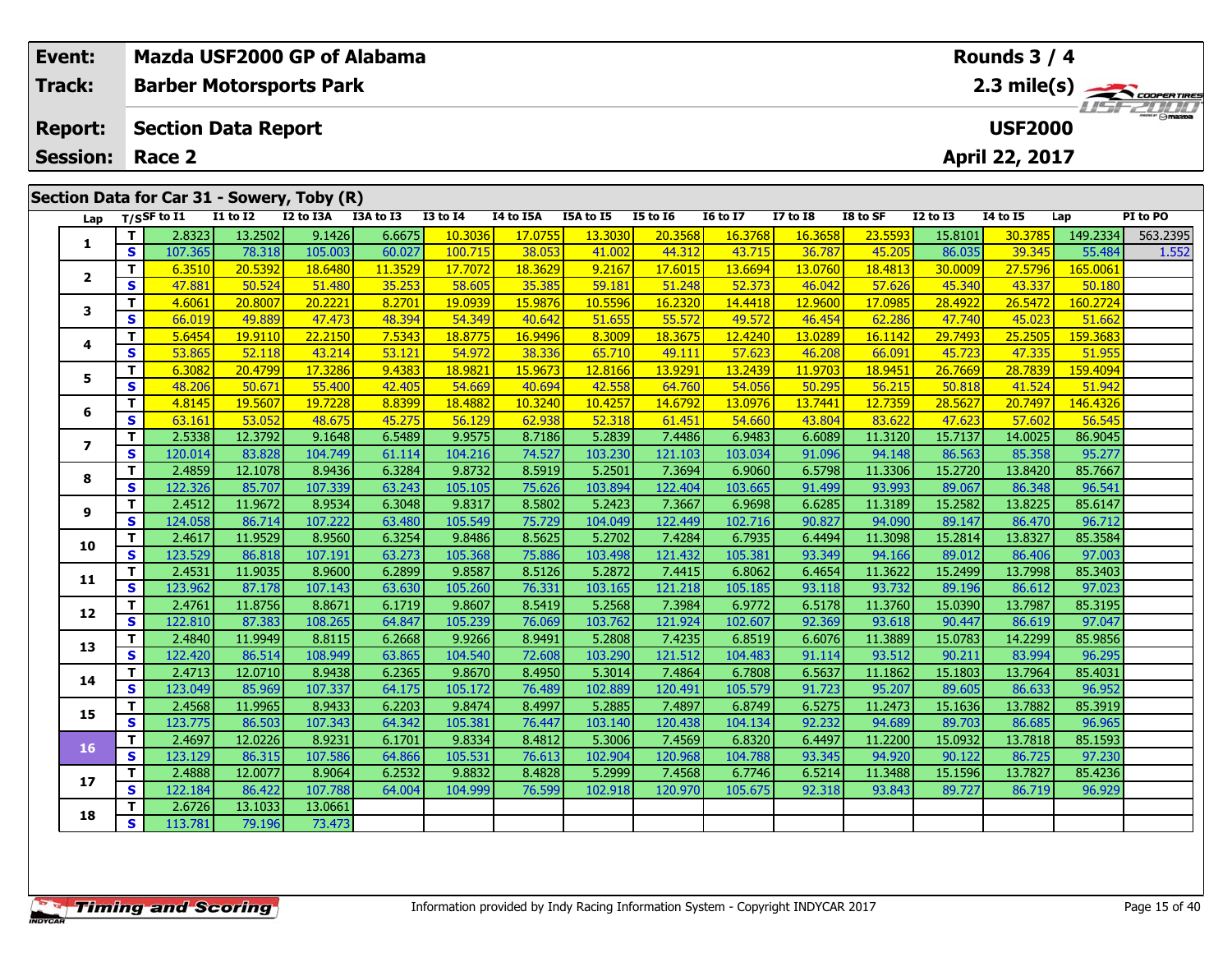| Event: | Mazda USF2000 GP of Alabama | Rounds 3 / 4 |
|---|---|---|
| Track: | Barber Motorsports Park | 2.3 mile(s) |
| Report: | Section Data Report | USF2000 |
| Session: | Race 2 | April 22, 2017 |

## Section Data for Car 31 - Sowery, Toby (R)

| Lap | T/S | SF to I1 | I1 to I2 | I2 to I3A | I3A to I3 | I3 to I4 | I4 to I5A | I5A to I5 | I5 to I6 | I6 to I7 | I7 to I8 | I8 to SF | I2 to I3 | I4 to I5 | Lap | PI to PO |
|---|---|---|---|---|---|---|---|---|---|---|---|---|---|---|---|---|
| 1 | T | 2.8323 | 13.2502 | 9.1426 | 6.6675 | 10.3036 | 17.0755 | 13.3030 | 20.3568 | 16.3768 | 16.3658 | 23.5593 | 15.8101 | 30.3785 | 149.2334 | 563.2395 |
| | S | 107.365 | 78.318 | 105.003 | 60.027 | 100.715 | 38.053 | 41.002 | 44.312 | 43.715 | 36.787 | 45.205 | 86.035 | 39.345 | 55.484 | 1.552 |
| 2 | T | 6.3510 | 20.5392 | 18.6480 | 11.3529 | 17.7072 | 18.3629 | 9.2167 | 17.6015 | 13.6694 | 13.0760 | 18.4813 | 30.0009 | 27.5796 | 165.0061 | |
| | S | 47.881 | 50.524 | 51.480 | 35.253 | 58.605 | 35.385 | 59.181 | 51.248 | 52.373 | 46.042 | 57.626 | 45.340 | 43.337 | 50.180 | |
| 3 | T | 4.6061 | 20.8007 | 20.2221 | 8.2701 | 19.0939 | 15.9876 | 10.5596 | 16.2320 | 14.4418 | 12.9600 | 17.0985 | 28.4922 | 26.5472 | 160.2724 | |
| | S | 66.019 | 49.889 | 47.473 | 48.394 | 54.349 | 40.642 | 51.655 | 55.572 | 49.572 | 46.454 | 62.286 | 47.740 | 45.023 | 51.662 | |
| 4 | T | 5.6454 | 19.9110 | 22.2150 | 7.5343 | 18.8775 | 16.9496 | 8.3009 | 18.3675 | 12.4240 | 13.0289 | 16.1142 | 29.7493 | 25.2505 | 159.3683 | |
| | S | 53.865 | 52.118 | 43.214 | 53.121 | 54.972 | 38.336 | 65.710 | 49.111 | 57.623 | 46.208 | 66.091 | 45.723 | 47.335 | 51.955 | |
| 5 | T | 6.3082 | 20.4799 | 17.3286 | 9.4383 | 18.9821 | 15.9673 | 12.8166 | 13.9291 | 13.2439 | 11.9703 | 18.9451 | 26.7669 | 28.7839 | 159.4094 | |
| | S | 48.206 | 50.671 | 55.400 | 42.405 | 54.669 | 40.694 | 42.558 | 64.760 | 54.056 | 50.295 | 56.215 | 50.818 | 41.524 | 51.942 | |
| 6 | T | 4.8145 | 19.5607 | 19.7228 | 8.8399 | 18.4882 | 10.3240 | 10.4257 | 14.6792 | 13.0976 | 13.7441 | 12.7359 | 28.5627 | 20.7497 | 146.4326 | |
| | S | 63.161 | 53.052 | 48.675 | 45.275 | 56.129 | 62.938 | 52.318 | 61.451 | 54.660 | 43.804 | 83.622 | 47.623 | 57.602 | 56.545 | |
| 7 | T | 2.5338 | 12.3792 | 9.1648 | 6.5489 | 9.9575 | 8.7186 | 5.2839 | 7.4486 | 6.9483 | 6.6089 | 11.3120 | 15.7137 | 14.0025 | 86.9045 | |
| | S | 120.014 | 83.828 | 104.749 | 61.114 | 104.216 | 74.527 | 103.230 | 121.103 | 103.034 | 91.096 | 94.148 | 86.563 | 85.358 | 95.277 | |
| 8 | T | 2.4859 | 12.1078 | 8.9436 | 6.3284 | 9.8732 | 8.5919 | 5.2501 | 7.3694 | 6.9060 | 6.5798 | 11.3306 | 15.2720 | 13.8420 | 85.7667 | |
| | S | 122.326 | 85.707 | 107.339 | 63.243 | 105.105 | 75.626 | 103.894 | 122.404 | 103.665 | 91.499 | 93.993 | 89.067 | 86.348 | 96.541 | |
| 9 | T | 2.4512 | 11.9672 | 8.9534 | 6.3048 | 9.8317 | 8.5802 | 5.2423 | 7.3667 | 6.9698 | 6.6285 | 11.3189 | 15.2582 | 13.8225 | 85.6147 | |
| | S | 124.058 | 86.714 | 107.222 | 63.480 | 105.549 | 75.729 | 104.049 | 122.449 | 102.716 | 90.827 | 94.090 | 89.147 | 86.470 | 96.712 | |
| 10 | T | 2.4617 | 11.9529 | 8.9560 | 6.3254 | 9.8486 | 8.5625 | 5.2702 | 7.4284 | 6.7935 | 6.4494 | 11.3098 | 15.2814 | 13.8327 | 85.3584 | |
| | S | 123.529 | 86.818 | 107.191 | 63.273 | 105.368 | 75.886 | 103.498 | 121.432 | 105.381 | 93.349 | 94.166 | 89.012 | 86.406 | 97.003 | |
| 11 | T | 2.4531 | 11.9035 | 8.9600 | 6.2899 | 9.8587 | 8.5126 | 5.2872 | 7.4415 | 6.8062 | 6.4654 | 11.3622 | 15.2499 | 13.7998 | 85.3403 | |
| | S | 123.962 | 87.178 | 107.143 | 63.630 | 105.260 | 76.331 | 103.165 | 121.218 | 105.185 | 93.118 | 93.732 | 89.196 | 86.612 | 97.023 | |
| 12 | T | 2.4761 | 11.8756 | 8.8671 | 6.1719 | 9.8607 | 8.5419 | 5.2568 | 7.3984 | 6.9772 | 6.5178 | 11.3760 | 15.0390 | 13.7987 | 85.3195 | |
| | S | 122.810 | 87.383 | 108.265 | 64.847 | 105.239 | 76.069 | 103.762 | 121.924 | 102.607 | 92.369 | 93.618 | 90.447 | 86.619 | 97.047 | |
| 13 | T | 2.4840 | 11.9949 | 8.8115 | 6.2668 | 9.9266 | 8.9491 | 5.2808 | 7.4235 | 6.8519 | 6.6076 | 11.3889 | 15.0783 | 14.2299 | 85.9856 | |
| | S | 122.420 | 86.514 | 108.949 | 63.865 | 104.540 | 72.608 | 103.290 | 121.512 | 104.483 | 91.114 | 93.512 | 90.211 | 83.994 | 96.295 | |
| 14 | T | 2.4713 | 12.0710 | 8.9438 | 6.2365 | 9.8670 | 8.4950 | 5.3014 | 7.4864 | 6.7808 | 6.5637 | 11.1862 | 15.1803 | 13.7964 | 85.4031 | |
| | S | 123.049 | 85.969 | 107.337 | 64.175 | 105.172 | 76.489 | 102.889 | 120.491 | 105.579 | 91.723 | 95.207 | 89.605 | 86.633 | 96.952 | |
| 15 | T | 2.4568 | 11.9965 | 8.9433 | 6.2203 | 9.8474 | 8.4997 | 5.2885 | 7.4897 | 6.8749 | 6.5275 | 11.2473 | 15.1636 | 13.7882 | 85.3919 | |
| | S | 123.775 | 86.503 | 107.343 | 64.342 | 105.381 | 76.447 | 103.140 | 120.438 | 104.134 | 92.232 | 94.689 | 89.703 | 86.685 | 96.965 | |
| 16 | T | 2.4697 | 12.0226 | 8.9231 | 6.1701 | 9.8334 | 8.4812 | 5.3006 | 7.4569 | 6.8320 | 6.4497 | 11.2200 | 15.0932 | 13.7818 | 85.1593 | |
| | S | 123.129 | 86.315 | 107.586 | 64.866 | 105.531 | 76.613 | 102.904 | 120.968 | 104.788 | 93.345 | 94.920 | 90.122 | 86.725 | 97.230 | |
| 17 | T | 2.4888 | 12.0077 | 8.9064 | 6.2532 | 9.8832 | 8.4828 | 5.2999 | 7.4568 | 6.7746 | 6.5214 | 11.3488 | 15.1596 | 13.7827 | 85.4236 | |
| | S | 122.184 | 86.422 | 107.788 | 64.004 | 104.999 | 76.599 | 102.918 | 120.970 | 105.675 | 92.318 | 93.843 | 89.727 | 86.719 | 96.929 | |
| 18 | T | 2.6726 | 13.1033 | 13.0661 | | | | | | | | | | | | |
| | S | 113.781 | 79.196 | 73.473 | | | | | | | | | | | | |

Information provided by Indy Racing Information System - Copyright INDYCAR 2017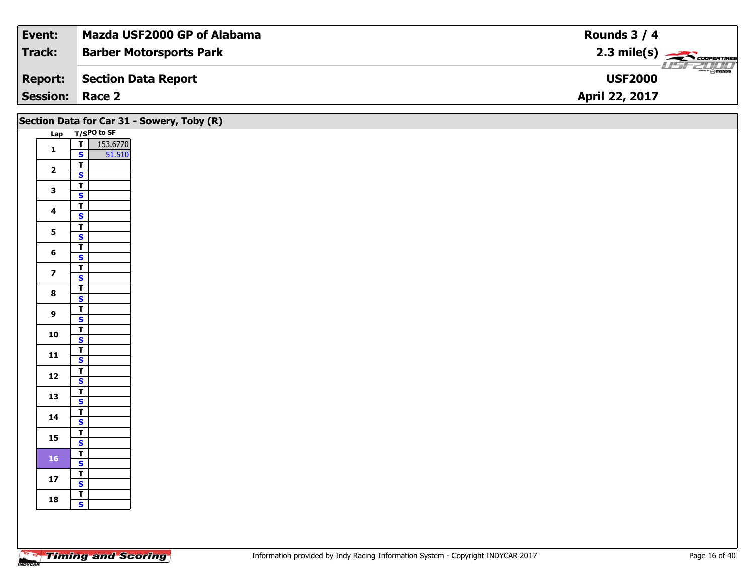| | |
|---|---|
| **Event:** | **Mazda USF2000 GP of Alabama** |
| **Track:** | **Barber Motorsports Park** |
| **Report:** | **Section Data Report** |
| **Session:** | **Race 2** |

**Rounds 3 / 4**
**2.3 mile(s)**
**USF2000**
**April 22, 2017**

## Section Data for Car 31 - Sowery, Toby (R)

| Lap | T/S | PO to SF |
|---|---|---|
| 1 | T | 153.6770 |
| | S | 51.510 |
| 2 | T | |
| | S | |
| 3 | T | |
| | S | |
| 4 | T | |
| | S | |
| 5 | T | |
| | S | |
| 6 | T | |
| | S | |
| 7 | T | |
| | S | |
| 8 | T | |
| | S | |
| 9 | T | |
| | S | |
| 10 | T | |
| | S | |
| 11 | T | |
| | S | |
| 12 | T | |
| | S | |
| 13 | T | |
| | S | |
| 14 | T | |
| | S | |
| 15 | T | |
| | S | |
| 16 | T | |
| | S | |
| 17 | T | |
| | S | |
| 18 | T | |
| | S | |

Information provided by Indy Racing Information System - Copyright INDYCAR 2017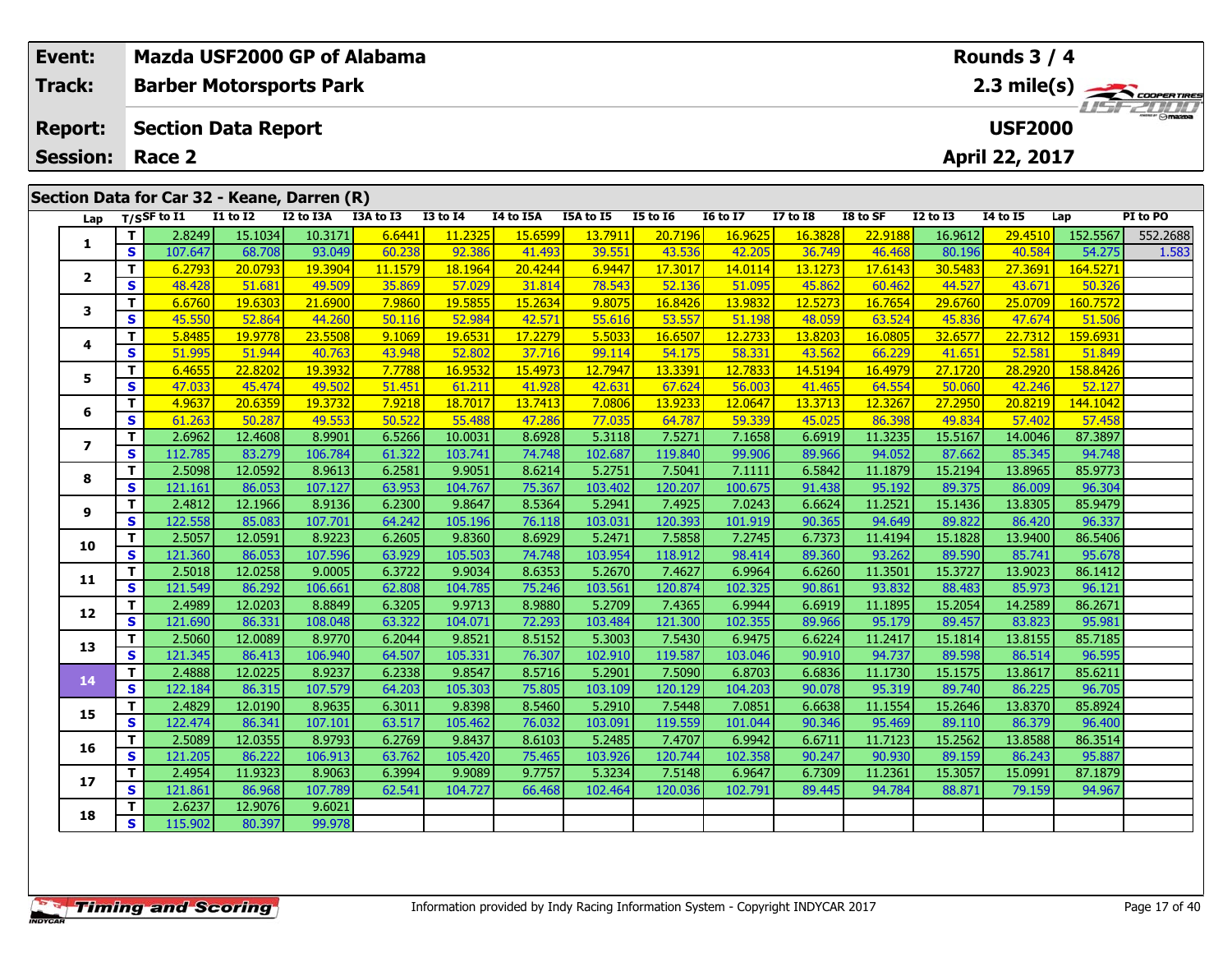| Event: | Mazda USF2000 GP of Alabama | Rounds 3 / 4 |
|---|---|---|
| Track: | Barber Motorsports Park | 2.3 mile(s) |
| Report: | Section Data Report | USF2000 |
| Session: | Race 2 | April 22, 2017 |

## Section Data for Car 32 - Keane, Darren (R)

| Lap | T/S | SF to I1 | I1 to I2 | I2 to I3A | I3A to I3 | I3 to I4 | I4 to I5A | I5A to I5 | I5 to I6 | I6 to I7 | I7 to I8 | I8 to SF | I2 to I3 | I4 to I5 | Lap | PI to PO |
|---|---|---|---|---|---|---|---|---|---|---|---|---|---|---|---|---|
| 1 | T | 2.8249 | 15.1034 | 10.3171 | 6.6441 | 11.2325 | 15.6599 | 13.7911 | 20.7196 | 16.9625 | 16.3828 | 22.9188 | 16.9612 | 29.4510 | 152.5567 | 552.2688 |
|  | S | 107.647 | 68.708 | 93.049 | 60.238 | 92.386 | 41.493 | 39.551 | 43.536 | 42.205 | 36.749 | 46.468 | 80.196 | 40.584 | 54.275 | 1.583 |
| 2 | T | 6.2793 | 20.0793 | 19.3904 | 11.1579 | 18.1964 | 20.4244 | 6.9447 | 17.3017 | 14.0114 | 13.1273 | 17.6143 | 30.5483 | 27.3691 | 164.5271 |  |
|  | S | 48.428 | 51.681 | 49.509 | 35.869 | 57.029 | 31.814 | 78.543 | 52.136 | 51.095 | 45.862 | 60.462 | 44.527 | 43.671 | 50.326 |  |
| 3 | T | 6.6760 | 19.6303 | 21.6900 | 7.9860 | 19.5855 | 15.2634 | 9.8075 | 16.8426 | 13.9832 | 12.5273 | 16.7654 | 29.6760 | 25.0709 | 160.7572 |  |
|  | S | 45.550 | 52.864 | 44.260 | 50.116 | 52.984 | 42.571 | 55.616 | 53.557 | 51.198 | 48.059 | 63.524 | 45.836 | 47.674 | 51.506 |  |
| 4 | T | 5.8485 | 19.9778 | 23.5508 | 9.1069 | 19.6531 | 17.2279 | 5.5033 | 16.6507 | 12.2733 | 13.8203 | 16.0805 | 32.6577 | 22.7312 | 159.6931 |  |
|  | S | 51.995 | 51.944 | 40.763 | 43.948 | 52.802 | 37.716 | 99.114 | 54.175 | 58.331 | 43.562 | 66.229 | 41.651 | 52.581 | 51.849 |  |
| 5 | T | 6.4655 | 22.8202 | 19.3932 | 7.7788 | 16.9532 | 15.4973 | 12.7947 | 13.3391 | 12.7833 | 14.5194 | 16.4979 | 27.1720 | 28.2920 | 158.8426 |  |
|  | S | 47.033 | 45.474 | 49.502 | 51.451 | 61.211 | 41.928 | 42.631 | 67.624 | 56.003 | 41.465 | 64.554 | 50.060 | 42.246 | 52.127 |  |
| 6 | T | 4.9637 | 20.6359 | 19.3732 | 7.9218 | 18.7017 | 13.7413 | 7.0806 | 13.9233 | 12.0647 | 13.3713 | 12.3267 | 27.2950 | 20.8219 | 144.1042 |  |
|  | S | 61.263 | 50.287 | 49.553 | 50.522 | 55.488 | 47.286 | 77.035 | 64.787 | 59.339 | 45.025 | 86.398 | 49.834 | 57.402 | 57.458 |  |
| 7 | T | 2.6962 | 12.4608 | 8.9901 | 6.5266 | 10.0031 | 8.6928 | 5.3118 | 7.5271 | 7.1658 | 6.6919 | 11.3235 | 15.5167 | 14.0046 | 87.3897 |  |
|  | S | 112.785 | 83.279 | 106.784 | 61.322 | 103.741 | 74.748 | 102.687 | 119.840 | 99.906 | 89.966 | 94.052 | 87.662 | 85.345 | 94.748 |  |
| 8 | T | 2.5098 | 12.0592 | 8.9613 | 6.2581 | 9.9051 | 8.6214 | 5.2751 | 7.5041 | 7.1111 | 6.5842 | 11.1879 | 15.2194 | 13.8965 | 85.9773 |  |
|  | S | 121.161 | 86.053 | 107.127 | 63.953 | 104.767 | 75.367 | 103.402 | 120.207 | 100.675 | 91.438 | 95.192 | 89.375 | 86.009 | 96.304 |  |
| 9 | T | 2.4812 | 12.1966 | 8.9136 | 6.2300 | 9.8647 | 8.5364 | 5.2941 | 7.4925 | 7.0243 | 6.6624 | 11.2521 | 15.1436 | 13.8305 | 85.9479 |  |
|  | S | 122.558 | 85.083 | 107.701 | 64.242 | 105.196 | 76.118 | 103.031 | 120.393 | 101.919 | 90.365 | 94.649 | 89.822 | 86.420 | 96.337 |  |
| 10 | T | 2.5057 | 12.0591 | 8.9223 | 6.2605 | 9.8360 | 8.6929 | 5.2471 | 7.5858 | 7.2745 | 6.7373 | 11.4194 | 15.1828 | 13.9400 | 86.5406 |  |
|  | S | 121.360 | 86.053 | 107.596 | 63.929 | 105.503 | 74.748 | 103.954 | 118.912 | 98.414 | 89.360 | 93.262 | 89.590 | 85.741 | 95.678 |  |
| 11 | T | 2.5018 | 12.0258 | 9.0005 | 6.3722 | 9.9034 | 8.6353 | 5.2670 | 7.4627 | 6.9964 | 6.6260 | 11.3501 | 15.3727 | 13.9023 | 86.1412 |  |
|  | S | 121.549 | 86.292 | 106.661 | 62.808 | 104.785 | 75.246 | 103.561 | 120.874 | 102.325 | 90.861 | 93.832 | 88.483 | 85.973 | 96.121 |  |
| 12 | T | 2.4989 | 12.0203 | 8.8849 | 6.3205 | 9.9713 | 8.9880 | 5.2709 | 7.4365 | 6.9944 | 6.6919 | 11.1895 | 15.2054 | 14.2589 | 86.2671 |  |
|  | S | 121.690 | 86.331 | 108.048 | 63.322 | 104.071 | 72.293 | 103.484 | 121.300 | 102.355 | 89.966 | 95.179 | 89.457 | 83.823 | 95.981 |  |
| 13 | T | 2.5060 | 12.0089 | 8.9770 | 6.2044 | 9.8521 | 8.5152 | 5.3003 | 7.5430 | 6.9475 | 6.6224 | 11.2417 | 15.1814 | 13.8155 | 85.7185 |  |
|  | S | 121.345 | 86.413 | 106.940 | 64.507 | 105.331 | 76.307 | 102.910 | 119.587 | 103.046 | 90.910 | 94.737 | 89.598 | 86.514 | 96.595 |  |
| 14 | T | 2.4888 | 12.0225 | 8.9237 | 6.2338 | 9.8547 | 8.5716 | 5.2901 | 7.5090 | 6.8703 | 6.6836 | 11.1730 | 15.1575 | 13.8617 | 85.6211 |  |
|  | S | 122.184 | 86.315 | 107.579 | 64.203 | 105.303 | 75.805 | 103.109 | 120.129 | 104.203 | 90.078 | 95.319 | 89.740 | 86.225 | 96.705 |  |
| 15 | T | 2.4829 | 12.0190 | 8.9635 | 6.3011 | 9.8398 | 8.5460 | 5.2910 | 7.5448 | 7.0851 | 6.6638 | 11.1554 | 15.2646 | 13.8370 | 85.8924 |  |
|  | S | 122.474 | 86.341 | 107.101 | 63.517 | 105.462 | 76.032 | 103.091 | 119.559 | 101.044 | 90.346 | 95.469 | 89.110 | 86.379 | 96.400 |  |
| 16 | T | 2.5089 | 12.0355 | 8.9793 | 6.2769 | 9.8437 | 8.6103 | 5.2485 | 7.4707 | 6.9942 | 6.6711 | 11.7123 | 15.2562 | 13.8588 | 86.3514 |  |
|  | S | 121.205 | 86.222 | 106.913 | 63.762 | 105.420 | 75.465 | 103.926 | 120.744 | 102.358 | 90.247 | 90.930 | 89.159 | 86.243 | 95.887 |  |
| 17 | T | 2.4954 | 11.9323 | 8.9063 | 6.3994 | 9.9089 | 9.7757 | 5.3234 | 7.5148 | 6.9647 | 6.7309 | 11.2361 | 15.3057 | 15.0991 | 87.1879 |  |
|  | S | 121.861 | 86.968 | 107.789 | 62.541 | 104.727 | 66.468 | 102.464 | 120.036 | 102.791 | 89.445 | 94.784 | 88.871 | 79.159 | 94.967 |  |
| 18 | T | 2.6237 | 12.9076 | 9.6021 |  |  |  |  |  |  |  |  |  |  |  |  |
|  | S | 115.902 | 80.397 | 99.978 |  |  |  |  |  |  |  |  |  |  |  |  |

Information provided by Indy Racing Information System - Copyright INDYCAR 2017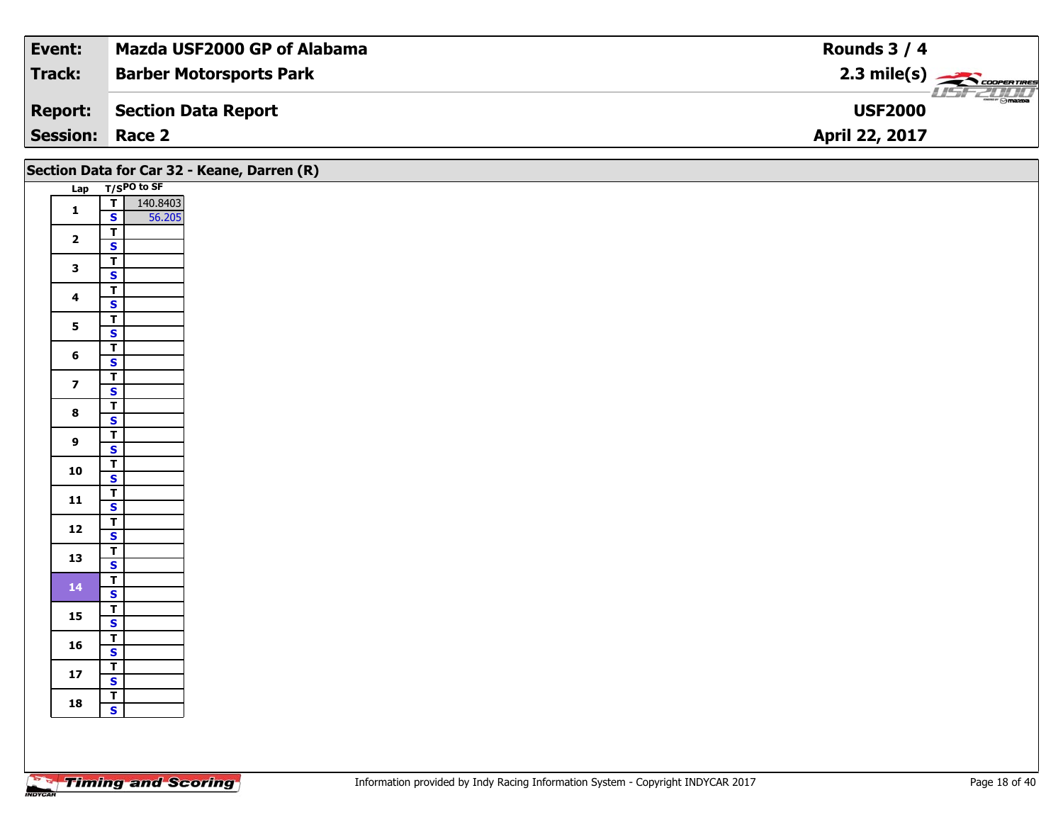| **Event:** | **Mazda USF2000 GP of Alabama** | **Rounds 3 / 4** |
|---|---|---|
| **Track:** | **Barber Motorsports Park** | **2.3 mile(s)** |
| **Report:** | **Section Data Report** | **USF2000** |
| **Session:** | **Race 2** | **April 22, 2017** |

## Section Data for Car 32 - Keane, Darren (R)

| Lap | T/S | PO to SF |
|---|---|---|
| 1 | T | 140.8403 |
| | S | 56.205 |
| 2 | T | |
| | S | |
| 3 | T | |
| | S | |
| 4 | T | |
| | S | |
| 5 | T | |
| | S | |
| 6 | T | |
| | S | |
| 7 | T | |
| | S | |
| 8 | T | |
| | S | |
| 9 | T | |
| | S | |
| 10 | T | |
| | S | |
| 11 | T | |
| | S | |
| 12 | T | |
| | S | |
| 13 | T | |
| | S | |
| 14 | T | |
| | S | |
| 15 | T | |
| | S | |
| 16 | T | |
| | S | |
| 17 | T | |
| | S | |
| 18 | T | |
| | S | |

Timing and Scoring

Information provided by Indy Racing Information System - Copyright INDYCAR 2017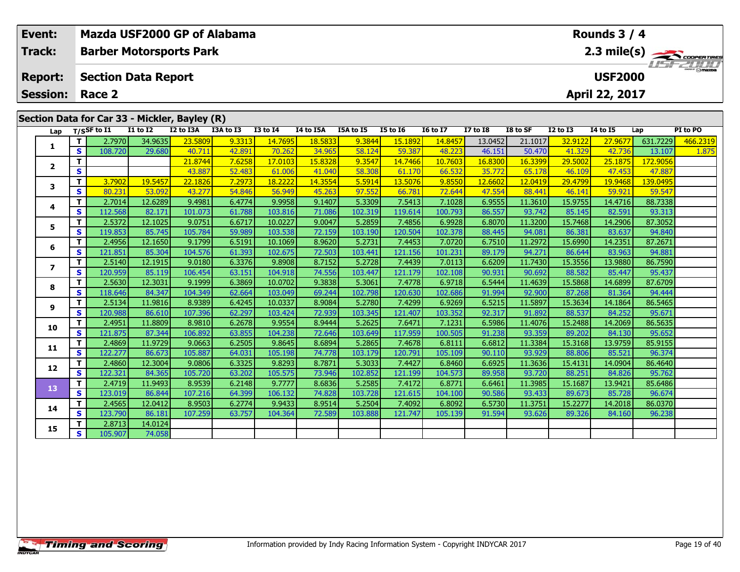| Event: | Mazda USF2000 GP of Alabama | Rounds 3 / 4 |
|---|---|---|
| Track: | Barber Motorsports Park | 2.3 mile(s) |
| Report: | Section Data Report | USF2000 |
| Session: | Race 2 | April 22, 2017 |

## Section Data for Car 33 - Mickler, Bayley (R)

| Lap | T/S | SF to I1 | I1 to I2 | I2 to I3A | I3A to I3 | I3 to I4 | I4 to I5A | I5A to I5 | I5 to I6 | I6 to I7 | I7 to I8 | I8 to SF | I2 to I3 | I4 to I5 | Lap | PI to PO |
|---|---|---|---|---|---|---|---|---|---|---|---|---|---|---|---|---|
| 1 | T | 2.7970 | 34.9635 | 23.5809 | 9.3313 | 14.7695 | 18.5833 | 9.3844 | 15.1892 | 14.8457 | 13.0452 | 21.1017 | 32.9122 | 27.9677 | 631.7229 | 466.2319 |
| | S | 108.720 | 29.680 | 40.711 | 42.891 | 70.262 | 34.965 | 58.124 | 59.387 | 48.223 | 46.151 | 50.470 | 41.329 | 42.736 | 13.107 | 1.875 |
| 2 | T | | | 21.8744 | 7.6258 | 17.0103 | 15.8328 | 9.3547 | 14.7466 | 10.7603 | 16.8300 | 16.3399 | 29.5002 | 25.1875 | 172.9056 | |
| | S | | | 43.887 | 52.483 | 61.006 | 41.040 | 58.308 | 61.170 | 66.532 | 35.772 | 65.178 | 46.109 | 47.453 | 47.887 | |
| 3 | T | 3.7902 | 19.5457 | 22.1826 | 7.2973 | 18.2222 | 14.3554 | 5.5914 | 13.5076 | 9.8550 | 12.6602 | 12.0419 | 29.4799 | 19.9468 | 139.0495 | |
| | S | 80.231 | 53.092 | 43.277 | 54.846 | 56.949 | 45.263 | 97.552 | 66.781 | 72.644 | 47.554 | 88.441 | 46.141 | 59.921 | 59.547 | |
| 4 | T | 2.7014 | 12.6289 | 9.4981 | 6.4774 | 9.9958 | 9.1407 | 5.3309 | 7.5413 | 7.1028 | 6.9555 | 11.3610 | 15.9755 | 14.4716 | 88.7338 | |
| | S | 112.568 | 82.171 | 101.073 | 61.788 | 103.816 | 71.086 | 102.319 | 119.614 | 100.793 | 86.557 | 93.742 | 85.145 | 82.591 | 93.313 | |
| 5 | T | 2.5372 | 12.1025 | 9.0751 | 6.6717 | 10.0227 | 9.0047 | 5.2859 | 7.4856 | 6.9928 | 6.8070 | 11.3200 | 15.7468 | 14.2906 | 87.3052 | |
| | S | 119.853 | 85.745 | 105.784 | 59.989 | 103.538 | 72.159 | 103.190 | 120.504 | 102.378 | 88.445 | 94.081 | 86.381 | 83.637 | 94.840 | |
| 6 | T | 2.4956 | 12.1650 | 9.1799 | 6.5191 | 10.1069 | 8.9620 | 5.2731 | 7.4453 | 7.0720 | 6.7510 | 11.2972 | 15.6990 | 14.2351 | 87.2671 | |
| | S | 121.851 | 85.304 | 104.576 | 61.393 | 102.675 | 72.503 | 103.441 | 121.156 | 101.231 | 89.179 | 94.271 | 86.644 | 83.963 | 94.881 | |
| 7 | T | 2.5140 | 12.1915 | 9.0180 | 6.3376 | 9.8908 | 8.7152 | 5.2728 | 7.4439 | 7.0113 | 6.6209 | 11.7430 | 15.3556 | 13.9880 | 86.7590 | |
| | S | 120.959 | 85.119 | 106.454 | 63.151 | 104.918 | 74.556 | 103.447 | 121.179 | 102.108 | 90.931 | 90.692 | 88.582 | 85.447 | 95.437 | |
| 8 | T | 2.5630 | 12.3031 | 9.1999 | 6.3869 | 10.0702 | 9.3838 | 5.3061 | 7.4778 | 6.9718 | 6.5444 | 11.4639 | 15.5868 | 14.6899 | 87.6709 | |
| | S | 118.646 | 84.347 | 104.349 | 62.664 | 103.049 | 69.244 | 102.798 | 120.630 | 102.686 | 91.994 | 92.900 | 87.268 | 81.364 | 94.444 | |
| 9 | T | 2.5134 | 11.9816 | 8.9389 | 6.4245 | 10.0337 | 8.9084 | 5.2780 | 7.4299 | 6.9269 | 6.5215 | 11.5897 | 15.3634 | 14.1864 | 86.5465 | |
| | S | 120.988 | 86.610 | 107.396 | 62.297 | 103.424 | 72.939 | 103.345 | 121.407 | 103.352 | 92.317 | 91.892 | 88.537 | 84.252 | 95.671 | |
| 10 | T | 2.4951 | 11.8809 | 8.9810 | 6.2678 | 9.9554 | 8.9444 | 5.2625 | 7.6471 | 7.1231 | 6.5986 | 11.4076 | 15.2488 | 14.2069 | 86.5635 | |
| | S | 121.875 | 87.344 | 106.892 | 63.855 | 104.238 | 72.646 | 103.649 | 117.959 | 100.505 | 91.238 | 93.359 | 89.202 | 84.130 | 95.652 | |
| 11 | T | 2.4869 | 11.9729 | 9.0663 | 6.2505 | 9.8645 | 8.6894 | 5.2865 | 7.4678 | 6.8111 | 6.6812 | 11.3384 | 15.3168 | 13.9759 | 85.9155 | |
| | S | 122.277 | 86.673 | 105.887 | 64.031 | 105.198 | 74.778 | 103.179 | 120.791 | 105.109 | 90.110 | 93.929 | 88.806 | 85.521 | 96.374 | |
| 12 | T | 2.4860 | 12.3004 | 9.0806 | 6.3325 | 9.8293 | 8.7871 | 5.3033 | 7.4427 | 6.8460 | 6.6925 | 11.3636 | 15.4131 | 14.0904 | 86.4640 | |
| | S | 122.321 | 84.365 | 105.720 | 63.202 | 105.575 | 73.946 | 102.852 | 121.199 | 104.573 | 89.958 | 93.720 | 88.251 | 84.826 | 95.762 | |
| 13 | T | 2.4719 | 11.9493 | 8.9539 | 6.2148 | 9.7777 | 8.6836 | 5.2585 | 7.4172 | 6.8771 | 6.6461 | 11.3985 | 15.1687 | 13.9421 | 85.6486 | |
| | S | 123.019 | 86.844 | 107.216 | 64.399 | 106.132 | 74.828 | 103.728 | 121.615 | 104.100 | 90.586 | 93.433 | 89.673 | 85.728 | 96.674 | |
| 14 | T | 2.4565 | 12.0412 | 8.9503 | 6.2774 | 9.9433 | 8.9514 | 5.2504 | 7.4092 | 6.8092 | 6.5730 | 11.3751 | 15.2277 | 14.2018 | 86.0370 | |
| | S | 123.790 | 86.181 | 107.259 | 63.757 | 104.364 | 72.589 | 103.888 | 121.747 | 105.139 | 91.594 | 93.626 | 89.326 | 84.160 | 96.238 | |
| 15 | T | 2.8713 | 14.0124 | | | | | | | | | | | | | |
| | S | 105.907 | 74.058 | | | | | | | | | | | | | |

Timing and Scoring

Information provided by Indy Racing Information System - Copyright INDYCAR 2017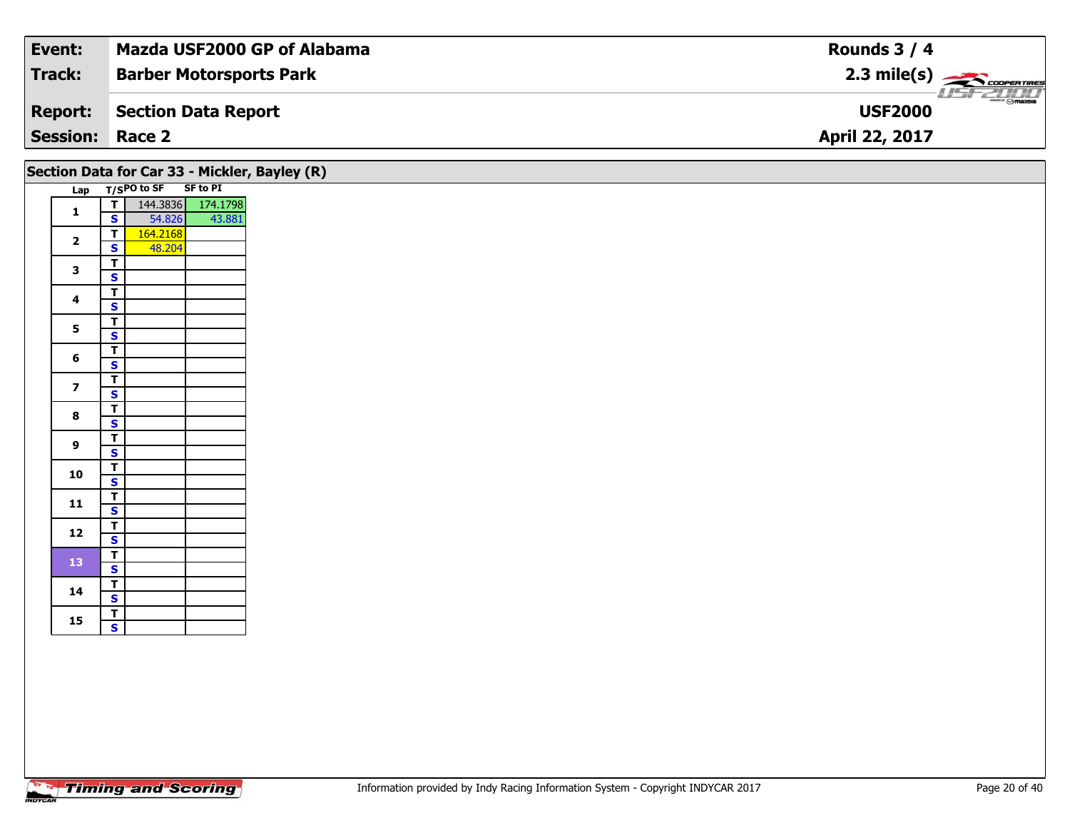| **Event:** | **Mazda USF2000 GP of Alabama** | **Rounds 3 / 4** |
|---|---|---|
| **Track:** | **Barber Motorsports Park** | **2.3 mile(s)** |
| **Report:** | **Section Data Report** | **USF2000** |
| **Session:** | **Race 2** | **April 22, 2017** |

## Section Data for Car 33 - Mickler, Bayley (R)

| Lap | T/S | PO to SF | SF to PI |
|---|---|---|---|
| 1 | T | 144.3836 | 174.1798 |
| | S | 54.826 | 43.881 |
| 2 | T | 164.2168 | |
| | S | 48.204 | |
| 3 | T | | |
| | S | | |
| 4 | T | | |
| | S | | |
| 5 | T | | |
| | S | | |
| 6 | T | | |
| | S | | |
| 7 | T | | |
| | S | | |
| 8 | T | | |
| | S | | |
| 9 | T | | |
| | S | | |
| 10 | T | | |
| | S | | |
| 11 | T | | |
| | S | | |
| 12 | T | | |
| | S | | |
| 13 | T | | |
| | S | | |
| 14 | T | | |
| | S | | |
| 15 | T | | |
| | S | | |

Information provided by Indy Racing Information System - Copyright INDYCAR 2017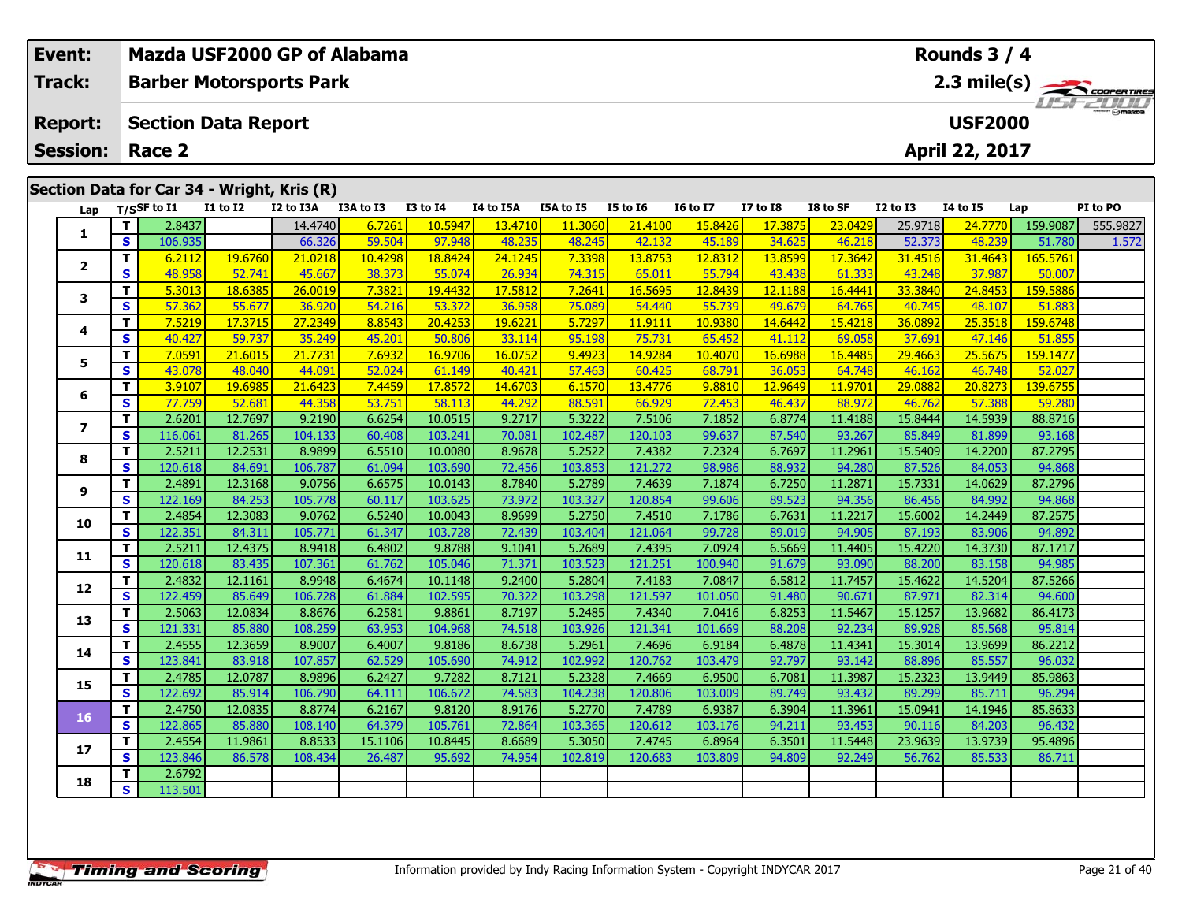| | |
|---|---|
| **Event:** | **Mazda USF2000 GP of Alabama** |
| **Track:** | **Barber Motorsports Park** |
| **Report:** | **Section Data Report** |
| **Session:** | **Race 2** |

**Rounds 3 / 4**

**2.3 mile(s)**

**USF2000**

**April 22, 2017**

## Section Data for Car 34 - Wright, Kris (R)

| Lap | T/S | SF to I1 | I1 to I2 | I2 to I3A | I3A to I3 | I3 to I4 | I4 to I5A | I5A to I5 | I5 to I6 | I6 to I7 | I7 to I8 | I8 to SF | I2 to I3 | I4 to I5 | Lap | PI to PO |
|---|---|---|---|---|---|---|---|---|---|---|---|---|---|---|---|---|
| 1 | T | 2.8437 | | 14.4740 | 6.7261 | 10.5947 | 13.4710 | 11.3060 | 21.4100 | 15.8426 | 17.3875 | 23.0429 | 25.9718 | 24.7770 | 159.9087 | 555.9827 |
| | S | 106.935 | | 66.326 | 59.504 | 97.948 | 48.235 | 48.245 | 42.132 | 45.189 | 34.625 | 46.218 | 52.373 | 48.239 | 51.780 | 1.572 |
| 2 | T | 6.2112 | 19.6760 | 21.0218 | 10.4298 | 18.8424 | 24.1245 | 7.3398 | 13.8753 | 12.8312 | 13.8599 | 17.3642 | 31.4516 | 31.4643 | 165.5761 | |
| | S | 48.958 | 52.741 | 45.667 | 38.373 | 55.074 | 26.934 | 74.315 | 65.011 | 55.794 | 43.438 | 61.333 | 43.248 | 37.987 | 50.007 | |
| 3 | T | 5.3013 | 18.6385 | 26.0019 | 7.3821 | 19.4432 | 17.5812 | 7.2641 | 16.5695 | 12.8439 | 12.1188 | 16.4441 | 33.3840 | 24.8453 | 159.5886 | |
| | S | 57.362 | 55.677 | 36.920 | 54.216 | 53.372 | 36.958 | 75.089 | 54.440 | 55.739 | 49.679 | 64.765 | 40.745 | 48.107 | 51.883 | |
| 4 | T | 7.5219 | 17.3715 | 27.2349 | 8.8543 | 20.4253 | 19.6221 | 5.7297 | 11.9111 | 10.9380 | 14.6442 | 15.4218 | 36.0892 | 25.3518 | 159.6748 | |
| | S | 40.427 | 59.737 | 35.249 | 45.201 | 50.806 | 33.114 | 95.198 | 75.731 | 65.452 | 41.112 | 69.058 | 37.691 | 47.146 | 51.855 | |
| 5 | T | 7.0591 | 21.6015 | 21.7731 | 7.6932 | 16.9706 | 16.0752 | 9.4923 | 14.9284 | 10.4070 | 16.6988 | 16.4485 | 29.4663 | 25.5675 | 159.1477 | |
| | S | 43.078 | 48.040 | 44.091 | 52.024 | 61.149 | 40.421 | 57.463 | 60.425 | 68.791 | 36.053 | 64.748 | 46.162 | 46.748 | 52.027 | |
| 6 | T | 3.9107 | 19.6985 | 21.6423 | 7.4459 | 17.8572 | 14.6703 | 6.1570 | 13.4776 | 9.8810 | 12.9649 | 11.9701 | 29.0882 | 20.8273 | 139.6755 | |
| | S | 77.759 | 52.681 | 44.358 | 53.751 | 58.113 | 44.292 | 88.591 | 66.929 | 72.453 | 46.437 | 88.972 | 46.762 | 57.388 | 59.280 | |
| 7 | T | 2.6201 | 12.7697 | 9.2190 | 6.6254 | 10.0515 | 9.2717 | 5.3222 | 7.5106 | 7.1852 | 6.8774 | 11.4188 | 15.8444 | 14.5939 | 88.8716 | |
| | S | 116.061 | 81.265 | 104.133 | 60.408 | 103.241 | 70.081 | 102.487 | 120.103 | 99.637 | 87.540 | 93.267 | 85.849 | 81.899 | 93.168 | |
| 8 | T | 2.5211 | 12.2531 | 8.9899 | 6.5510 | 10.0080 | 8.9678 | 5.2522 | 7.4382 | 7.2324 | 6.7697 | 11.2961 | 15.5409 | 14.2200 | 87.2795 | |
| | S | 120.618 | 84.691 | 106.787 | 61.094 | 103.690 | 72.456 | 103.853 | 121.272 | 98.986 | 88.932 | 94.280 | 87.526 | 84.053 | 94.868 | |
| 9 | T | 2.4891 | 12.3168 | 9.0756 | 6.6575 | 10.0143 | 8.7840 | 5.2789 | 7.4639 | 7.1874 | 6.7250 | 11.2871 | 15.7331 | 14.0629 | 87.2796 | |
| | S | 122.169 | 84.253 | 105.778 | 60.117 | 103.625 | 73.972 | 103.327 | 120.854 | 99.606 | 89.523 | 94.356 | 86.456 | 84.992 | 94.868 | |
| 10 | T | 2.4854 | 12.3083 | 9.0762 | 6.5240 | 10.0043 | 8.9699 | 5.2750 | 7.4510 | 7.1786 | 6.7631 | 11.2217 | 15.6002 | 14.2449 | 87.2575 | |
| | S | 122.351 | 84.311 | 105.771 | 61.347 | 103.728 | 72.439 | 103.404 | 121.064 | 99.728 | 89.019 | 94.905 | 87.193 | 83.906 | 94.892 | |
| 11 | T | 2.5211 | 12.4375 | 8.9418 | 6.4802 | 9.8788 | 9.1041 | 5.2689 | 7.4395 | 7.0924 | 6.5669 | 11.4405 | 15.4220 | 14.3730 | 87.1717 | |
| | S | 120.618 | 83.435 | 107.361 | 61.762 | 105.046 | 71.371 | 103.523 | 121.251 | 100.940 | 91.679 | 93.090 | 88.200 | 83.158 | 94.985 | |
| 12 | T | 2.4832 | 12.1161 | 8.9948 | 6.4674 | 10.1148 | 9.2400 | 5.2804 | 7.4183 | 7.0847 | 6.5812 | 11.7457 | 15.4622 | 14.5204 | 87.5266 | |
| | S | 122.459 | 85.649 | 106.728 | 61.884 | 102.595 | 70.322 | 103.298 | 121.597 | 101.050 | 91.480 | 90.671 | 87.971 | 82.314 | 94.600 | |
| 13 | T | 2.5063 | 12.0834 | 8.8676 | 6.2581 | 9.8861 | 8.7197 | 5.2485 | 7.4340 | 7.0416 | 6.8253 | 11.5467 | 15.1257 | 13.9682 | 86.4173 | |
| | S | 121.331 | 85.880 | 108.259 | 63.953 | 104.968 | 74.518 | 103.926 | 121.341 | 101.669 | 88.208 | 92.234 | 89.928 | 85.568 | 95.814 | |
| 14 | T | 2.4555 | 12.3659 | 8.9007 | 6.4007 | 9.8186 | 8.6738 | 5.2961 | 7.4696 | 6.9184 | 6.4878 | 11.4341 | 15.3014 | 13.9699 | 86.2212 | |
| | S | 123.841 | 83.918 | 107.857 | 62.529 | 105.690 | 74.912 | 102.992 | 120.762 | 103.479 | 92.797 | 93.142 | 88.896 | 85.557 | 96.032 | |
| 15 | T | 2.4785 | 12.0787 | 8.9896 | 6.2427 | 9.7282 | 8.7121 | 5.2328 | 7.4669 | 6.9500 | 6.7081 | 11.3987 | 15.2323 | 13.9449 | 85.9863 | |
| | S | 122.692 | 85.914 | 106.790 | 64.111 | 106.672 | 74.583 | 104.238 | 120.806 | 103.009 | 89.749 | 93.432 | 89.299 | 85.711 | 96.294 | |
| 16 | T | 2.4750 | 12.0835 | 8.8774 | 6.2167 | 9.8120 | 8.9176 | 5.2770 | 7.4789 | 6.9387 | 6.3904 | 11.3961 | 15.0941 | 14.1946 | 85.8633 | |
| | S | 122.865 | 85.880 | 108.140 | 64.379 | 105.761 | 72.864 | 103.365 | 120.612 | 103.176 | 94.211 | 93.453 | 90.116 | 84.203 | 96.432 | |
| 17 | T | 2.4554 | 11.9861 | 8.8533 | 15.1106 | 10.8445 | 8.6689 | 5.3050 | 7.4745 | 6.8964 | 6.3501 | 11.5448 | 23.9639 | 13.9739 | 95.4896 | |
| | S | 123.846 | 86.578 | 108.434 | 26.487 | 95.692 | 74.954 | 102.819 | 120.683 | 103.809 | 94.809 | 92.249 | 56.762 | 85.533 | 86.711 | |
| 18 | T | 2.6792 | | | | | | | | | | | | | | |
| | S | 113.501 | | | | | | | | | | | | | | |

Information provided by Indy Racing Information System - Copyright INDYCAR 2017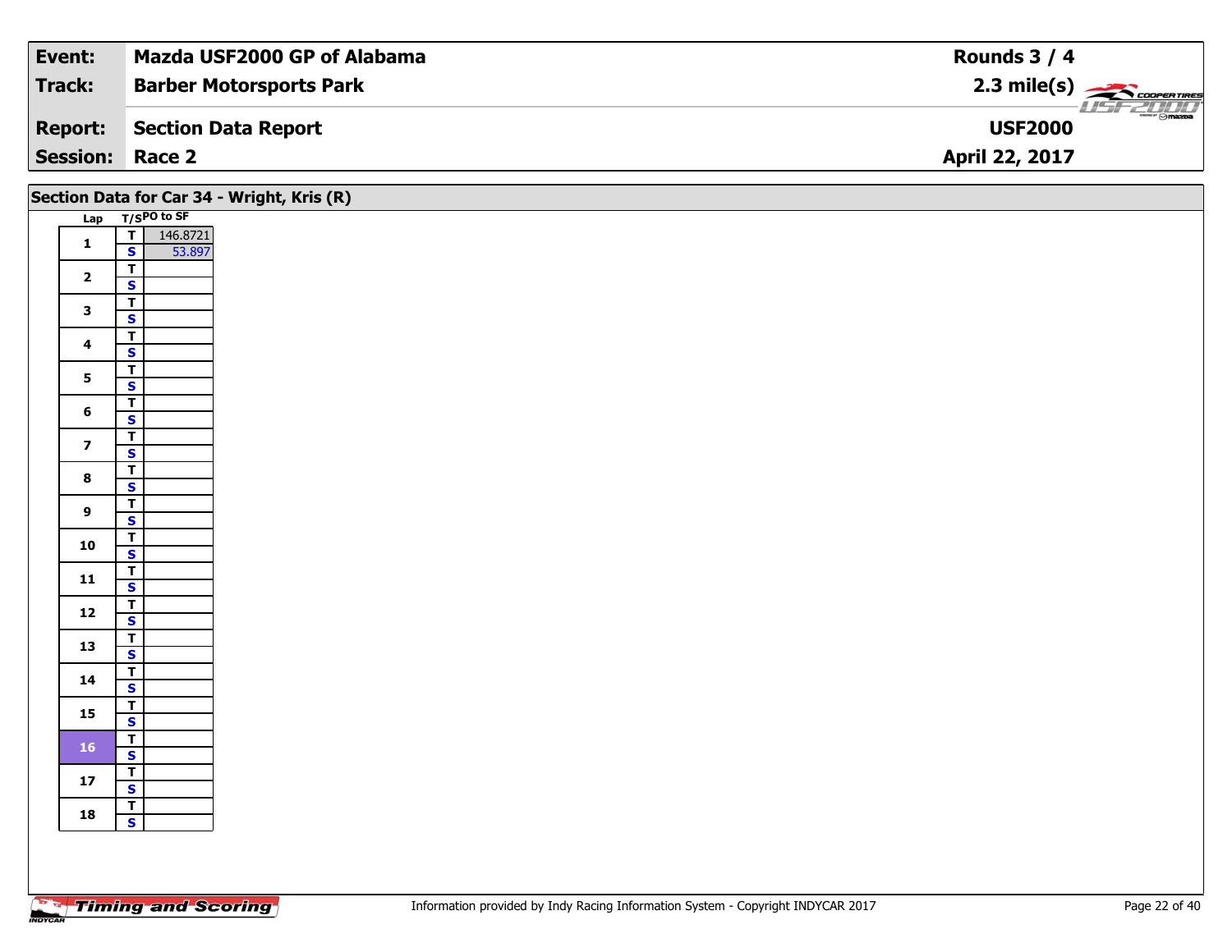| Event: | Mazda USF2000 GP of Alabama | Rounds 3 / 4 |
|---|---|---|
| Track: | Barber Motorsports Park | 2.3 mile(s) |
| Report: | Section Data Report | USF2000 |
| Session: | Race 2 | April 22, 2017 |

## Section Data for Car 34 - Wright, Kris (R)

| Lap | T/S | PO to SF |
|---|---|---|
| 1 | T | 146.8721 |
|  | S | 53.897 |
| 2 | T |  |
|  | S |  |
| 3 | T |  |
|  | S |  |
| 4 | T |  |
|  | S |  |
| 5 | T |  |
|  | S |  |
| 6 | T |  |
|  | S |  |
| 7 | T |  |
|  | S |  |
| 8 | T |  |
|  | S |  |
| 9 | T |  |
|  | S |  |
| 10 | T |  |
|  | S |  |
| 11 | T |  |
|  | S |  |
| 12 | T |  |
|  | S |  |
| 13 | T |  |
|  | S |  |
| 14 | T |  |
|  | S |  |
| 15 | T |  |
|  | S |  |
| 16 | T |  |
|  | S |  |
| 17 | T |  |
|  | S |  |
| 18 | T |  |
|  | S |  |

Information provided by Indy Racing Information System - Copyright INDYCAR 2017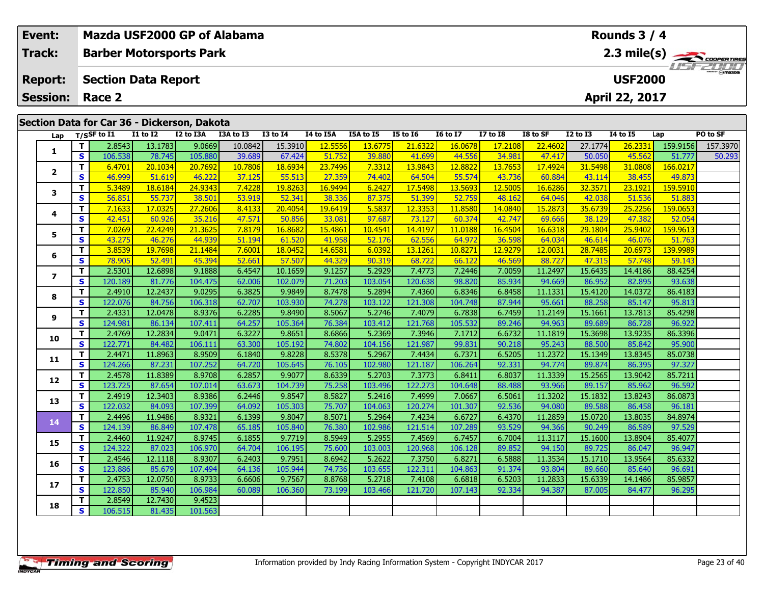| Event: | Mazda USF2000 GP of Alabama | Rounds 3 / 4 |
|---|---|---|
| Track: | Barber Motorsports Park | 2.3 mile(s) |
| Report: | Section Data Report | USF2000 |
| Session: | Race 2 | April 22, 2017 |

## Section Data for Car 36 - Dickerson, Dakota

| Lap | T/S | SF to I1 | I1 to I2 | I2 to I3A | I3A to I3 | I3 to I4 | I4 to I5A | I5A to I5 | I5 to I6 | I6 to I7 | I7 to I8 | I8 to SF | I2 to I3 | I4 to I5 | Lap | PO to SF |
|---|---|---|---|---|---|---|---|---|---|---|---|---|---|---|---|---|
| 1 | T | 2.8543 | 13.1783 | 9.0669 | 10.0842 | 15.3910 | 12.5556 | 13.6775 | 21.6322 | 16.0678 | 17.2108 | 22.4602 | 27.1774 | 26.2331 | 159.9156 | 157.3970 |
| | S | 106.538 | 78.745 | 105.880 | 39.689 | 67.424 | 51.752 | 39.880 | 41.699 | 44.556 | 34.981 | 47.417 | 50.050 | 45.562 | 51.777 | 50.293 |
| 2 | T | 6.4701 | 20.1034 | 20.7692 | 10.7806 | 18.6934 | 23.7496 | 7.3312 | 13.9843 | 12.8822 | 13.7653 | 17.4924 | 31.5498 | 31.0808 | 166.0217 | |
| | S | 46.999 | 51.619 | 46.222 | 37.125 | 55.513 | 27.359 | 74.402 | 64.504 | 55.574 | 43.736 | 60.884 | 43.114 | 38.455 | 49.873 | |
| 3 | T | 5.3489 | 18.6184 | 24.9343 | 7.4228 | 19.8263 | 16.9494 | 6.2427 | 17.5498 | 13.5693 | 12.5005 | 16.6286 | 32.3571 | 23.1921 | 159.5910 | |
| | S | 56.851 | 55.737 | 38.501 | 53.919 | 52.341 | 38.336 | 87.375 | 51.399 | 52.759 | 48.162 | 64.046 | 42.038 | 51.536 | 51.883 | |
| 4 | T | 7.1633 | 17.0325 | 27.2606 | 8.4133 | 20.4054 | 19.6419 | 5.5837 | 12.3353 | 11.8580 | 14.0840 | 15.2873 | 35.6739 | 25.2256 | 159.0653 | |
| | S | 42.451 | 60.926 | 35.216 | 47.571 | 50.856 | 33.081 | 97.687 | 73.127 | 60.374 | 42.747 | 69.666 | 38.129 | 47.382 | 52.054 | |
| 5 | T | 7.0269 | 22.4249 | 21.3625 | 7.8179 | 16.8682 | 15.4861 | 10.4541 | 14.4197 | 11.0188 | 16.4504 | 16.6318 | 29.1804 | 25.9402 | 159.9613 | |
| | S | 43.275 | 46.276 | 44.939 | 51.194 | 61.520 | 41.958 | 52.176 | 62.556 | 64.972 | 36.598 | 64.034 | 46.614 | 46.076 | 51.763 | |
| 6 | T | 3.8539 | 19.7698 | 21.1484 | 7.6001 | 18.0452 | 14.6581 | 6.0392 | 13.1261 | 10.8271 | 12.9279 | 12.0031 | 28.7485 | 20.6973 | 139.9989 | |
| | S | 78.905 | 52.491 | 45.394 | 52.661 | 57.507 | 44.329 | 90.319 | 68.722 | 66.122 | 46.569 | 88.727 | 47.315 | 57.748 | 59.143 | |
| 7 | T | 2.5301 | 12.6898 | 9.1888 | 6.4547 | 10.1659 | 9.1257 | 5.2929 | 7.4773 | 7.2446 | 7.0059 | 11.2497 | 15.6435 | 14.4186 | 88.4254 | |
| | S | 120.189 | 81.776 | 104.475 | 62.006 | 102.079 | 71.203 | 103.054 | 120.638 | 98.820 | 85.934 | 94.669 | 86.952 | 82.895 | 93.638 | |
| 8 | T | 2.4910 | 12.2437 | 9.0295 | 6.3825 | 9.9849 | 8.7478 | 5.2894 | 7.4360 | 6.8346 | 6.8458 | 11.1331 | 15.4120 | 14.0372 | 86.4183 | |
| | S | 122.076 | 84.756 | 106.318 | 62.707 | 103.930 | 74.278 | 103.122 | 121.308 | 104.748 | 87.944 | 95.661 | 88.258 | 85.147 | 95.813 | |
| 9 | T | 2.4331 | 12.0478 | 8.9376 | 6.2285 | 9.8490 | 8.5067 | 5.2746 | 7.4079 | 6.7838 | 6.7459 | 11.2149 | 15.1661 | 13.7813 | 85.4298 | |
| | S | 124.981 | 86.134 | 107.411 | 64.257 | 105.364 | 76.384 | 103.412 | 121.768 | 105.532 | 89.246 | 94.963 | 89.689 | 86.728 | 96.922 | |
| 10 | T | 2.4769 | 12.2834 | 9.0471 | 6.3227 | 9.8651 | 8.6866 | 5.2369 | 7.3946 | 7.1712 | 6.6732 | 11.1819 | 15.3698 | 13.9235 | 86.3396 | |
| | S | 122.771 | 84.482 | 106.111 | 63.300 | 105.192 | 74.802 | 104.156 | 121.987 | 99.831 | 90.218 | 95.243 | 88.500 | 85.842 | 95.900 | |
| 11 | T | 2.4471 | 11.8963 | 8.9509 | 6.1840 | 9.8228 | 8.5378 | 5.2967 | 7.4434 | 6.7371 | 6.5205 | 11.2372 | 15.1349 | 13.8345 | 85.0738 | |
| | S | 124.266 | 87.231 | 107.252 | 64.720 | 105.645 | 76.105 | 102.980 | 121.187 | 106.264 | 92.331 | 94.774 | 89.874 | 86.395 | 97.327 | |
| 12 | T | 2.4578 | 11.8389 | 8.9708 | 6.2857 | 9.9077 | 8.6339 | 5.2703 | 7.3773 | 6.8411 | 6.8037 | 11.3339 | 15.2565 | 13.9042 | 85.7211 | |
| | S | 123.725 | 87.654 | 107.014 | 63.673 | 104.739 | 75.258 | 103.496 | 122.273 | 104.648 | 88.488 | 93.966 | 89.157 | 85.962 | 96.592 | |
| 13 | T | 2.4919 | 12.3403 | 8.9386 | 6.2446 | 9.8547 | 8.5827 | 5.2416 | 7.4999 | 7.0667 | 6.5061 | 11.3202 | 15.1832 | 13.8243 | 86.0873 | |
| | S | 122.032 | 84.093 | 107.399 | 64.092 | 105.303 | 75.707 | 104.063 | 120.274 | 101.307 | 92.536 | 94.080 | 89.588 | 86.458 | 96.181 | |
| 14 | T | 2.4496 | 11.9486 | 8.9321 | 6.1399 | 9.8047 | 8.5071 | 5.2964 | 7.4234 | 6.6727 | 6.4370 | 11.2859 | 15.0720 | 13.8035 | 84.8974 | |
| | S | 124.139 | 86.849 | 107.478 | 65.185 | 105.840 | 76.380 | 102.986 | 121.514 | 107.289 | 93.529 | 94.366 | 90.249 | 86.589 | 97.529 | |
| 15 | T | 2.4460 | 11.9247 | 8.9745 | 6.1855 | 9.7719 | 8.5949 | 5.2955 | 7.4569 | 6.7457 | 6.7004 | 11.3117 | 15.1600 | 13.8904 | 85.4077 | |
| | S | 124.322 | 87.023 | 106.970 | 64.704 | 106.195 | 75.600 | 103.003 | 120.968 | 106.128 | 89.852 | 94.150 | 89.725 | 86.047 | 96.947 | |
| 16 | T | 2.4546 | 12.1118 | 8.9307 | 6.2403 | 9.7951 | 8.6942 | 5.2622 | 7.3750 | 6.8271 | 6.5888 | 11.3534 | 15.1710 | 13.9564 | 85.6332 | |
| | S | 123.886 | 85.679 | 107.494 | 64.136 | 105.944 | 74.736 | 103.655 | 122.311 | 104.863 | 91.374 | 93.804 | 89.660 | 85.640 | 96.691 | |
| 17 | T | 2.4753 | 12.0750 | 8.9733 | 6.6606 | 9.7567 | 8.8768 | 5.2718 | 7.4108 | 6.6818 | 6.5203 | 11.2833 | 15.6339 | 14.1486 | 85.9857 | |
| | S | 122.850 | 85.940 | 106.984 | 60.089 | 106.360 | 73.199 | 103.466 | 121.720 | 107.143 | 92.334 | 94.387 | 87.005 | 84.477 | 96.295 | |
| 18 | T | 2.8549 | 12.7430 | 9.4523 | | | | | | | | | | | | |
| | S | 106.515 | 81.435 | 101.563 | | | | | | | | | | | | |

Information provided by Indy Racing Information System - Copyright INDYCAR 2017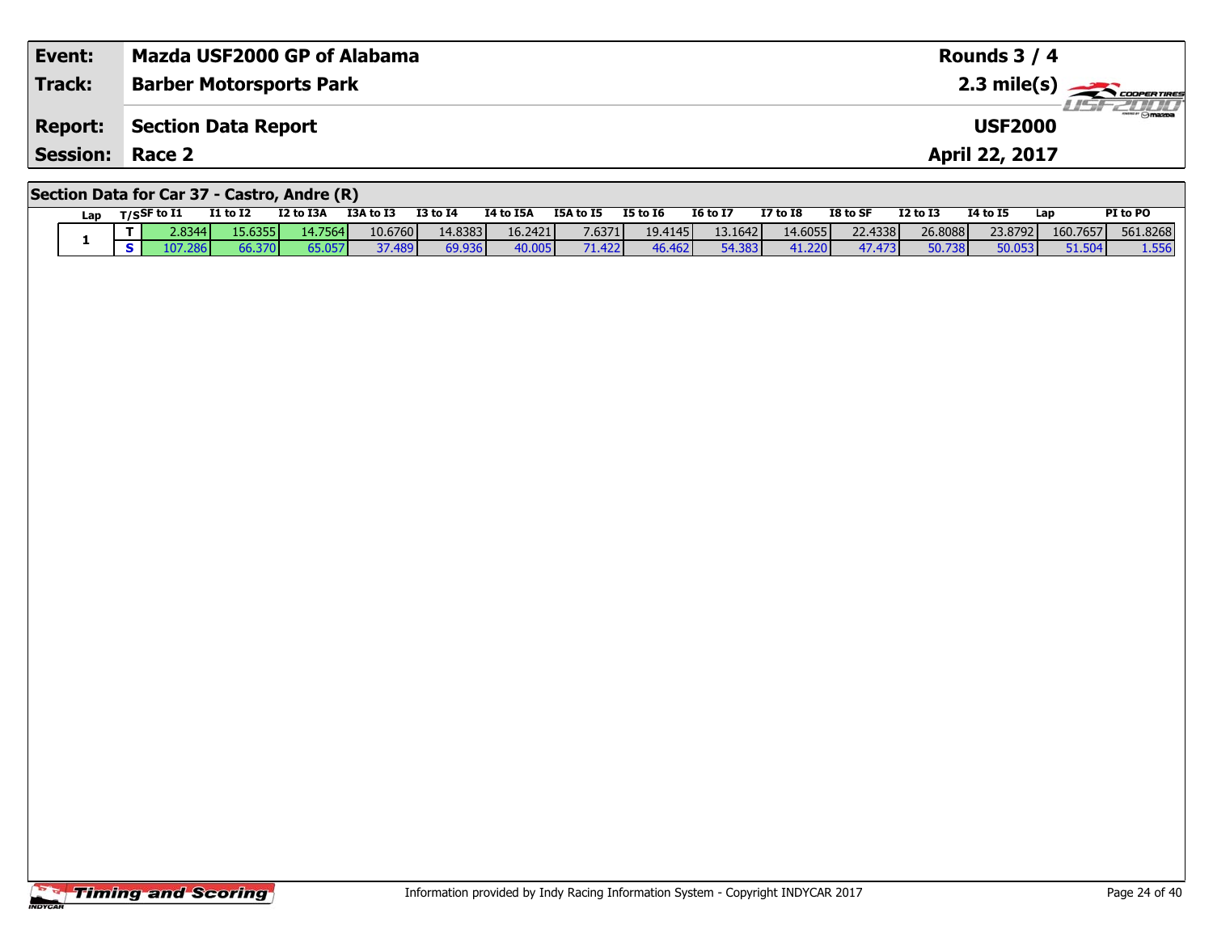| Event: | Mazda USF2000 GP of Alabama | Rounds 3 / 4 |
|---|---|---|
| Track: | Barber Motorsports Park | 2.3 mile(s) |
| Report: | Section Data Report | USF2000 |
| Session: | Race 2 | April 22, 2017 |

## Section Data for Car 37 - Castro, Andre (R)

| Lap | T/S | SF to I1 | I1 to I2 | I2 to I3A | I3A to I3 | I3 to I4 | I4 to I5A | I5A to I5 | I5 to I6 | I6 to I7 | I7 to I8 | I8 to SF | I2 to I3 | I4 to I5 | Lap | PI to PO |
|---|---|---|---|---|---|---|---|---|---|---|---|---|---|---|---|---|
| 1 | T | 2.8344 | 15.6355 | 14.7564 | 10.6760 | 14.8383 | 16.2421 | 7.6371 | 19.4145 | 13.1642 | 14.6055 | 22.4338 | 26.8088 | 23.8792 | 160.7657 | 561.8268 |
| | S | 107.286 | 66.370 | 65.057 | 37.489 | 69.936 | 40.005 | 71.422 | 46.462 | 54.383 | 41.220 | 47.473 | 50.738 | 50.053 | 51.504 | 1.556 |

Information provided by Indy Racing Information System - Copyright INDYCAR 2017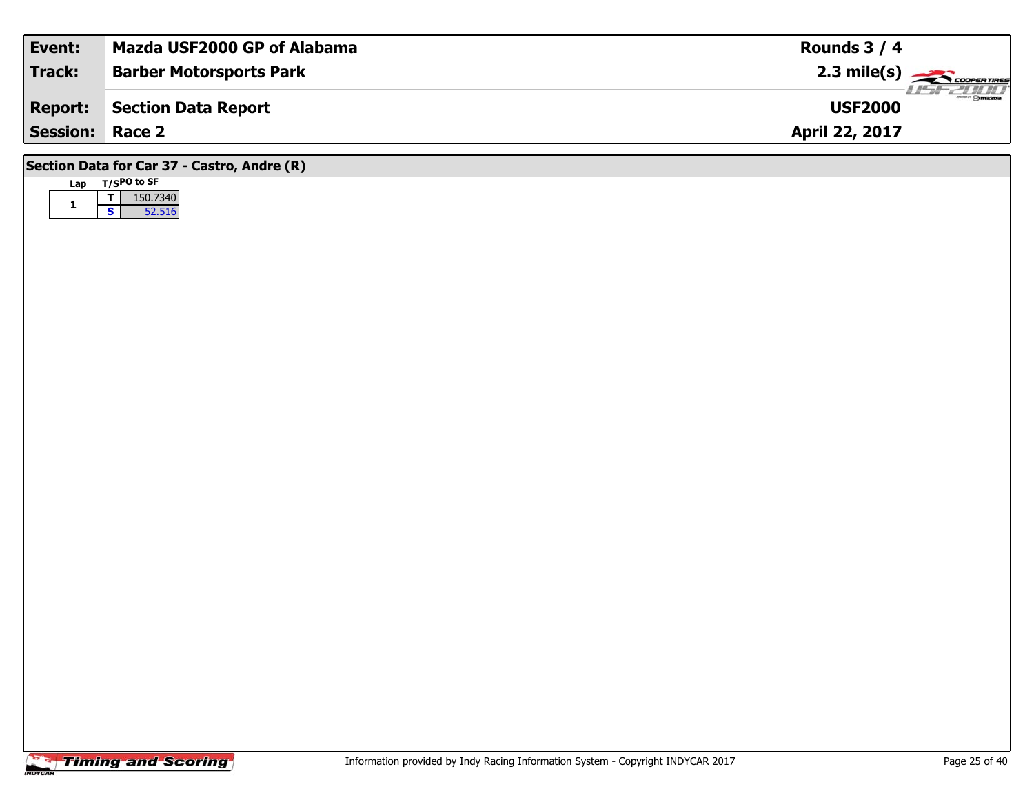| Event: | Mazda USF2000 GP of Alabama | Rounds 3 / 4 |
|---|---|---|
| Track: | Barber Motorsports Park | 2.3 mile(s) |
| Report: | Section Data Report | USF2000 |
| Session: | Race 2 | April 22, 2017 |

## Section Data for Car 37 - Castro, Andre (R)

| Lap | T/S | PO to SF |
|---|---|---|
| 1 | T | 150.7340 |
| | S | 52.516 |

Information provided by Indy Racing Information System - Copyright INDYCAR 2017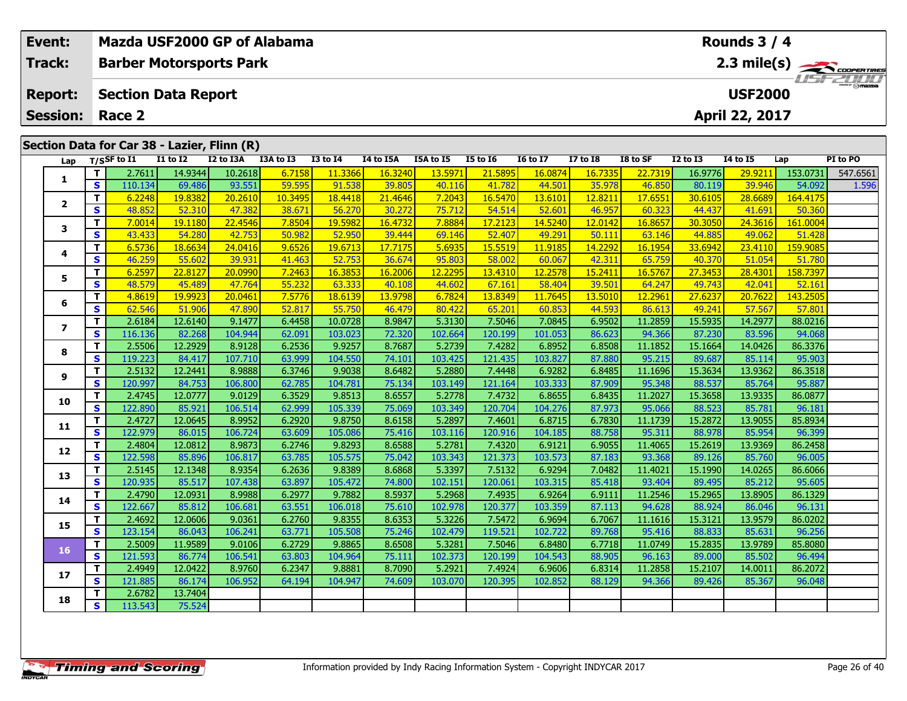| Event: | Mazda USF2000 GP of Alabama | Rounds 3 / 4 |
|---|---|---|
| Track: | Barber Motorsports Park | 2.3 mile(s) |
| Report: | Section Data Report | USF2000 |
| Session: | Race 2 | April 22, 2017 |

## Section Data for Car 38 - Lazier, Flinn (R)

| Lap | T/S | SF to I1 | I1 to I2 | I2 to I3A | I3A to I3 | I3 to I4 | I4 to I5A | I5A to I5 | I5 to I6 | I6 to I7 | I7 to I8 | I8 to SF | I2 to I3 | I4 to I5 | Lap | PI to PO |
|---|---|---|---|---|---|---|---|---|---|---|---|---|---|---|---|---|
| 1 | T | 2.7611 | 14.9344 | 10.2618 | 6.7158 | 11.3366 | 16.3240 | 13.5971 | 21.5895 | 16.0874 | 16.7335 | 22.7319 | 16.9776 | 29.9211 | 153.0731 | 547.6561 |
| | S | 110.134 | 69.486 | 93.551 | 59.595 | 91.538 | 39.805 | 40.116 | 41.782 | 44.501 | 35.978 | 46.850 | 80.119 | 39.946 | 54.092 | 1.596 |
| 2 | T | 6.2248 | 19.8382 | 20.2610 | 10.3495 | 18.4418 | 21.4646 | 7.2043 | 16.5470 | 13.6101 | 12.8211 | 17.6551 | 30.6105 | 28.6689 | 164.4175 | |
| | S | 48.852 | 52.310 | 47.382 | 38.671 | 56.270 | 30.272 | 75.712 | 54.514 | 52.601 | 46.957 | 60.323 | 44.437 | 41.691 | 50.360 | |
| 3 | T | 7.0014 | 19.1180 | 22.4546 | 7.8504 | 19.5982 | 16.4732 | 7.8884 | 17.2123 | 14.5240 | 12.0142 | 16.8657 | 30.3050 | 24.3616 | 161.0004 | |
| | S | 43.433 | 54.280 | 42.753 | 50.982 | 52.950 | 39.444 | 69.146 | 52.407 | 49.291 | 50.111 | 63.146 | 44.885 | 49.062 | 51.428 | |
| 4 | T | 6.5736 | 18.6634 | 24.0416 | 9.6526 | 19.6713 | 17.7175 | 5.6935 | 15.5519 | 11.9185 | 14.2292 | 16.1954 | 33.6942 | 23.4110 | 159.9085 | |
| | S | 46.259 | 55.602 | 39.931 | 41.463 | 52.753 | 36.674 | 95.803 | 58.002 | 60.067 | 42.311 | 65.759 | 40.370 | 51.054 | 51.780 | |
| 5 | T | 6.2597 | 22.8127 | 20.0990 | 7.2463 | 16.3853 | 16.2006 | 12.2295 | 13.4310 | 12.2578 | 15.2411 | 16.5767 | 27.3453 | 28.4301 | 158.7397 | |
| | S | 48.579 | 45.489 | 47.764 | 55.232 | 63.333 | 40.108 | 44.602 | 67.161 | 58.404 | 39.501 | 64.247 | 49.743 | 42.041 | 52.161 | |
| 6 | T | 4.8619 | 19.9923 | 20.0461 | 7.5776 | 18.6139 | 13.9798 | 6.7824 | 13.8349 | 11.7645 | 13.5010 | 12.2961 | 27.6237 | 20.7622 | 143.2505 | |
| | S | 62.546 | 51.906 | 47.890 | 52.817 | 55.750 | 46.479 | 80.422 | 65.201 | 60.853 | 44.593 | 86.613 | 49.241 | 57.567 | 57.801 | |
| 7 | T | 2.6184 | 12.6140 | 9.1477 | 6.4458 | 10.0728 | 8.9847 | 5.3130 | 7.5046 | 7.0845 | 6.9502 | 11.2859 | 15.5935 | 14.2977 | 88.0216 | |
| | S | 116.136 | 82.268 | 104.944 | 62.091 | 103.023 | 72.320 | 102.664 | 120.199 | 101.053 | 86.623 | 94.366 | 87.230 | 83.596 | 94.068 | |
| 8 | T | 2.5506 | 12.2929 | 8.9128 | 6.2536 | 9.9257 | 8.7687 | 5.2739 | 7.4282 | 6.8952 | 6.8508 | 11.1852 | 15.1664 | 14.0426 | 86.3376 | |
| | S | 119.223 | 84.417 | 107.710 | 63.999 | 104.550 | 74.101 | 103.425 | 121.435 | 103.827 | 87.880 | 95.215 | 89.687 | 85.114 | 95.903 | |
| 9 | T | 2.5132 | 12.2441 | 8.9888 | 6.3746 | 9.9038 | 8.6482 | 5.2880 | 7.4448 | 6.9282 | 6.8485 | 11.1696 | 15.3634 | 13.9362 | 86.3518 | |
| | S | 120.997 | 84.753 | 106.800 | 62.785 | 104.781 | 75.134 | 103.149 | 121.164 | 103.333 | 87.909 | 95.348 | 88.537 | 85.764 | 95.887 | |
| 10 | T | 2.4745 | 12.0777 | 9.0129 | 6.3529 | 9.8513 | 8.6557 | 5.2778 | 7.4732 | 6.8655 | 6.8435 | 11.2027 | 15.3658 | 13.9335 | 86.0877 | |
| | S | 122.890 | 85.921 | 106.514 | 62.999 | 105.339 | 75.069 | 103.349 | 120.704 | 104.276 | 87.973 | 95.066 | 88.523 | 85.781 | 96.181 | |
| 11 | T | 2.4727 | 12.0645 | 8.9952 | 6.2920 | 9.8750 | 8.6158 | 5.2897 | 7.4601 | 6.8715 | 6.7830 | 11.1739 | 15.2872 | 13.9055 | 85.8934 | |
| | S | 122.979 | 86.015 | 106.724 | 63.609 | 105.086 | 75.416 | 103.116 | 120.916 | 104.185 | 88.758 | 95.311 | 88.978 | 85.954 | 96.399 | |
| 12 | T | 2.4804 | 12.0812 | 8.9873 | 6.2746 | 9.8293 | 8.6588 | 5.2781 | 7.4320 | 6.9121 | 6.9055 | 11.4065 | 15.2619 | 13.9369 | 86.2458 | |
| | S | 122.598 | 85.896 | 106.817 | 63.785 | 105.575 | 75.042 | 103.343 | 121.373 | 103.573 | 87.183 | 93.368 | 89.126 | 85.760 | 96.005 | |
| 13 | T | 2.5145 | 12.1348 | 8.9354 | 6.2636 | 9.8389 | 8.6868 | 5.3397 | 7.5132 | 6.9294 | 7.0482 | 11.4021 | 15.1990 | 14.0265 | 86.6066 | |
| | S | 120.935 | 85.517 | 107.438 | 63.897 | 105.472 | 74.800 | 102.151 | 120.061 | 103.315 | 85.418 | 93.404 | 89.495 | 85.212 | 95.605 | |
| 14 | T | 2.4790 | 12.0931 | 8.9988 | 6.2977 | 9.7882 | 8.5937 | 5.2968 | 7.4935 | 6.9264 | 6.9111 | 11.2546 | 15.2965 | 13.8905 | 86.1329 | |
| | S | 122.667 | 85.812 | 106.681 | 63.551 | 106.018 | 75.610 | 102.978 | 120.377 | 103.359 | 87.113 | 94.628 | 88.924 | 86.046 | 96.131 | |
| 15 | T | 2.4692 | 12.0606 | 9.0361 | 6.2760 | 9.8355 | 8.6353 | 5.3226 | 7.5472 | 6.9694 | 6.7067 | 11.1616 | 15.3121 | 13.9579 | 86.0202 | |
| | S | 123.154 | 86.043 | 106.241 | 63.771 | 105.508 | 75.246 | 102.479 | 119.521 | 102.722 | 89.768 | 95.416 | 88.833 | 85.631 | 96.256 | |
| 16 | T | 2.5009 | 11.9589 | 9.0106 | 6.2729 | 9.8865 | 8.6508 | 5.3281 | 7.5046 | 6.8480 | 6.7718 | 11.0749 | 15.2835 | 13.9789 | 85.8080 | |
| | S | 121.593 | 86.774 | 106.541 | 63.803 | 104.964 | 75.111 | 102.373 | 120.199 | 104.543 | 88.905 | 96.163 | 89.000 | 85.502 | 96.494 | |
| 17 | T | 2.4949 | 12.0422 | 8.9760 | 6.2347 | 9.8881 | 8.7090 | 5.2921 | 7.4924 | 6.9606 | 6.8314 | 11.2858 | 15.2107 | 14.0011 | 86.2072 | |
| | S | 121.885 | 86.174 | 106.952 | 64.194 | 104.947 | 74.609 | 103.070 | 120.395 | 102.852 | 88.129 | 94.366 | 89.426 | 85.367 | 96.048 | |
| 18 | T | 2.6782 | 13.7404 | | | | | | | | | | | | | |
| | S | 113.543 | 75.524 | | | | | | | | | | | | | |

Information provided by Indy Racing Information System - Copyright INDYCAR 2017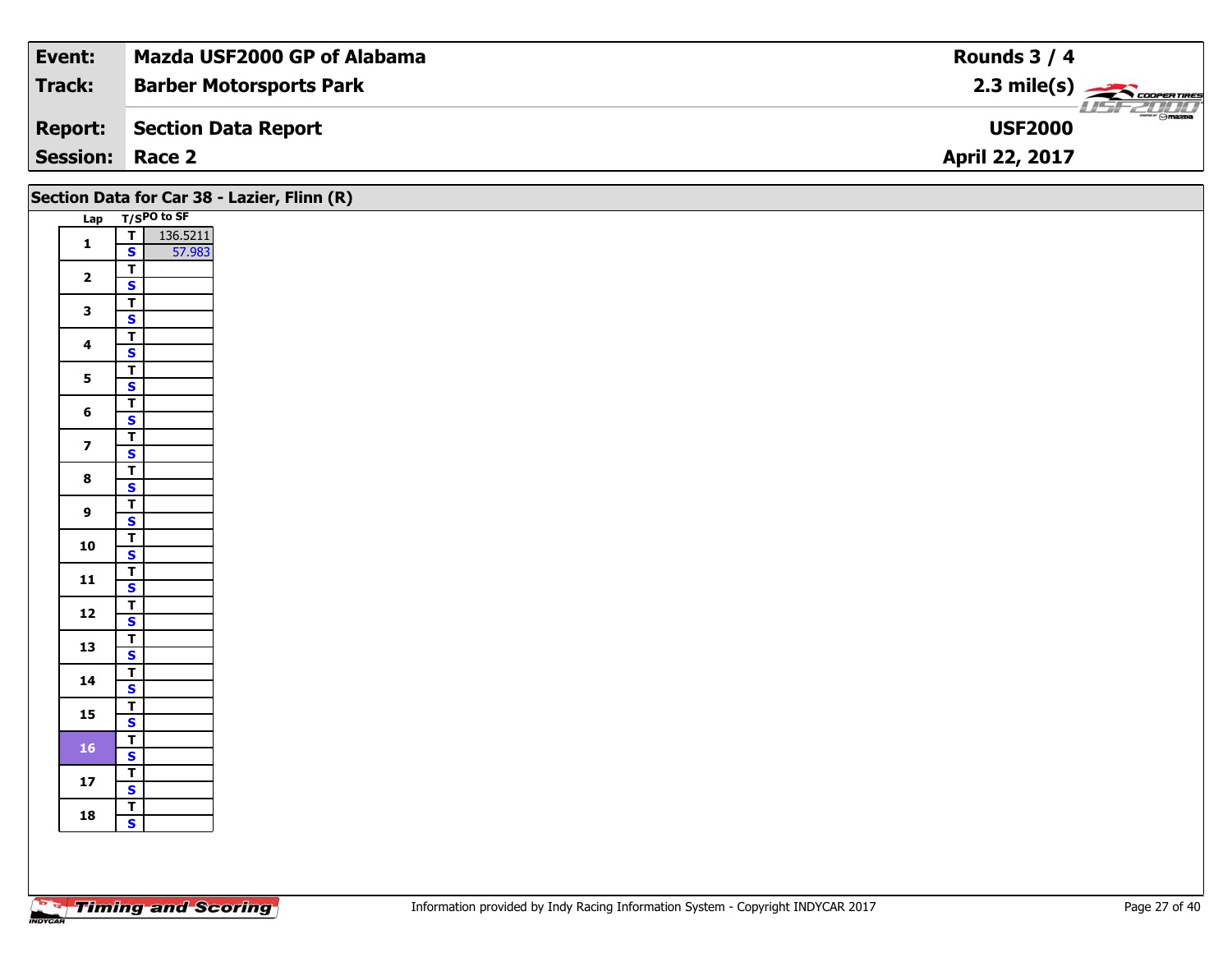| Event: | Mazda USF2000 GP of Alabama | Rounds 3 / 4 |
|---|---|---|
| Track: | Barber Motorsports Park | 2.3 mile(s) |
| Report: | Section Data Report | USF2000 |
| Session: | Race 2 | April 22, 2017 |

## Section Data for Car 38 - Lazier, Flinn (R)

| Lap | T/S | PO to SF |
|---|---|---|
| 1 | T | 136.5211 |
| | S | 57.983 |
| 2 | T | |
| | S | |
| 3 | T | |
| | S | |
| 4 | T | |
| | S | |
| 5 | T | |
| | S | |
| 6 | T | |
| | S | |
| 7 | T | |
| | S | |
| 8 | T | |
| | S | |
| 9 | T | |
| | S | |
| 10 | T | |
| | S | |
| 11 | T | |
| | S | |
| 12 | T | |
| | S | |
| 13 | T | |
| | S | |
| 14 | T | |
| | S | |
| 15 | T | |
| | S | |
| 16 | T | |
| | S | |
| 17 | T | |
| | S | |
| 18 | T | |
| | S | |

Information provided by Indy Racing Information System - Copyright INDYCAR 2017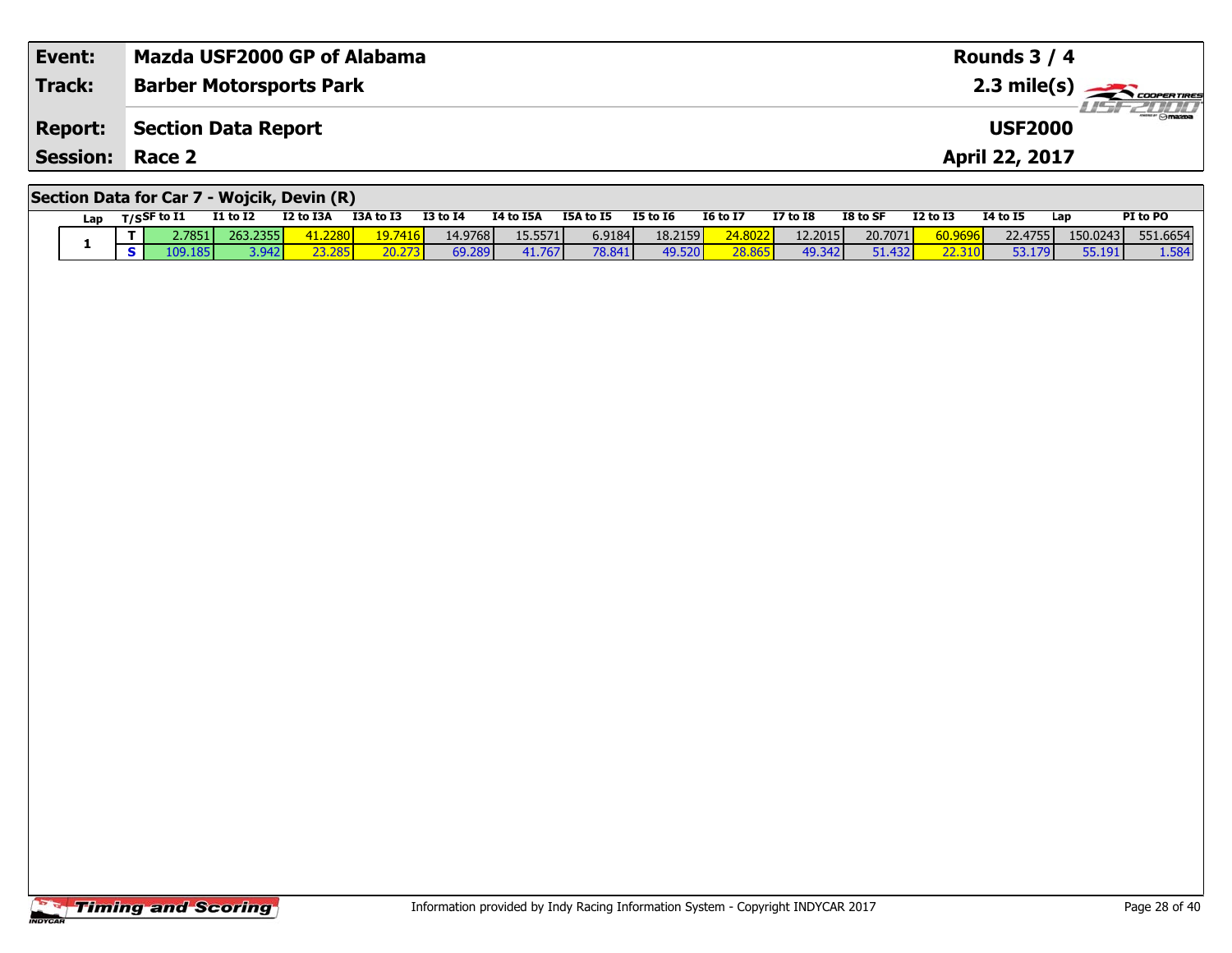| **Event:** | **Mazda USF2000 GP of Alabama** | **Rounds 3 / 4** |
|---|---|---|
| **Track:** | **Barber Motorsports Park** | **2.3 mile(s)** |
| **Report:** | **Section Data Report** | **USF2000** |
| **Session:** | **Race 2** | **April 22, 2017** |

## Section Data for Car 7 - Wojcik, Devin (R)

| Lap | T/S | SF to I1 | I1 to I2 | I2 to I3A | I3A to I3 | I3 to I4 | I4 to I5A | I5A to I5 | I5 to I6 | I6 to I7 | I7 to I8 | I8 to SF | I2 to I3 | I4 to I5 | Lap | PI to PO |
|---|---|---|---|---|---|---|---|---|---|---|---|---|---|---|---|---|
| 1 | T | 2.7851 | 263.2355 | 41.2280 | 19.7416 | 14.9768 | 15.5571 | 6.9184 | 18.2159 | 24.8022 | 12.2015 | 20.7071 | 60.9696 | 22.4755 | 150.0243 | 551.6654 |
| | S | 109.185 | 3.942 | 23.285 | 20.273 | 69.289 | 41.767 | 78.841 | 49.520 | 28.865 | 49.342 | 51.432 | 22.310 | 53.179 | 55.191 | 1.584 |

Information provided by Indy Racing Information System - Copyright INDYCAR 2017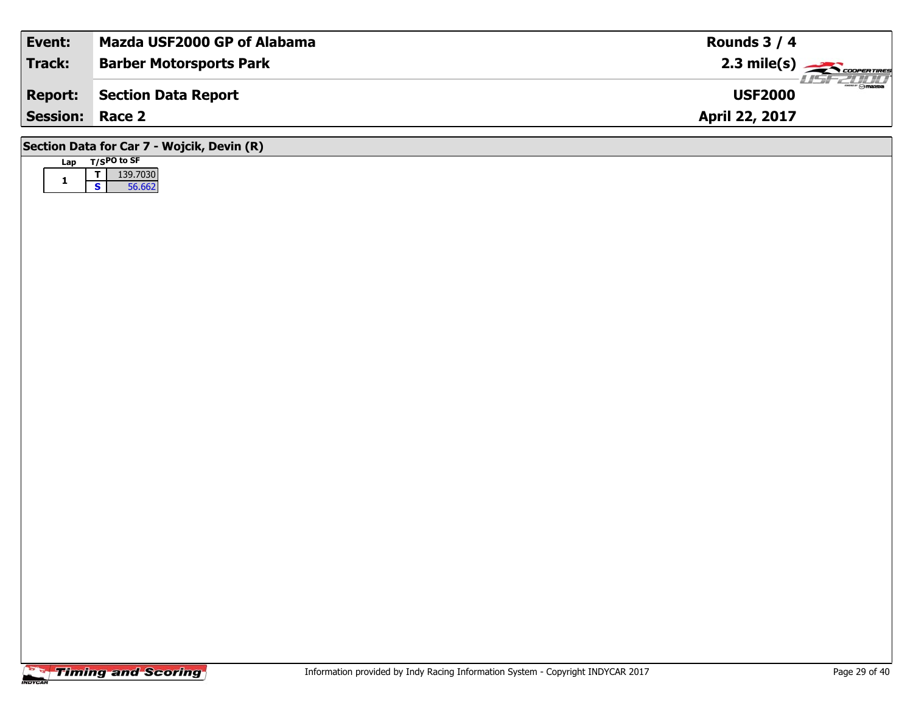| Event: | Mazda USF2000 GP of Alabama | Rounds 3 / 4 |
|---|---|---|
| Track: | Barber Motorsports Park | 2.3 mile(s) |
| Report: | Section Data Report | USF2000 |
| Session: | Race 2 | April 22, 2017 |

## Section Data for Car 7 - Wojcik, Devin (R)

| Lap | T/S | PO to SF |
|---|---|---|
| 1 | T | 139.7030 |
| | S | 56.662 |

Information provided by Indy Racing Information System - Copyright INDYCAR 2017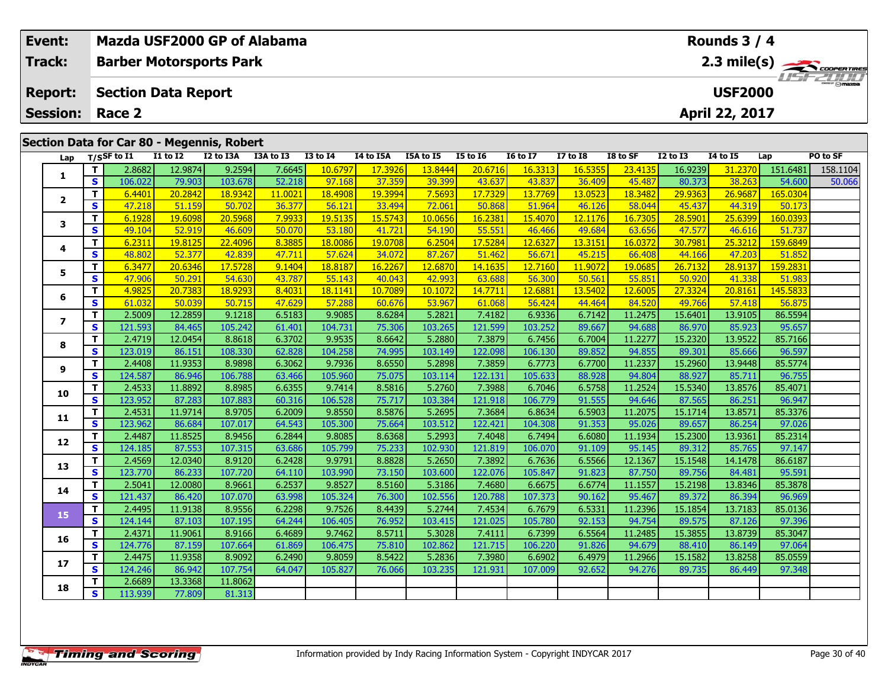| Event: | Mazda USF2000 GP of Alabama | Rounds 3 / 4 |
|---|---|---|
| Track: | Barber Motorsports Park | 2.3 mile(s) |
| Report: | Section Data Report | USF2000 |
| Session: | Race 2 | April 22, 2017 |

## Section Data for Car 80 - Megennis, Robert

| Lap | T/S | SF to I1 | I1 to I2 | I2 to I3A | I3A to I3 | I3 to I4 | I4 to I5A | I5A to I5 | I5 to I6 | I6 to I7 | I7 to I8 | I8 to SF | I2 to I3 | I4 to I5 | Lap | PO to SF |
|---|---|---|---|---|---|---|---|---|---|---|---|---|---|---|---|---|
| 1 | T | 2.8682 | 12.9874 | 9.2594 | 7.6645 | 10.6797 | 17.3926 | 13.8444 | 20.6716 | 16.3313 | 16.5355 | 23.4135 | 16.9239 | 31.2370 | 151.6481 | 158.1104 |
| | S | 106.022 | 79.903 | 103.678 | 52.218 | 97.168 | 37.359 | 39.399 | 43.637 | 43.837 | 36.409 | 45.487 | 80.373 | 38.263 | 54.600 | 50.066 |
| 2 | T | 6.4401 | 20.2842 | 18.9342 | 11.0021 | 18.4908 | 19.3994 | 7.5693 | 17.7329 | 13.7769 | 13.0523 | 18.3482 | 29.9363 | 26.9687 | 165.0304 | |
| | S | 47.218 | 51.159 | 50.702 | 36.377 | 56.121 | 33.494 | 72.061 | 50.868 | 51.964 | 46.126 | 58.044 | 45.437 | 44.319 | 50.173 | |
| 3 | T | 6.1928 | 19.6098 | 20.5968 | 7.9933 | 19.5135 | 15.5743 | 10.0656 | 16.2381 | 15.4070 | 12.1176 | 16.7305 | 28.5901 | 25.6399 | 160.0393 | |
| | S | 49.104 | 52.919 | 46.609 | 50.070 | 53.180 | 41.721 | 54.190 | 55.551 | 46.466 | 49.684 | 63.656 | 47.577 | 46.616 | 51.737 | |
| 4 | T | 6.2311 | 19.8125 | 22.4096 | 8.3885 | 18.0086 | 19.0708 | 6.2504 | 17.5284 | 12.6327 | 13.3151 | 16.0372 | 30.7981 | 25.3212 | 159.6849 | |
| | S | 48.802 | 52.377 | 42.839 | 47.711 | 57.624 | 34.072 | 87.267 | 51.462 | 56.671 | 45.215 | 66.408 | 44.166 | 47.203 | 51.852 | |
| 5 | T | 6.3477 | 20.6346 | 17.5728 | 9.1404 | 18.8187 | 16.2267 | 12.6870 | 14.1635 | 12.7160 | 11.9072 | 19.0685 | 26.7132 | 28.9137 | 159.2831 | |
| | S | 47.906 | 50.291 | 54.630 | 43.787 | 55.143 | 40.043 | 42.993 | 63.688 | 56.300 | 50.561 | 55.851 | 50.920 | 41.338 | 51.983 | |
| 6 | T | 4.9825 | 20.7383 | 18.9293 | 8.4031 | 18.1141 | 10.7089 | 10.1072 | 14.7711 | 12.6881 | 13.5402 | 12.6005 | 27.3324 | 20.8161 | 145.5833 | |
| | S | 61.032 | 50.039 | 50.715 | 47.629 | 57.288 | 60.676 | 53.967 | 61.068 | 56.424 | 44.464 | 84.520 | 49.766 | 57.418 | 56.875 | |
| 7 | T | 2.5009 | 12.2859 | 9.1218 | 6.5183 | 9.9085 | 8.6284 | 5.2821 | 7.4182 | 6.9336 | 6.7142 | 11.2475 | 15.6401 | 13.9105 | 86.5594 | |
| | S | 121.593 | 84.465 | 105.242 | 61.401 | 104.731 | 75.306 | 103.265 | 121.599 | 103.252 | 89.667 | 94.688 | 86.970 | 85.923 | 95.657 | |
| 8 | T | 2.4719 | 12.0454 | 8.8618 | 6.3702 | 9.9535 | 8.6642 | 5.2880 | 7.3879 | 6.7456 | 6.7004 | 11.2277 | 15.2320 | 13.9522 | 85.7166 | |
| | S | 123.019 | 86.151 | 108.330 | 62.828 | 104.258 | 74.995 | 103.149 | 122.098 | 106.130 | 89.852 | 94.855 | 89.301 | 85.666 | 96.597 | |
| 9 | T | 2.4408 | 11.9353 | 8.9898 | 6.3062 | 9.7936 | 8.6550 | 5.2898 | 7.3859 | 6.7773 | 6.7700 | 11.2337 | 15.2960 | 13.9448 | 85.5774 | |
| | S | 124.587 | 86.946 | 106.788 | 63.466 | 105.960 | 75.075 | 103.114 | 122.131 | 105.633 | 88.928 | 94.804 | 88.927 | 85.711 | 96.755 | |
| 10 | T | 2.4533 | 11.8892 | 8.8985 | 6.6355 | 9.7414 | 8.5816 | 5.2760 | 7.3988 | 6.7046 | 6.5758 | 11.2524 | 15.5340 | 13.8576 | 85.4071 | |
| | S | 123.952 | 87.283 | 107.883 | 60.316 | 106.528 | 75.717 | 103.384 | 121.918 | 106.779 | 91.555 | 94.646 | 87.565 | 86.251 | 96.947 | |
| 11 | T | 2.4531 | 11.9714 | 8.9705 | 6.2009 | 9.8550 | 8.5876 | 5.2695 | 7.3684 | 6.8634 | 6.5903 | 11.2075 | 15.1714 | 13.8571 | 85.3376 | |
| | S | 123.962 | 86.684 | 107.017 | 64.543 | 105.300 | 75.664 | 103.512 | 122.421 | 104.308 | 91.353 | 95.026 | 89.657 | 86.254 | 97.026 | |
| 12 | T | 2.4487 | 11.8525 | 8.9456 | 6.2844 | 9.8085 | 8.6368 | 5.2993 | 7.4048 | 6.7494 | 6.6080 | 11.1934 | 15.2300 | 13.9361 | 85.2314 | |
| | S | 124.185 | 87.553 | 107.315 | 63.686 | 105.799 | 75.233 | 102.930 | 121.819 | 106.070 | 91.109 | 95.145 | 89.312 | 85.765 | 97.147 | |
| 13 | T | 2.4569 | 12.0340 | 8.9120 | 6.2428 | 9.9791 | 8.8828 | 5.2650 | 7.3892 | 6.7636 | 6.5566 | 12.1367 | 15.1548 | 14.1478 | 86.6187 | |
| | S | 123.770 | 86.233 | 107.720 | 64.110 | 103.990 | 73.150 | 103.600 | 122.076 | 105.847 | 91.823 | 87.750 | 89.756 | 84.481 | 95.591 | |
| 14 | T | 2.5041 | 12.0080 | 8.9661 | 6.2537 | 9.8527 | 8.5160 | 5.3186 | 7.4680 | 6.6675 | 6.6774 | 11.1557 | 15.2198 | 13.8346 | 85.3878 | |
| | S | 121.437 | 86.420 | 107.070 | 63.998 | 105.324 | 76.300 | 102.556 | 120.788 | 107.373 | 90.162 | 95.467 | 89.372 | 86.394 | 96.969 | |
| 15 | T | 2.4495 | 11.9138 | 8.9556 | 6.2298 | 9.7526 | 8.4439 | 5.2744 | 7.4534 | 6.7679 | 6.5331 | 11.2396 | 15.1854 | 13.7183 | 85.0136 | |
| | S | 124.144 | 87.103 | 107.195 | 64.244 | 106.405 | 76.952 | 103.415 | 121.025 | 105.780 | 92.153 | 94.754 | 89.575 | 87.126 | 97.396 | |
| 16 | T | 2.4371 | 11.9061 | 8.9166 | 6.4689 | 9.7462 | 8.5711 | 5.3028 | 7.4111 | 6.7399 | 6.5564 | 11.2485 | 15.3855 | 13.8739 | 85.3047 | |
| | S | 124.776 | 87.159 | 107.664 | 61.869 | 106.475 | 75.810 | 102.862 | 121.715 | 106.220 | 91.826 | 94.679 | 88.410 | 86.149 | 97.064 | |
| 17 | T | 2.4475 | 11.9358 | 8.9092 | 6.2490 | 9.8059 | 8.5422 | 5.2836 | 7.3980 | 6.6902 | 6.4979 | 11.2966 | 15.1582 | 13.8258 | 85.0559 | |
| | S | 124.246 | 86.942 | 107.754 | 64.047 | 105.827 | 76.066 | 103.235 | 121.931 | 107.009 | 92.652 | 94.276 | 89.735 | 86.449 | 97.348 | |
| 18 | T | 2.6689 | 13.3368 | 11.8062 | | | | | | | | | | | | |
| | S | 113.939 | 77.809 | 81.313 | | | | | | | | | | | | |

Information provided by Indy Racing Information System - Copyright INDYCAR 2017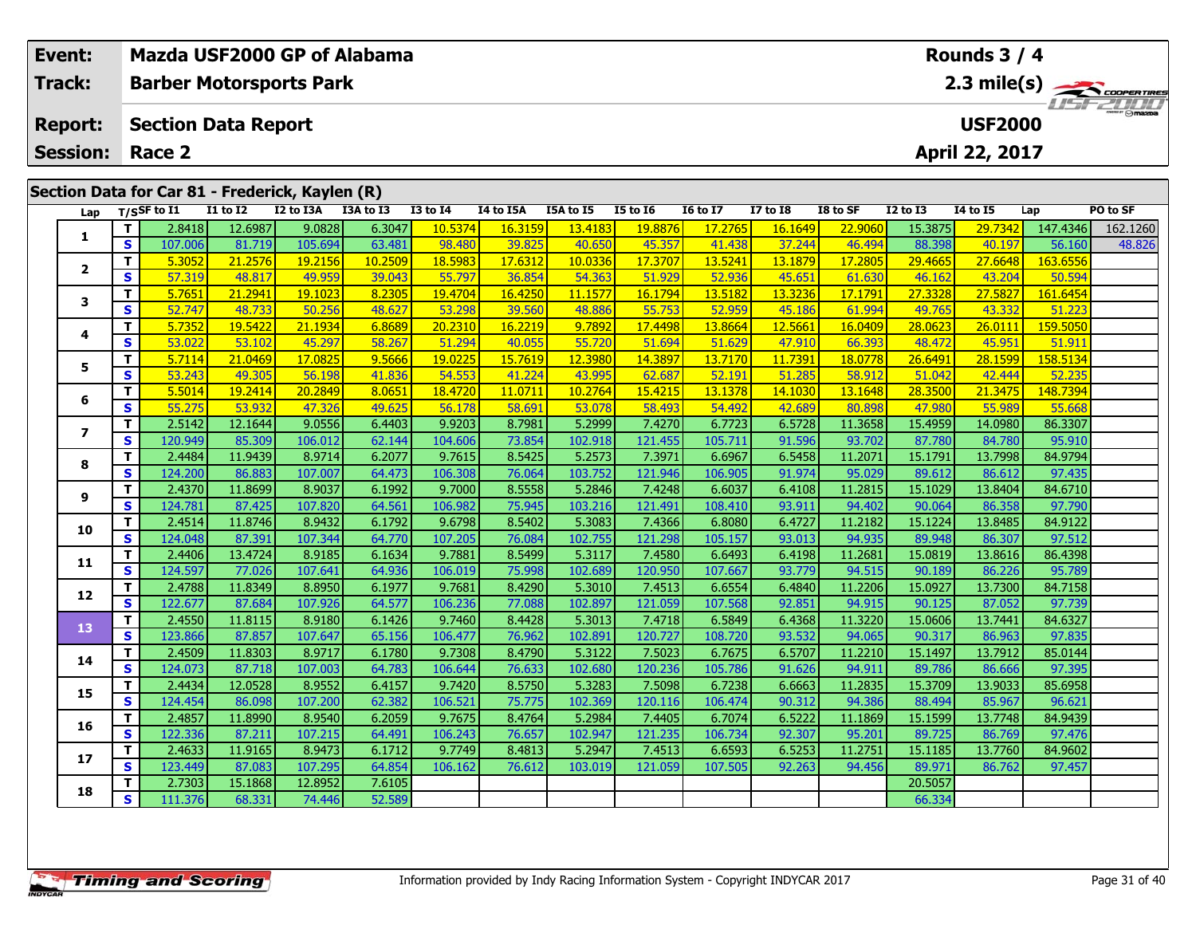| Event: | Mazda USF2000 GP of Alabama | Rounds 3 / 4 |
|---|---|---|
| Track: | Barber Motorsports Park | 2.3 mile(s) |
| Report: | Section Data Report | USF2000 |
| Session: | Race 2 | April 22, 2017 |

## Section Data for Car 81 - Frederick, Kaylen (R)

| Lap | T/S | SF to I1 | I1 to I2 | I2 to I3A | I3A to I3 | I3 to I4 | I4 to I5A | I5A to I5 | I5 to I6 | I6 to I7 | I7 to I8 | I8 to SF | I2 to I3 | I4 to I5 | Lap | PO to SF |
|---|---|---|---|---|---|---|---|---|---|---|---|---|---|---|---|---|
| 1 | T | 2.8418 | 12.6987 | 9.0828 | 6.3047 | 10.5374 | 16.3159 | 13.4183 | 19.8876 | 17.2765 | 16.1649 | 22.9060 | 15.3875 | 29.7342 | 147.4346 | 162.1260 |
| | S | 107.006 | 81.719 | 105.694 | 63.481 | 98.480 | 39.825 | 40.650 | 45.357 | 41.438 | 37.244 | 46.494 | 88.398 | 40.197 | 56.160 | 48.826 |
| 2 | T | 5.3052 | 21.2576 | 19.2156 | 10.2509 | 18.5983 | 17.6312 | 10.0336 | 17.3707 | 13.5241 | 13.1879 | 17.2805 | 29.4665 | 27.6648 | 163.6556 | |
| | S | 57.319 | 48.817 | 49.959 | 39.043 | 55.797 | 36.854 | 54.363 | 51.929 | 52.936 | 45.651 | 61.630 | 46.162 | 43.204 | 50.594 | |
| 3 | T | 5.7651 | 21.2941 | 19.1023 | 8.2305 | 19.4704 | 16.4250 | 11.1577 | 16.1794 | 13.5182 | 13.3236 | 17.1791 | 27.3328 | 27.5827 | 161.6454 | |
| | S | 52.747 | 48.733 | 50.256 | 48.627 | 53.298 | 39.560 | 48.886 | 55.753 | 52.959 | 45.186 | 61.994 | 49.765 | 43.332 | 51.223 | |
| 4 | T | 5.7352 | 19.5422 | 21.1934 | 6.8689 | 20.2310 | 16.2219 | 9.7892 | 17.4498 | 13.8664 | 12.5661 | 16.0409 | 28.0623 | 26.0111 | 159.5050 | |
| | S | 53.022 | 53.102 | 45.297 | 58.267 | 51.294 | 40.055 | 55.720 | 51.694 | 51.629 | 47.910 | 66.393 | 48.472 | 45.951 | 51.911 | |
| 5 | T | 5.7114 | 21.0469 | 17.0825 | 9.5666 | 19.0225 | 15.7619 | 12.3980 | 14.3897 | 13.7170 | 11.7391 | 18.0778 | 26.6491 | 28.1599 | 158.5134 | |
| | S | 53.243 | 49.305 | 56.198 | 41.836 | 54.553 | 41.224 | 43.995 | 62.687 | 52.191 | 51.285 | 58.912 | 51.042 | 42.444 | 52.235 | |
| 6 | T | 5.5014 | 19.2414 | 20.2849 | 8.0651 | 18.4720 | 11.0711 | 10.2764 | 15.4215 | 13.1378 | 14.1030 | 13.1648 | 28.3500 | 21.3475 | 148.7394 | |
| | S | 55.275 | 53.932 | 47.326 | 49.625 | 56.178 | 58.691 | 53.078 | 58.493 | 54.492 | 42.689 | 80.898 | 47.980 | 55.989 | 55.668 | |
| 7 | T | 2.5142 | 12.1644 | 9.0556 | 6.4403 | 9.9203 | 8.7981 | 5.2999 | 7.4270 | 6.7723 | 6.5728 | 11.3658 | 15.4959 | 14.0980 | 86.3307 | |
| | S | 120.949 | 85.309 | 106.012 | 62.144 | 104.606 | 73.854 | 102.918 | 121.455 | 105.711 | 91.596 | 93.702 | 87.780 | 84.780 | 95.910 | |
| 8 | T | 2.4484 | 11.9439 | 8.9714 | 6.2077 | 9.7615 | 8.5425 | 5.2573 | 7.3971 | 6.6967 | 6.5458 | 11.2071 | 15.1791 | 13.7998 | 84.9794 | |
| | S | 124.200 | 86.883 | 107.007 | 64.473 | 106.308 | 76.064 | 103.752 | 121.946 | 106.905 | 91.974 | 95.029 | 89.612 | 86.612 | 97.435 | |
| 9 | T | 2.4370 | 11.8699 | 8.9037 | 6.1992 | 9.7000 | 8.5558 | 5.2846 | 7.4248 | 6.6037 | 6.4108 | 11.2815 | 15.1029 | 13.8404 | 84.6710 | |
| | S | 124.781 | 87.425 | 107.820 | 64.561 | 106.982 | 75.945 | 103.216 | 121.491 | 108.410 | 93.911 | 94.402 | 90.064 | 86.358 | 97.790 | |
| 10 | T | 2.4514 | 11.8746 | 8.9432 | 6.1792 | 9.6798 | 8.5402 | 5.3083 | 7.4366 | 6.8080 | 6.4727 | 11.2182 | 15.1224 | 13.8485 | 84.9122 | |
| | S | 124.048 | 87.391 | 107.344 | 64.770 | 107.205 | 76.084 | 102.755 | 121.298 | 105.157 | 93.013 | 94.935 | 89.948 | 86.307 | 97.512 | |
| 11 | T | 2.4406 | 13.4724 | 8.9185 | 6.1634 | 9.7881 | 8.5499 | 5.3117 | 7.4580 | 6.6493 | 6.4198 | 11.2681 | 15.0819 | 13.8616 | 86.4398 | |
| | S | 124.597 | 77.026 | 107.641 | 64.936 | 106.019 | 75.998 | 102.689 | 120.950 | 107.667 | 93.779 | 94.515 | 90.189 | 86.226 | 95.789 | |
| 12 | T | 2.4788 | 11.8349 | 8.8950 | 6.1977 | 9.7681 | 8.4290 | 5.3010 | 7.4513 | 6.6554 | 6.4840 | 11.2206 | 15.0927 | 13.7300 | 84.7158 | |
| | S | 122.677 | 87.684 | 107.926 | 64.577 | 106.236 | 77.088 | 102.897 | 121.059 | 107.568 | 92.851 | 94.915 | 90.125 | 87.052 | 97.739 | |
| 13 | T | 2.4550 | 11.8115 | 8.9180 | 6.1426 | 9.7460 | 8.4428 | 5.3013 | 7.4718 | 6.5849 | 6.4368 | 11.3220 | 15.0606 | 13.7441 | 84.6327 | |
| | S | 123.866 | 87.857 | 107.647 | 65.156 | 106.477 | 76.962 | 102.891 | 120.727 | 108.720 | 93.532 | 94.065 | 90.317 | 86.963 | 97.835 | |
| 14 | T | 2.4509 | 11.8303 | 8.9717 | 6.1780 | 9.7308 | 8.4790 | 5.3122 | 7.5023 | 6.7675 | 6.5707 | 11.2210 | 15.1497 | 13.7912 | 85.0144 | |
| | S | 124.073 | 87.718 | 107.003 | 64.783 | 106.644 | 76.633 | 102.680 | 120.236 | 105.786 | 91.626 | 94.911 | 89.786 | 86.666 | 97.395 | |
| 15 | T | 2.4434 | 12.0528 | 8.9552 | 6.4157 | 9.7420 | 8.5750 | 5.3283 | 7.5098 | 6.7238 | 6.6663 | 11.2835 | 15.3709 | 13.9033 | 85.6958 | |
| | S | 124.454 | 86.098 | 107.200 | 62.382 | 106.521 | 75.775 | 102.369 | 120.116 | 106.474 | 90.312 | 94.386 | 88.494 | 85.967 | 96.621 | |
| 16 | T | 2.4857 | 11.8990 | 8.9540 | 6.2059 | 9.7675 | 8.4764 | 5.2984 | 7.4405 | 6.7074 | 6.5222 | 11.1869 | 15.1599 | 13.7748 | 84.9439 | |
| | S | 122.336 | 87.211 | 107.215 | 64.491 | 106.243 | 76.657 | 102.947 | 121.235 | 106.734 | 92.307 | 95.201 | 89.725 | 86.769 | 97.476 | |
| 17 | T | 2.4633 | 11.9165 | 8.9473 | 6.1712 | 9.7749 | 8.4813 | 5.2947 | 7.4513 | 6.6593 | 6.5253 | 11.2751 | 15.1185 | 13.7760 | 84.9602 | |
| | S | 123.449 | 87.083 | 107.295 | 64.854 | 106.162 | 76.612 | 103.019 | 121.059 | 107.505 | 92.263 | 94.456 | 89.971 | 86.762 | 97.457 | |
| 18 | T | 2.7303 | 15.1868 | 12.8952 | 7.6105 | | | | | | | | 20.5057 | | | |
| | S | 111.376 | 68.331 | 74.446 | 52.589 | | | | | | | | 66.334 | | | |

Information provided by Indy Racing Information System - Copyright INDYCAR 2017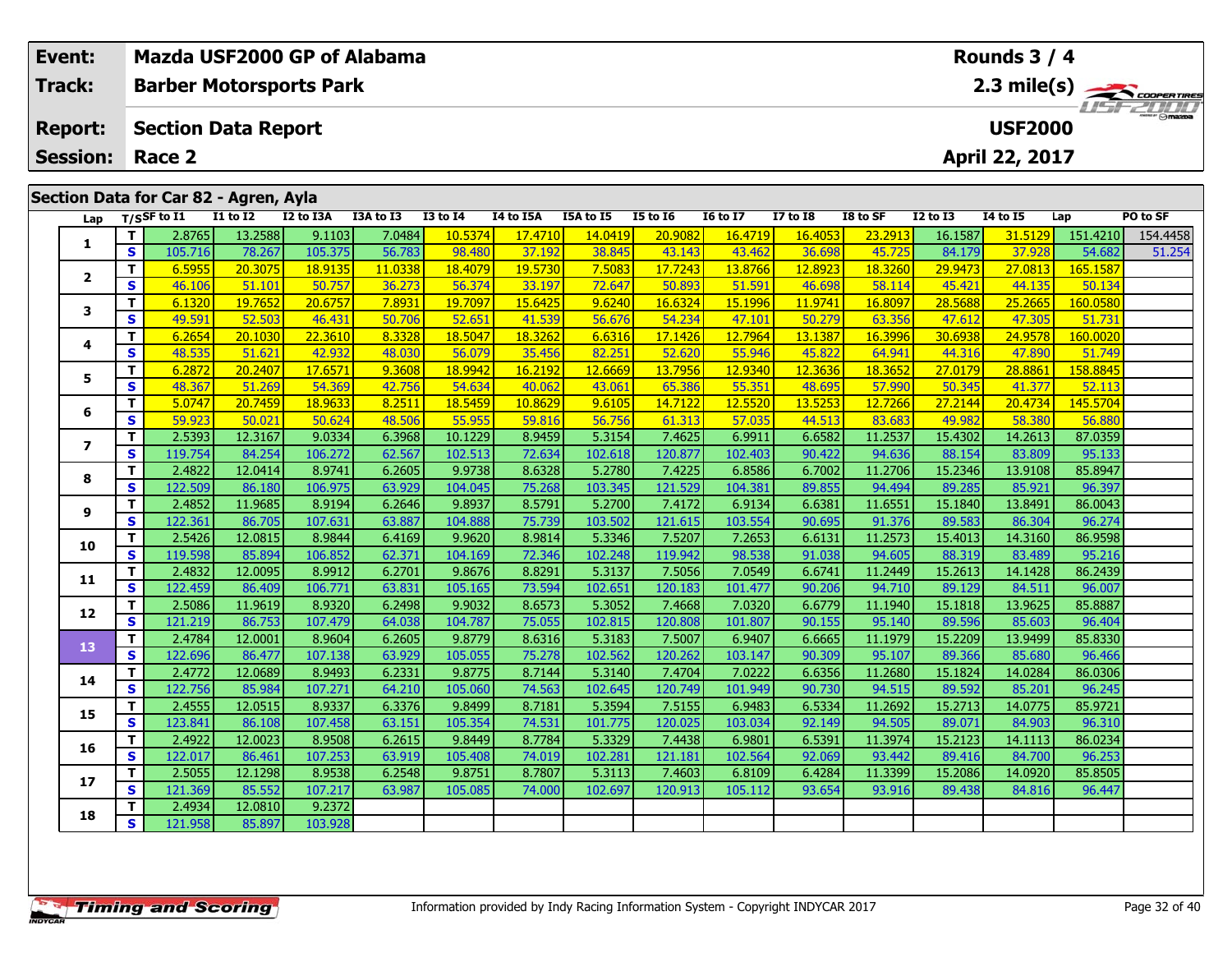| Event: | Mazda USF2000 GP of Alabama | Rounds 3 / 4 |
|---|---|---|
| Track: | Barber Motorsports Park | 2.3 mile(s) |
| Report: | Section Data Report | USF2000 |
| Session: | Race 2 | April 22, 2017 |

## Section Data for Car 82 - Agren, Ayla

| Lap | T/S | SF to I1 | I1 to I2 | I2 to I3A | I3A to I3 | I3 to I4 | I4 to I5A | I5A to I5 | I5 to I6 | I6 to I7 | I7 to I8 | I8 to SF | I2 to I3 | I4 to I5 | Lap | PO to SF |
|---|---|---|---|---|---|---|---|---|---|---|---|---|---|---|---|---|
| 1 | T | 2.8765 | 13.2588 | 9.1103 | 7.0484 | 10.5374 | 17.4710 | 14.0419 | 20.9082 | 16.4719 | 16.4053 | 23.2913 | 16.1587 | 31.5129 | 151.4210 | 154.4458 |
| | S | 105.716 | 78.267 | 105.375 | 56.783 | 98.480 | 37.192 | 38.845 | 43.143 | 43.462 | 36.698 | 45.725 | 84.179 | 37.928 | 54.682 | 51.254 |
| 2 | T | 6.5955 | 20.3075 | 18.9135 | 11.0338 | 18.4079 | 19.5730 | 7.5083 | 17.7243 | 13.8766 | 12.8923 | 18.3260 | 29.9473 | 27.0813 | 165.1587 | |
| | S | 46.106 | 51.101 | 50.757 | 36.273 | 56.374 | 33.197 | 72.647 | 50.893 | 51.591 | 46.698 | 58.114 | 45.421 | 44.135 | 50.134 | |
| 3 | T | 6.1320 | 19.7652 | 20.6757 | 7.8931 | 19.7097 | 15.6425 | 9.6240 | 16.6324 | 15.1996 | 11.9741 | 16.8097 | 28.5688 | 25.2665 | 160.0580 | |
| | S | 49.591 | 52.503 | 46.431 | 50.706 | 52.651 | 41.539 | 56.676 | 54.234 | 47.101 | 50.279 | 63.356 | 47.612 | 47.305 | 51.731 | |
| 4 | T | 6.2654 | 20.1030 | 22.3610 | 8.3328 | 18.5047 | 18.3262 | 6.6316 | 17.1426 | 12.7964 | 13.1387 | 16.3996 | 30.6938 | 24.9578 | 160.0020 | |
| | S | 48.535 | 51.621 | 42.932 | 48.030 | 56.079 | 35.456 | 82.251 | 52.620 | 55.946 | 45.822 | 64.941 | 44.316 | 47.890 | 51.749 | |
| 5 | T | 6.2872 | 20.2407 | 17.6571 | 9.3608 | 18.9942 | 16.2192 | 12.6669 | 13.7956 | 12.9340 | 12.3636 | 18.3652 | 27.0179 | 28.8861 | 158.8845 | |
| | S | 48.367 | 51.269 | 54.369 | 42.756 | 54.634 | 40.062 | 43.061 | 65.386 | 55.351 | 48.695 | 57.990 | 50.345 | 41.377 | 52.113 | |
| 6 | T | 5.0747 | 20.7459 | 18.9633 | 8.2511 | 18.5459 | 10.8629 | 9.6105 | 14.7122 | 12.5520 | 13.5253 | 12.7266 | 27.2144 | 20.4734 | 145.5704 | |
| | S | 59.923 | 50.021 | 50.624 | 48.506 | 55.955 | 59.816 | 56.756 | 61.313 | 57.035 | 44.513 | 83.683 | 49.982 | 58.380 | 56.880 | |
| 7 | T | 2.5393 | 12.3167 | 9.0334 | 6.3968 | 10.1229 | 8.9459 | 5.3154 | 7.4625 | 6.9911 | 6.6582 | 11.2537 | 15.4302 | 14.2613 | 87.0359 | |
| | S | 119.754 | 84.254 | 106.272 | 62.567 | 102.513 | 72.634 | 102.618 | 120.877 | 102.403 | 90.422 | 94.636 | 88.154 | 83.809 | 95.133 | |
| 8 | T | 2.4822 | 12.0414 | 8.9741 | 6.2605 | 9.9738 | 8.6328 | 5.2780 | 7.4225 | 6.8586 | 6.7002 | 11.2706 | 15.2346 | 13.9108 | 85.8947 | |
| | S | 122.509 | 86.180 | 106.975 | 63.929 | 104.045 | 75.268 | 103.345 | 121.529 | 104.381 | 89.855 | 94.494 | 89.285 | 85.921 | 96.397 | |
| 9 | T | 2.4852 | 11.9685 | 8.9194 | 6.2646 | 9.8937 | 8.5791 | 5.2700 | 7.4172 | 6.9134 | 6.6381 | 11.6551 | 15.1840 | 13.8491 | 86.0043 | |
| | S | 122.361 | 86.705 | 107.631 | 63.887 | 104.888 | 75.739 | 103.502 | 121.615 | 103.554 | 90.695 | 91.376 | 89.583 | 86.304 | 96.274 | |
| 10 | T | 2.5426 | 12.0815 | 8.9844 | 6.4169 | 9.9620 | 8.9814 | 5.3346 | 7.5207 | 7.2653 | 6.6131 | 11.2573 | 15.4013 | 14.3160 | 86.9598 | |
| | S | 119.598 | 85.894 | 106.852 | 62.371 | 104.169 | 72.346 | 102.248 | 119.942 | 98.538 | 91.038 | 94.605 | 88.319 | 83.489 | 95.216 | |
| 11 | T | 2.4832 | 12.0095 | 8.9912 | 6.2701 | 9.8676 | 8.8291 | 5.3137 | 7.5056 | 7.0549 | 6.6741 | 11.2449 | 15.2613 | 14.1428 | 86.2439 | |
| | S | 122.459 | 86.409 | 106.771 | 63.831 | 105.165 | 73.594 | 102.651 | 120.183 | 101.477 | 90.206 | 94.710 | 89.129 | 84.511 | 96.007 | |
| 12 | T | 2.5086 | 11.9619 | 8.9320 | 6.2498 | 9.9032 | 8.6573 | 5.3052 | 7.4668 | 7.0320 | 6.6779 | 11.1940 | 15.1818 | 13.9625 | 85.8887 | |
| | S | 121.219 | 86.753 | 107.479 | 64.038 | 104.787 | 75.055 | 102.815 | 120.808 | 101.807 | 90.155 | 95.140 | 89.596 | 85.603 | 96.404 | |
| 13 | T | 2.4784 | 12.0001 | 8.9604 | 6.2605 | 9.8779 | 8.6316 | 5.3183 | 7.5007 | 6.9407 | 6.6665 | 11.1979 | 15.2209 | 13.9499 | 85.8330 | |
| | S | 122.696 | 86.477 | 107.138 | 63.929 | 105.055 | 75.278 | 102.562 | 120.262 | 103.147 | 90.309 | 95.107 | 89.366 | 85.680 | 96.466 | |
| 14 | T | 2.4772 | 12.0689 | 8.9493 | 6.2331 | 9.8775 | 8.7144 | 5.3140 | 7.4704 | 7.0222 | 6.6356 | 11.2680 | 15.1824 | 14.0284 | 86.0306 | |
| | S | 122.756 | 85.984 | 107.271 | 64.210 | 105.060 | 74.563 | 102.645 | 120.749 | 101.949 | 90.730 | 94.515 | 89.592 | 85.201 | 96.245 | |
| 15 | T | 2.4555 | 12.0515 | 8.9337 | 6.3376 | 9.8499 | 8.7181 | 5.3594 | 7.5155 | 6.9483 | 6.5334 | 11.2692 | 15.2713 | 14.0775 | 85.9721 | |
| | S | 123.841 | 86.108 | 107.458 | 63.151 | 105.354 | 74.531 | 101.775 | 120.025 | 103.034 | 92.149 | 94.505 | 89.071 | 84.903 | 96.310 | |
| 16 | T | 2.4922 | 12.0023 | 8.9508 | 6.2615 | 9.8449 | 8.7784 | 5.3329 | 7.4438 | 6.9801 | 6.5391 | 11.3974 | 15.2123 | 14.1113 | 86.0234 | |
| | S | 122.017 | 86.461 | 107.253 | 63.919 | 105.408 | 74.019 | 102.281 | 121.181 | 102.564 | 92.069 | 93.442 | 89.416 | 84.700 | 96.253 | |
| 17 | T | 2.5055 | 12.1298 | 8.9538 | 6.2548 | 9.8751 | 8.7807 | 5.3113 | 7.4603 | 6.8109 | 6.4284 | 11.3399 | 15.2086 | 14.0920 | 85.8505 | |
| | S | 121.369 | 85.552 | 107.217 | 63.987 | 105.085 | 74.000 | 102.697 | 120.913 | 105.112 | 93.654 | 93.916 | 89.438 | 84.816 | 96.447 | |
| 18 | T | 2.4934 | 12.0810 | 9.2372 | | | | | | | | | | | | |
| | S | 121.958 | 85.897 | 103.928 | | | | | | | | | | | | |

Information provided by Indy Racing Information System - Copyright INDYCAR 2017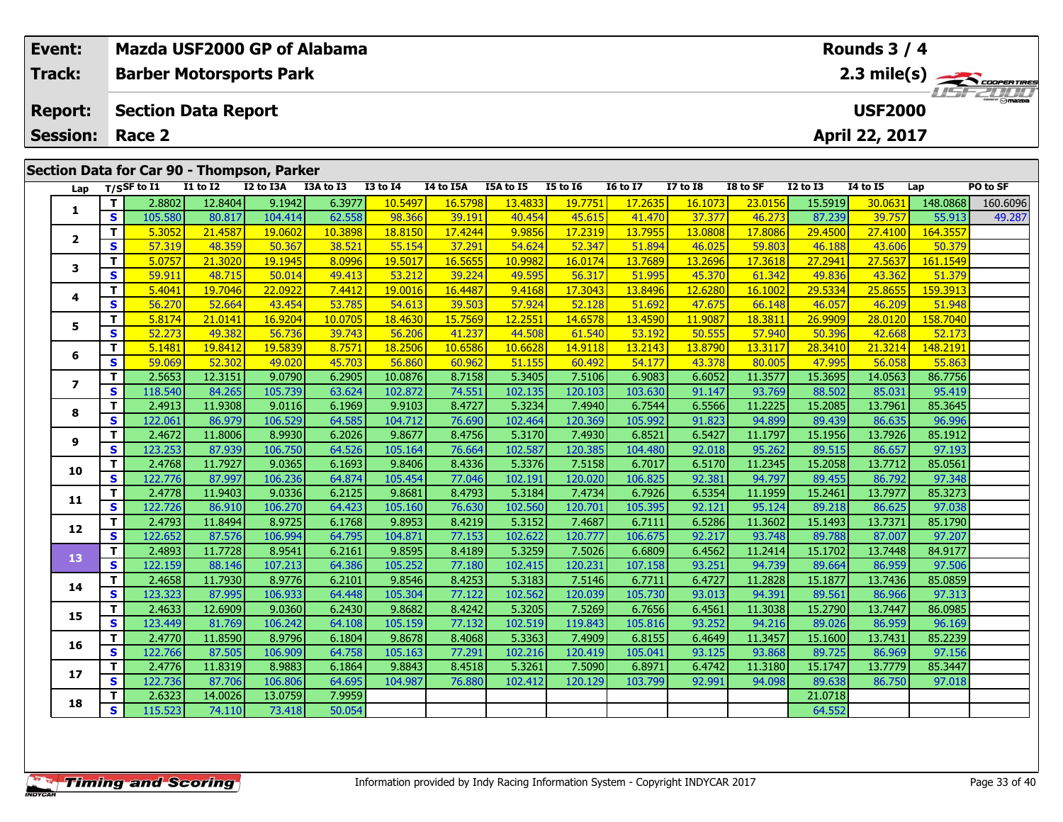| Event: | Mazda USF2000 GP of Alabama | Rounds 3 / 4 |
|---|---|---|
| Track: | Barber Motorsports Park | 2.3 mile(s) |
| Report: | Section Data Report | USF2000 |
| Session: | Race 2 | April 22, 2017 |

## Section Data for Car 90 - Thompson, Parker

| Lap | T/S | SF to I1 | I1 to I2 | I2 to I3A | I3A to I3 | I3 to I4 | I4 to I5A | I5A to I5 | I5 to I6 | I6 to I7 | I7 to I8 | I8 to SF | I2 to I3 | I4 to I5 | Lap | PO to SF |
|---|---|---|---|---|---|---|---|---|---|---|---|---|---|---|---|---|
| 1 | T | 2.8802 | 12.8404 | 9.1942 | 6.3977 | 10.5497 | 16.5798 | 13.4833 | 19.7751 | 17.2635 | 16.1073 | 23.0156 | 15.5919 | 30.0631 | 148.0868 | 160.6096 |
| | S | 105.580 | 80.817 | 104.414 | 62.558 | 98.366 | 39.191 | 40.454 | 45.615 | 41.470 | 37.377 | 46.273 | 87.239 | 39.757 | 55.913 | 49.287 |
| 2 | T | 5.3052 | 21.4587 | 19.0602 | 10.3898 | 18.8150 | 17.4244 | 9.9856 | 17.2319 | 13.7955 | 13.0808 | 17.8086 | 29.4500 | 27.4100 | 164.3557 | |
| | S | 57.319 | 48.359 | 50.367 | 38.521 | 55.154 | 37.291 | 54.624 | 52.347 | 51.894 | 46.025 | 59.803 | 46.188 | 43.606 | 50.379 | |
| 3 | T | 5.0757 | 21.3020 | 19.1945 | 8.0996 | 19.5017 | 16.5655 | 10.9982 | 16.0174 | 13.7689 | 13.2696 | 17.3618 | 27.2941 | 27.5637 | 161.1549 | |
| | S | 59.911 | 48.715 | 50.014 | 49.413 | 53.212 | 39.224 | 49.595 | 56.317 | 51.995 | 45.370 | 61.342 | 49.836 | 43.362 | 51.379 | |
| 4 | T | 5.4041 | 19.7046 | 22.0922 | 7.4412 | 19.0016 | 16.4487 | 9.4168 | 17.3043 | 13.8496 | 12.6280 | 16.1002 | 29.5334 | 25.8655 | 159.3913 | |
| | S | 56.270 | 52.664 | 43.454 | 53.785 | 54.613 | 39.503 | 57.924 | 52.128 | 51.692 | 47.675 | 66.148 | 46.057 | 46.209 | 51.948 | |
| 5 | T | 5.8174 | 21.0141 | 16.9204 | 10.0705 | 18.4630 | 15.7569 | 12.2551 | 14.6578 | 13.4590 | 11.9087 | 18.3811 | 26.9909 | 28.0120 | 158.7040 | |
| | S | 52.273 | 49.382 | 56.736 | 39.743 | 56.206 | 41.237 | 44.508 | 61.540 | 53.192 | 50.555 | 57.940 | 50.396 | 42.668 | 52.173 | |
| 6 | T | 5.1481 | 19.8412 | 19.5839 | 8.7571 | 18.2506 | 10.6586 | 10.6628 | 14.9118 | 13.2143 | 13.8790 | 13.3117 | 28.3410 | 21.3214 | 148.2191 | |
| | S | 59.069 | 52.302 | 49.020 | 45.703 | 56.860 | 60.962 | 51.155 | 60.492 | 54.177 | 43.378 | 80.005 | 47.995 | 56.058 | 55.863 | |
| 7 | T | 2.5653 | 12.3151 | 9.0790 | 6.2905 | 10.0876 | 8.7158 | 5.3405 | 7.5106 | 6.9083 | 6.6052 | 11.3577 | 15.3695 | 14.0563 | 86.7756 | |
| | S | 118.540 | 84.265 | 105.739 | 63.624 | 102.872 | 74.551 | 102.135 | 120.103 | 103.630 | 91.147 | 93.769 | 88.502 | 85.031 | 95.419 | |
| 8 | T | 2.4913 | 11.9308 | 9.0116 | 6.1969 | 9.9103 | 8.4727 | 5.3234 | 7.4940 | 6.7544 | 6.5566 | 11.2225 | 15.2085 | 13.7961 | 85.3645 | |
| | S | 122.061 | 86.979 | 106.529 | 64.585 | 104.712 | 76.690 | 102.464 | 120.369 | 105.992 | 91.823 | 94.899 | 89.439 | 86.635 | 96.996 | |
| 9 | T | 2.4672 | 11.8006 | 8.9930 | 6.2026 | 9.8677 | 8.4756 | 5.3170 | 7.4930 | 6.8521 | 6.5427 | 11.1797 | 15.1956 | 13.7926 | 85.1912 | |
| | S | 123.253 | 87.939 | 106.750 | 64.526 | 105.164 | 76.664 | 102.587 | 120.385 | 104.480 | 92.018 | 95.262 | 89.515 | 86.657 | 97.193 | |
| 10 | T | 2.4768 | 11.7927 | 9.0365 | 6.1693 | 9.8406 | 8.4336 | 5.3376 | 7.5158 | 6.7017 | 6.5170 | 11.2345 | 15.2058 | 13.7712 | 85.0561 | |
| | S | 122.776 | 87.997 | 106.236 | 64.874 | 105.454 | 77.046 | 102.191 | 120.020 | 106.825 | 92.381 | 94.797 | 89.455 | 86.792 | 97.348 | |
| 11 | T | 2.4778 | 11.9403 | 9.0336 | 6.2125 | 9.8681 | 8.4793 | 5.3184 | 7.4734 | 6.7926 | 6.5354 | 11.1959 | 15.2461 | 13.7977 | 85.3273 | |
| | S | 122.726 | 86.910 | 106.270 | 64.423 | 105.160 | 76.630 | 102.560 | 120.701 | 105.395 | 92.121 | 95.124 | 89.218 | 86.625 | 97.038 | |
| 12 | T | 2.4793 | 11.8494 | 8.9725 | 6.1768 | 9.8953 | 8.4219 | 5.3152 | 7.4687 | 6.7111 | 6.5286 | 11.3602 | 15.1493 | 13.7371 | 85.1790 | |
| | S | 122.652 | 87.576 | 106.994 | 64.795 | 104.871 | 77.153 | 102.622 | 120.777 | 106.675 | 92.217 | 93.748 | 89.788 | 87.007 | 97.207 | |
| 13 | T | 2.4893 | 11.7728 | 8.9541 | 6.2161 | 9.8595 | 8.4189 | 5.3259 | 7.5026 | 6.6809 | 6.4562 | 11.2414 | 15.1702 | 13.7448 | 84.9177 | |
| | S | 122.159 | 88.146 | 107.213 | 64.386 | 105.252 | 77.180 | 102.415 | 120.231 | 107.158 | 93.251 | 94.739 | 89.664 | 86.959 | 97.506 | |
| 14 | T | 2.4658 | 11.7930 | 8.9776 | 6.2101 | 9.8546 | 8.4253 | 5.3183 | 7.5146 | 6.7711 | 6.4727 | 11.2828 | 15.1877 | 13.7436 | 85.0859 | |
| | S | 123.323 | 87.995 | 106.933 | 64.448 | 105.304 | 77.122 | 102.562 | 120.039 | 105.730 | 93.013 | 94.391 | 89.561 | 86.966 | 97.313 | |
| 15 | T | 2.4633 | 12.6909 | 9.0360 | 6.2430 | 9.8682 | 8.4242 | 5.3205 | 7.5269 | 6.7656 | 6.4561 | 11.3038 | 15.2790 | 13.7447 | 86.0985 | |
| | S | 123.449 | 81.769 | 106.242 | 64.108 | 105.159 | 77.132 | 102.519 | 119.843 | 105.816 | 93.252 | 94.216 | 89.026 | 86.959 | 96.169 | |
| 16 | T | 2.4770 | 11.8590 | 8.9796 | 6.1804 | 9.8678 | 8.4068 | 5.3363 | 7.4909 | 6.8155 | 6.4649 | 11.3457 | 15.1600 | 13.7431 | 85.2239 | |
| | S | 122.766 | 87.505 | 106.909 | 64.758 | 105.163 | 77.291 | 102.216 | 120.419 | 105.041 | 93.125 | 93.868 | 89.725 | 86.969 | 97.156 | |
| 17 | T | 2.4776 | 11.8319 | 8.9883 | 6.1864 | 9.8843 | 8.4518 | 5.3261 | 7.5090 | 6.8971 | 6.4742 | 11.3180 | 15.1747 | 13.7779 | 85.3447 | |
| | S | 122.736 | 87.706 | 106.806 | 64.695 | 104.987 | 76.880 | 102.412 | 120.129 | 103.799 | 92.991 | 94.098 | 89.638 | 86.750 | 97.018 | |
| 18 | T | 2.6323 | 14.0026 | 13.0759 | 7.9959 | | | | | | | | 21.0718 | | | |
| | S | 115.523 | 74.110 | 73.418 | 50.054 | | | | | | | | 64.552 | | | |

Information provided by Indy Racing Information System - Copyright INDYCAR 2017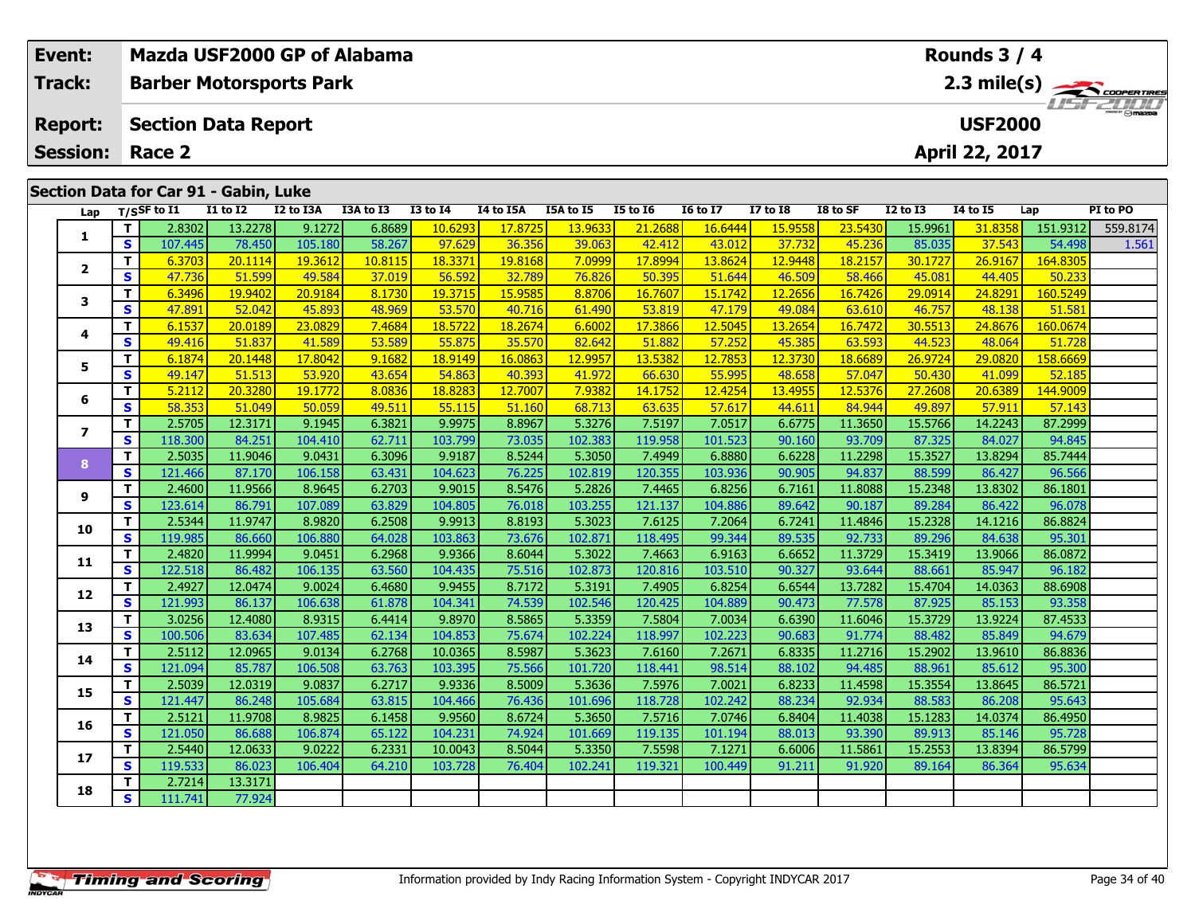| Event: | Mazda USF2000 GP of Alabama | Rounds 3 / 4 |
|---|---|---|
| Track: | Barber Motorsports Park | 2.3 mile(s) |
| Report: | Section Data Report | USF2000 |
| Session: | Race 2 | April 22, 2017 |

## Section Data for Car 91 - Gabin, Luke

| Lap | T/S | SF to I1 | I1 to I2 | I2 to I3A | I3A to I3 | I3 to I4 | I4 to I5A | I5A to I5 | I5 to I6 | I6 to I7 | I7 to I8 | I8 to SF | I2 to I3 | I4 to I5 | Lap | PI to PO |
|---|---|---|---|---|---|---|---|---|---|---|---|---|---|---|---|---|
| 1 | T | 2.8302 | 13.2278 | 9.1272 | 6.8689 | 10.6293 | 17.8725 | 13.9633 | 21.2688 | 16.6444 | 15.9558 | 23.5430 | 15.9961 | 31.8358 | 151.9312 | 559.8174 |
| | S | 107.445 | 78.450 | 105.180 | 58.267 | 97.629 | 36.356 | 39.063 | 42.412 | 43.012 | 37.732 | 45.236 | 85.035 | 37.543 | 54.498 | 1.561 |
| 2 | T | 6.3703 | 20.1114 | 19.3612 | 10.8115 | 18.3371 | 19.8168 | 7.0999 | 17.8994 | 13.8624 | 12.9448 | 18.2157 | 30.1727 | 26.9167 | 164.8305 | |
| | S | 47.736 | 51.599 | 49.584 | 37.019 | 56.592 | 32.789 | 76.826 | 50.395 | 51.644 | 46.509 | 58.466 | 45.081 | 44.405 | 50.233 | |
| 3 | T | 6.3496 | 19.9402 | 20.9184 | 8.1730 | 19.3715 | 15.9585 | 8.8706 | 16.7607 | 15.1742 | 12.2656 | 16.7426 | 29.0914 | 24.8291 | 160.5249 | |
| | S | 47.891 | 52.042 | 45.893 | 48.969 | 53.570 | 40.716 | 61.490 | 53.819 | 47.179 | 49.084 | 63.610 | 46.757 | 48.138 | 51.581 | |
| 4 | T | 6.1537 | 20.0189 | 23.0829 | 7.4684 | 18.5722 | 18.2674 | 6.6002 | 17.3866 | 12.5045 | 13.2654 | 16.7472 | 30.5513 | 24.8676 | 160.0674 | |
| | S | 49.416 | 51.837 | 41.589 | 53.589 | 55.875 | 35.570 | 82.642 | 51.882 | 57.252 | 45.385 | 63.593 | 44.523 | 48.064 | 51.728 | |
| 5 | T | 6.1874 | 20.1448 | 17.8042 | 9.1682 | 18.9149 | 16.0863 | 12.9957 | 13.5382 | 12.7853 | 12.3730 | 18.6689 | 26.9724 | 29.0820 | 158.6669 | |
| | S | 49.147 | 51.513 | 53.920 | 43.654 | 54.863 | 40.393 | 41.972 | 66.630 | 55.995 | 48.658 | 57.047 | 50.430 | 41.099 | 52.185 | |
| 6 | T | 5.2112 | 20.3280 | 19.1772 | 8.0836 | 18.8283 | 12.7007 | 7.9382 | 14.1752 | 12.4254 | 13.4955 | 12.5376 | 27.2608 | 20.6389 | 144.9009 | |
| | S | 58.353 | 51.049 | 50.059 | 49.511 | 55.115 | 51.160 | 68.713 | 63.635 | 57.617 | 44.611 | 84.944 | 49.897 | 57.911 | 57.143 | |
| 7 | T | 2.5705 | 12.3171 | 9.1945 | 6.3821 | 9.9975 | 8.8967 | 5.3276 | 7.5197 | 7.0517 | 6.6775 | 11.3650 | 15.5766 | 14.2243 | 87.2999 | |
| | S | 118.300 | 84.251 | 104.410 | 62.711 | 103.799 | 73.035 | 102.383 | 119.958 | 101.523 | 90.160 | 93.709 | 87.325 | 84.027 | 94.845 | |
| 8 | T | 2.5035 | 11.9046 | 9.0431 | 6.3096 | 9.9187 | 8.5244 | 5.3050 | 7.4949 | 6.8880 | 6.6228 | 11.2298 | 15.3527 | 13.8294 | 85.7444 | |
| | S | 121.466 | 87.170 | 106.158 | 63.431 | 104.623 | 76.225 | 102.819 | 120.355 | 103.936 | 90.905 | 94.837 | 88.599 | 86.427 | 96.566 | |
| 9 | T | 2.4600 | 11.9566 | 8.9645 | 6.2703 | 9.9015 | 8.5476 | 5.2826 | 7.4465 | 6.8256 | 6.7161 | 11.8088 | 15.2348 | 13.8302 | 86.1801 | |
| | S | 123.614 | 86.791 | 107.089 | 63.829 | 104.805 | 76.018 | 103.255 | 121.137 | 104.886 | 89.642 | 90.187 | 89.284 | 86.422 | 96.078 | |
| 10 | T | 2.5344 | 11.9747 | 8.9820 | 6.2508 | 9.9913 | 8.8193 | 5.3023 | 7.6125 | 7.2064 | 6.7241 | 11.4846 | 15.2328 | 14.1216 | 86.8824 | |
| | S | 119.985 | 86.660 | 106.880 | 64.028 | 103.863 | 73.676 | 102.871 | 118.495 | 99.344 | 89.535 | 92.733 | 89.296 | 84.638 | 95.301 | |
| 11 | T | 2.4820 | 11.9994 | 9.0451 | 6.2968 | 9.9366 | 8.6044 | 5.3022 | 7.4663 | 6.9163 | 6.6652 | 11.3729 | 15.3419 | 13.9066 | 86.0872 | |
| | S | 122.518 | 86.482 | 106.135 | 63.560 | 104.435 | 75.516 | 102.873 | 120.816 | 103.510 | 90.327 | 93.644 | 88.661 | 85.947 | 96.182 | |
| 12 | T | 2.4927 | 12.0474 | 9.0024 | 6.4680 | 9.9455 | 8.7172 | 5.3191 | 7.4905 | 6.8254 | 6.6544 | 13.7282 | 15.4704 | 14.0363 | 88.6908 | |
| | S | 121.993 | 86.137 | 106.638 | 61.878 | 104.341 | 74.539 | 102.546 | 120.425 | 104.889 | 90.473 | 77.578 | 87.925 | 85.153 | 93.358 | |
| 13 | T | 3.0256 | 12.4080 | 8.9315 | 6.4414 | 9.8970 | 8.5865 | 5.3359 | 7.5804 | 7.0034 | 6.6390 | 11.6046 | 15.3729 | 13.9224 | 87.4533 | |
| | S | 100.506 | 83.634 | 107.485 | 62.134 | 104.853 | 75.674 | 102.224 | 118.997 | 102.223 | 90.683 | 91.774 | 88.482 | 85.849 | 94.679 | |
| 14 | T | 2.5112 | 12.0965 | 9.0134 | 6.2768 | 10.0365 | 8.5987 | 5.3623 | 7.6160 | 7.2671 | 6.8335 | 11.2716 | 15.2902 | 13.9610 | 86.8836 | |
| | S | 121.094 | 85.787 | 106.508 | 63.763 | 103.395 | 75.566 | 101.720 | 118.441 | 98.514 | 88.102 | 94.485 | 88.961 | 85.612 | 95.300 | |
| 15 | T | 2.5039 | 12.0319 | 9.0837 | 6.2717 | 9.9336 | 8.5009 | 5.3636 | 7.5976 | 7.0021 | 6.8233 | 11.4598 | 15.3554 | 13.8645 | 86.5721 | |
| | S | 121.447 | 86.248 | 105.684 | 63.815 | 104.466 | 76.436 | 101.696 | 118.728 | 102.242 | 88.234 | 92.934 | 88.583 | 86.208 | 95.643 | |
| 16 | T | 2.5121 | 11.9708 | 8.9825 | 6.1458 | 9.9560 | 8.6724 | 5.3650 | 7.5716 | 7.0746 | 6.8404 | 11.4038 | 15.1283 | 14.0374 | 86.4950 | |
| | S | 121.050 | 86.688 | 106.874 | 65.122 | 104.231 | 74.924 | 101.669 | 119.135 | 101.194 | 88.013 | 93.390 | 89.913 | 85.146 | 95.728 | |
| 17 | T | 2.5440 | 12.0633 | 9.0222 | 6.2331 | 10.0043 | 8.5044 | 5.3350 | 7.5598 | 7.1271 | 6.6006 | 11.5861 | 15.2553 | 13.8394 | 86.5799 | |
| | S | 119.533 | 86.023 | 106.404 | 64.210 | 103.728 | 76.404 | 102.241 | 119.321 | 100.449 | 91.211 | 91.920 | 89.164 | 86.364 | 95.634 | |
| 18 | T | 2.7214 | 13.3171 | | | | | | | | | | | | | |
| | S | 111.741 | 77.924 | | | | | | | | | | | | | |

Information provided by Indy Racing Information System - Copyright INDYCAR 2017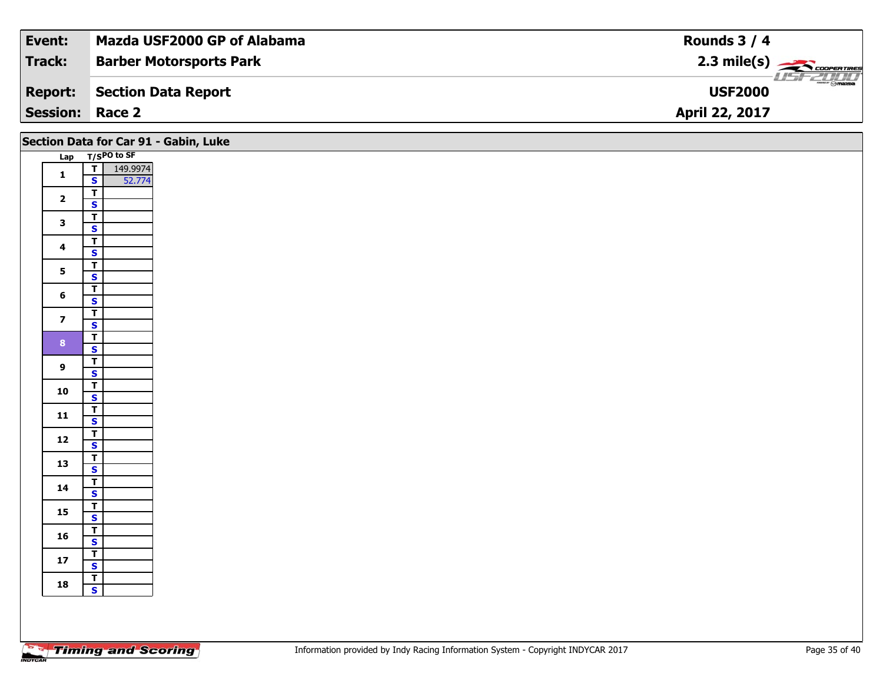| Event: | Mazda USF2000 GP of Alabama | Rounds 3 / 4 |
|---|---|---|
| Track: | Barber Motorsports Park | 2.3 mile(s) |
| Report: | Section Data Report | USF2000 |
| Session: | Race 2 | April 22, 2017 |

## Section Data for Car 91 - Gabin, Luke

| Lap | T/S | PO to SF |
|---|---|---|
| 1 | T | 149.9974 |
| | S | 52.774 |
| 2 | T | |
| | S | |
| 3 | T | |
| | S | |
| 4 | T | |
| | S | |
| 5 | T | |
| | S | |
| 6 | T | |
| | S | |
| 7 | T | |
| | S | |
| 8 | T | |
| | S | |
| 9 | T | |
| | S | |
| 10 | T | |
| | S | |
| 11 | T | |
| | S | |
| 12 | T | |
| | S | |
| 13 | T | |
| | S | |
| 14 | T | |
| | S | |
| 15 | T | |
| | S | |
| 16 | T | |
| | S | |
| 17 | T | |
| | S | |
| 18 | T | |
| | S | |

Information provided by Indy Racing Information System - Copyright INDYCAR 2017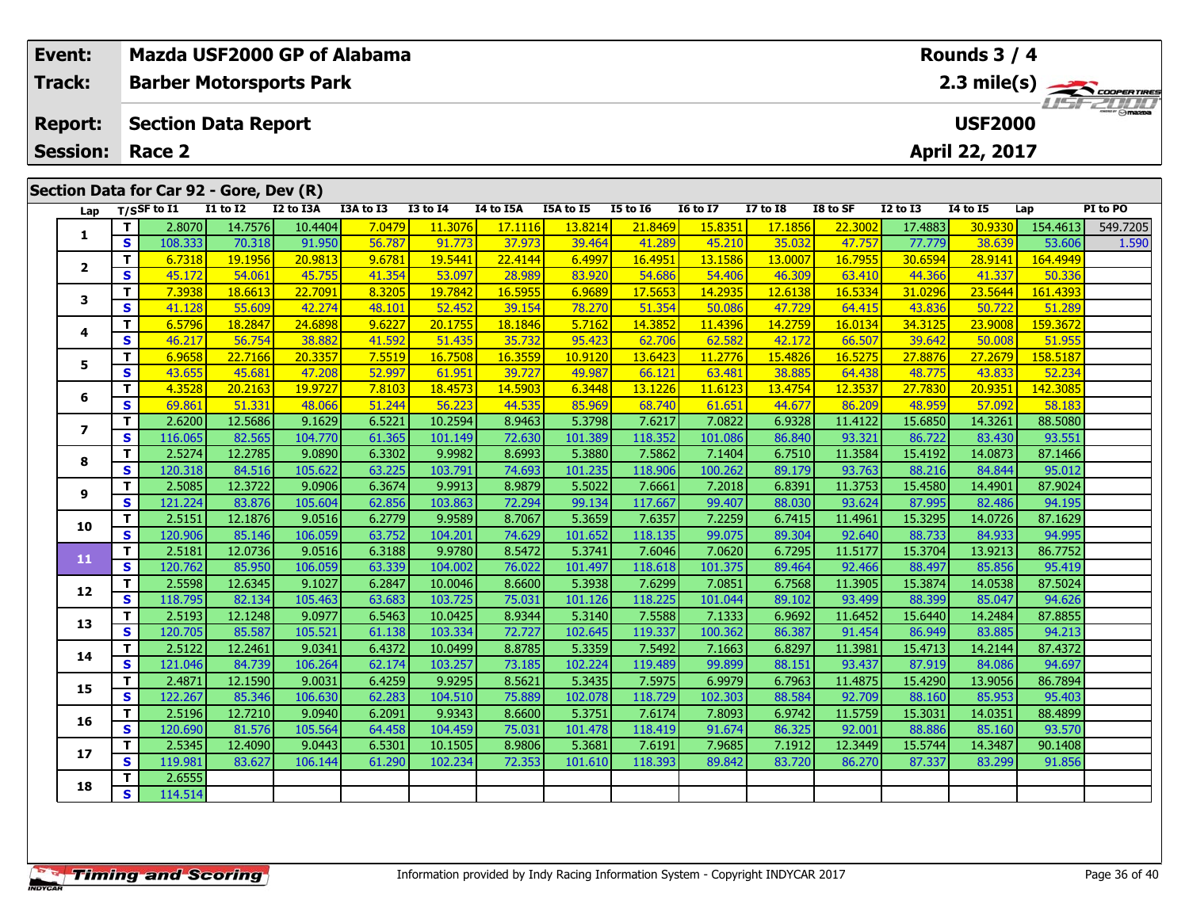| Event: | Mazda USF2000 GP of Alabama | Rounds 3 / 4 |
|---|---|---|
| Track: | Barber Motorsports Park | 2.3 mile(s) |
| Report: | Section Data Report | USF2000 |
| Session: | Race 2 | April 22, 2017 |

## Section Data for Car 92 - Gore, Dev (R)

| Lap | T/S | SF to I1 | I1 to I2 | I2 to I3A | I3A to I3 | I3 to I4 | I4 to I5A | I5A to I5 | I5 to I6 | I6 to I7 | I7 to I8 | I8 to SF | I2 to I3 | I4 to I5 | Lap | PI to PO |
|---|---|---|---|---|---|---|---|---|---|---|---|---|---|---|---|---|
| 1 | T | 2.8070 | 14.7576 | 10.4404 | 7.0479 | 11.3076 | 17.1116 | 13.8214 | 21.8469 | 15.8351 | 17.1856 | 22.3002 | 17.4883 | 30.9330 | 154.4613 | 549.7205 |
| | S | 108.333 | 70.318 | 91.950 | 56.787 | 91.773 | 37.973 | 39.464 | 41.289 | 45.210 | 35.032 | 47.757 | 77.779 | 38.639 | 53.606 | 1.590 |
| 2 | T | 6.7318 | 19.1956 | 20.9813 | 9.6781 | 19.5441 | 22.4144 | 6.4997 | 16.4951 | 13.1586 | 13.0007 | 16.7955 | 30.6594 | 28.9141 | 164.4949 | |
| | S | 45.172 | 54.061 | 45.755 | 41.354 | 53.097 | 28.989 | 83.920 | 54.686 | 54.406 | 46.309 | 63.410 | 44.366 | 41.337 | 50.336 | |
| 3 | T | 7.3938 | 18.6613 | 22.7091 | 8.3205 | 19.7842 | 16.5955 | 6.9689 | 17.5653 | 14.2935 | 12.6138 | 16.5334 | 31.0296 | 23.5644 | 161.4393 | |
| | S | 41.128 | 55.609 | 42.274 | 48.101 | 52.452 | 39.154 | 78.270 | 51.354 | 50.086 | 47.729 | 64.415 | 43.836 | 50.722 | 51.289 | |
| 4 | T | 6.5796 | 18.2847 | 24.6898 | 9.6227 | 20.1755 | 18.1846 | 5.7162 | 14.3852 | 11.4396 | 14.2759 | 16.0134 | 34.3125 | 23.9008 | 159.3672 | |
| | S | 46.217 | 56.754 | 38.882 | 41.592 | 51.435 | 35.732 | 95.423 | 62.706 | 62.582 | 42.172 | 66.507 | 39.642 | 50.008 | 51.955 | |
| 5 | T | 6.9658 | 22.7166 | 20.3357 | 7.5519 | 16.7508 | 16.3559 | 10.9120 | 13.6423 | 11.2776 | 15.4826 | 16.5275 | 27.8876 | 27.2679 | 158.5187 | |
| | S | 43.655 | 45.681 | 47.208 | 52.997 | 61.951 | 39.727 | 49.987 | 66.121 | 63.481 | 38.885 | 64.438 | 48.775 | 43.833 | 52.234 | |
| 6 | T | 4.3528 | 20.2163 | 19.9727 | 7.8103 | 18.4573 | 14.5903 | 6.3448 | 13.1226 | 11.6123 | 13.4754 | 12.3537 | 27.7830 | 20.9351 | 142.3085 | |
| | S | 69.861 | 51.331 | 48.066 | 51.244 | 56.223 | 44.535 | 85.969 | 68.740 | 61.651 | 44.677 | 86.209 | 48.959 | 57.092 | 58.183 | |
| 7 | T | 2.6200 | 12.5686 | 9.1629 | 6.5221 | 10.2594 | 8.9463 | 5.3798 | 7.6217 | 7.0822 | 6.9328 | 11.4122 | 15.6850 | 14.3261 | 88.5080 | |
| | S | 116.065 | 82.565 | 104.770 | 61.365 | 101.149 | 72.630 | 101.389 | 118.352 | 101.086 | 86.840 | 93.321 | 86.722 | 83.430 | 93.551 | |
| 8 | T | 2.5274 | 12.2785 | 9.0890 | 6.3302 | 9.9982 | 8.6993 | 5.3880 | 7.5862 | 7.1404 | 6.7510 | 11.3584 | 15.4192 | 14.0873 | 87.1466 | |
| | S | 120.318 | 84.516 | 105.622 | 63.225 | 103.791 | 74.693 | 101.235 | 118.906 | 100.262 | 89.179 | 93.763 | 88.216 | 84.844 | 95.012 | |
| 9 | T | 2.5085 | 12.3722 | 9.0906 | 6.3674 | 9.9913 | 8.9879 | 5.5022 | 7.6661 | 7.2018 | 6.8391 | 11.3753 | 15.4580 | 14.4901 | 87.9024 | |
| | S | 121.224 | 83.876 | 105.604 | 62.856 | 103.863 | 72.294 | 99.134 | 117.667 | 99.407 | 88.030 | 93.624 | 87.995 | 82.486 | 94.195 | |
| 10 | T | 2.5151 | 12.1876 | 9.0516 | 6.2779 | 9.9589 | 8.7067 | 5.3659 | 7.6357 | 7.2259 | 6.7415 | 11.4961 | 15.3295 | 14.0726 | 87.1629 | |
| | S | 120.906 | 85.146 | 106.059 | 63.752 | 104.201 | 74.629 | 101.652 | 118.135 | 99.075 | 89.304 | 92.640 | 88.733 | 84.933 | 94.995 | |
| 11 | T | 2.5181 | 12.0736 | 9.0516 | 6.3188 | 9.9780 | 8.5472 | 5.3741 | 7.6046 | 7.0620 | 6.7295 | 11.5177 | 15.3704 | 13.9213 | 86.7752 | |
| | S | 120.762 | 85.950 | 106.059 | 63.339 | 104.002 | 76.022 | 101.497 | 118.618 | 101.375 | 89.464 | 92.466 | 88.497 | 85.856 | 95.419 | |
| 12 | T | 2.5598 | 12.6345 | 9.1027 | 6.2847 | 10.0046 | 8.6600 | 5.3938 | 7.6299 | 7.0851 | 6.7568 | 11.3905 | 15.3874 | 14.0538 | 87.5024 | |
| | S | 118.795 | 82.134 | 105.463 | 63.683 | 103.725 | 75.031 | 101.126 | 118.225 | 101.044 | 89.102 | 93.499 | 88.399 | 85.047 | 94.626 | |
| 13 | T | 2.5193 | 12.1248 | 9.0977 | 6.5463 | 10.0425 | 8.9344 | 5.3140 | 7.5588 | 7.1333 | 6.9692 | 11.6452 | 15.6440 | 14.2484 | 87.8855 | |
| | S | 120.705 | 85.587 | 105.521 | 61.138 | 103.334 | 72.727 | 102.645 | 119.337 | 100.362 | 86.387 | 91.454 | 86.949 | 83.885 | 94.213 | |
| 14 | T | 2.5122 | 12.2461 | 9.0341 | 6.4372 | 10.0499 | 8.8785 | 5.3359 | 7.5492 | 7.1663 | 6.8297 | 11.3981 | 15.4713 | 14.2144 | 87.4372 | |
| | S | 121.046 | 84.739 | 106.264 | 62.174 | 103.257 | 73.185 | 102.224 | 119.489 | 99.899 | 88.151 | 93.437 | 87.919 | 84.086 | 94.697 | |
| 15 | T | 2.4871 | 12.1590 | 9.0031 | 6.4259 | 9.9295 | 8.5621 | 5.3435 | 7.5975 | 6.9979 | 6.7963 | 11.4875 | 15.4290 | 13.9056 | 86.7894 | |
| | S | 122.267 | 85.346 | 106.630 | 62.283 | 104.510 | 75.889 | 102.078 | 118.729 | 102.303 | 88.584 | 92.709 | 88.160 | 85.953 | 95.403 | |
| 16 | T | 2.5196 | 12.7210 | 9.0940 | 6.2091 | 9.9343 | 8.6600 | 5.3751 | 7.6174 | 7.8093 | 6.9742 | 11.5759 | 15.3031 | 14.0351 | 88.4899 | |
| | S | 120.690 | 81.576 | 105.564 | 64.458 | 104.459 | 75.031 | 101.478 | 118.419 | 91.674 | 86.325 | 92.001 | 88.886 | 85.160 | 93.570 | |
| 17 | T | 2.5345 | 12.4090 | 9.0443 | 6.5301 | 10.1505 | 8.9806 | 5.3681 | 7.6191 | 7.9685 | 7.1912 | 12.3449 | 15.5744 | 14.3487 | 90.1408 | |
| | S | 119.981 | 83.627 | 106.144 | 61.290 | 102.234 | 72.353 | 101.610 | 118.393 | 89.842 | 83.720 | 86.270 | 87.337 | 83.299 | 91.856 | |
| 18 | T | 2.6555 | | | | | | | | | | | | | | |
| | S | 114.514 | | | | | | | | | | | | | | |

Information provided by Indy Racing Information System - Copyright INDYCAR 2017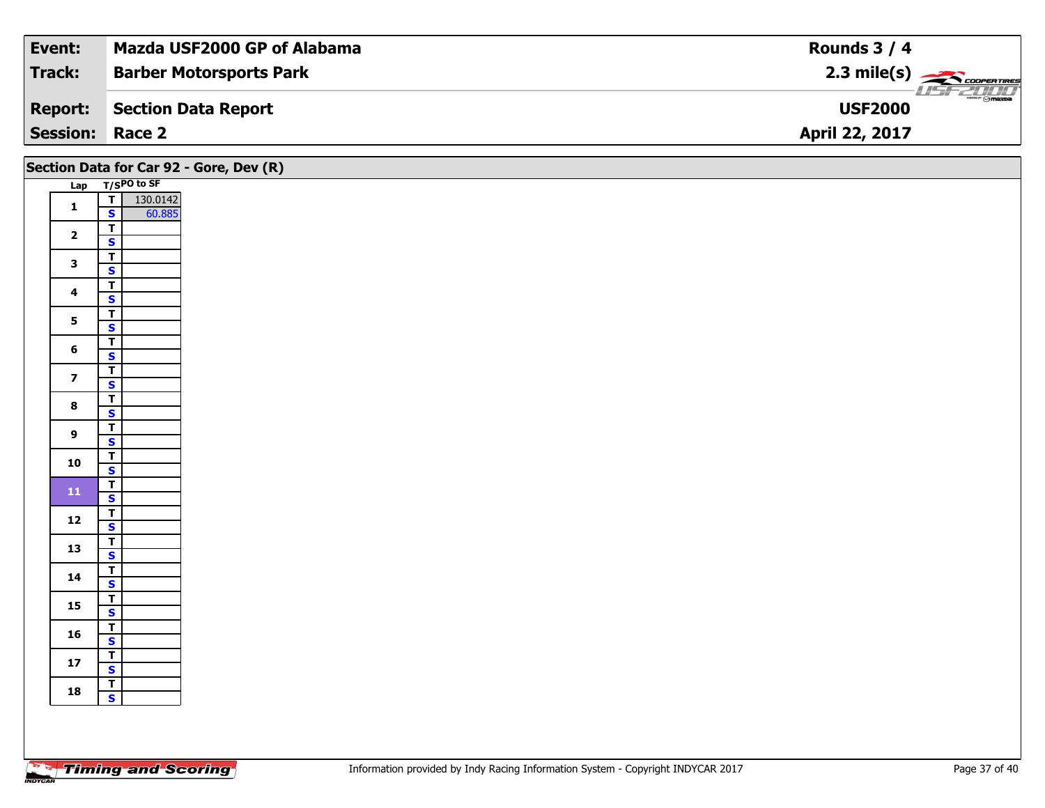| **Event:** | **Mazda USF2000 GP of Alabama** | **Rounds 3 / 4** |
|---|---|---|
| **Track:** | **Barber Motorsports Park** | **2.3 mile(s)** |
| **Report:** | **Section Data Report** | **USF2000** |
| **Session:** | **Race 2** | **April 22, 2017** |

## Section Data for Car 92 - Gore, Dev (R)

| Lap | T/S | PO to SF |
|---|---|---|
| 1 | T | 130.0142 |
| | S | 60.885 |
| 2 | T | |
| | S | |
| 3 | T | |
| | S | |
| 4 | T | |
| | S | |
| 5 | T | |
| | S | |
| 6 | T | |
| | S | |
| 7 | T | |
| | S | |
| 8 | T | |
| | S | |
| 9 | T | |
| | S | |
| 10 | T | |
| | S | |
| 11 | T | |
| | S | |
| 12 | T | |
| | S | |
| 13 | T | |
| | S | |
| 14 | T | |
| | S | |
| 15 | T | |
| | S | |
| 16 | T | |
| | S | |
| 17 | T | |
| | S | |
| 18 | T | |
| | S | |

Information provided by Indy Racing Information System - Copyright INDYCAR 2017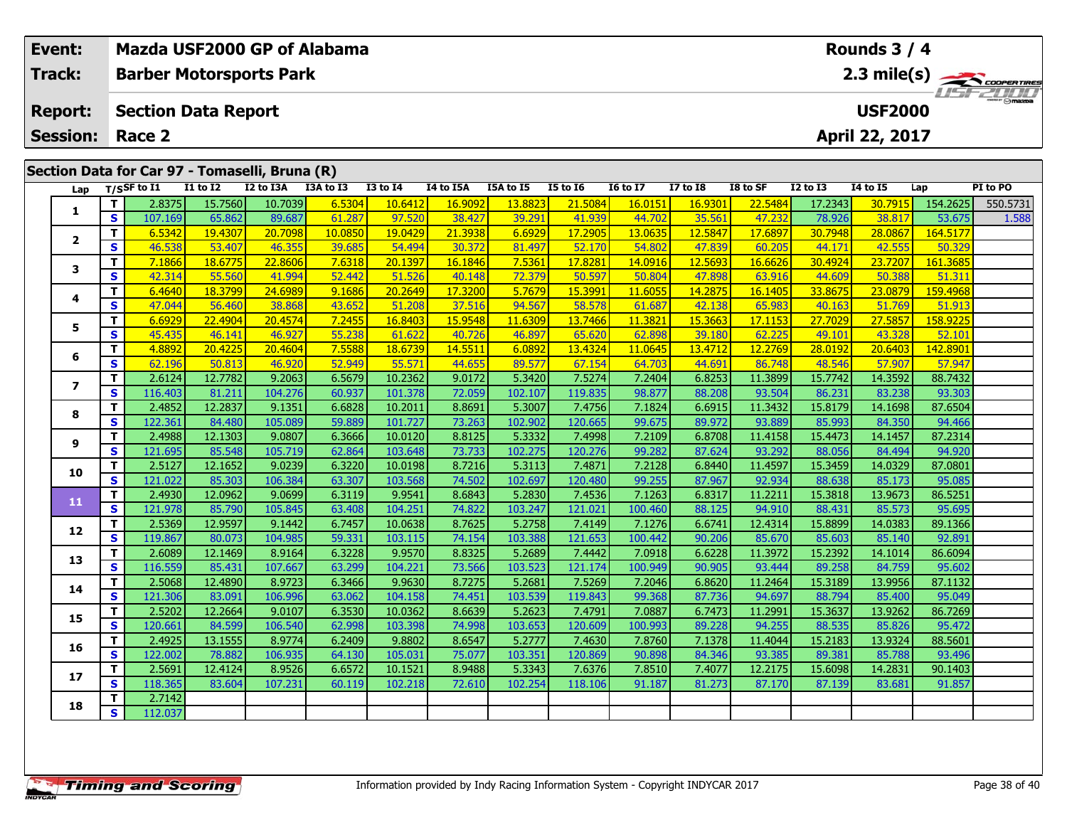| Event: | Mazda USF2000 GP of Alabama | Rounds 3 / 4 |
|---|---|---|
| Track: | Barber Motorsports Park | 2.3 mile(s) |
| Report: | Section Data Report | USF2000 |
| Session: | Race 2 | April 22, 2017 |

## Section Data for Car 97 - Tomaselli, Bruna (R)

| Lap | T/S | SF to I1 | I1 to I2 | I2 to I3A | I3A to I3 | I3 to I4 | I4 to I5A | I5A to I5 | I5 to I6 | I6 to I7 | I7 to I8 | I8 to SF | I2 to I3 | I4 to I5 | Lap | PI to PO |
|---|---|---|---|---|---|---|---|---|---|---|---|---|---|---|---|---|
| 1 | T | 2.8375 | 15.7560 | 10.7039 | 6.5304 | 10.6412 | 16.9092 | 13.8823 | 21.5084 | 16.0151 | 16.9301 | 22.5484 | 17.2343 | 30.7915 | 154.2625 | 550.5731 |
| | S | 107.169 | 65.862 | 89.687 | 61.287 | 97.520 | 38.427 | 39.291 | 41.939 | 44.702 | 35.561 | 47.232 | 78.926 | 38.817 | 53.675 | 1.588 |
| 2 | T | 6.5342 | 19.4307 | 20.7098 | 10.0850 | 19.0429 | 21.3938 | 6.6929 | 17.2905 | 13.0635 | 12.5847 | 17.6897 | 30.7948 | 28.0867 | 164.5177 | |
| | S | 46.538 | 53.407 | 46.355 | 39.685 | 54.494 | 30.372 | 81.497 | 52.170 | 54.802 | 47.839 | 60.205 | 44.171 | 42.555 | 50.329 | |
| 3 | T | 7.1866 | 18.6775 | 22.8606 | 7.6318 | 20.1397 | 16.1846 | 7.5361 | 17.8281 | 14.0916 | 12.5693 | 16.6626 | 30.4924 | 23.7207 | 161.3685 | |
| | S | 42.314 | 55.560 | 41.994 | 52.442 | 51.526 | 40.148 | 72.379 | 50.597 | 50.804 | 47.898 | 63.916 | 44.609 | 50.388 | 51.311 | |
| 4 | T | 6.4640 | 18.3799 | 24.6989 | 9.1686 | 20.2649 | 17.3200 | 5.7679 | 15.3991 | 11.6055 | 14.2875 | 16.1405 | 33.8675 | 23.0879 | 159.4968 | |
| | S | 47.044 | 56.460 | 38.868 | 43.652 | 51.208 | 37.516 | 94.567 | 58.578 | 61.687 | 42.138 | 65.983 | 40.163 | 51.769 | 51.913 | |
| 5 | T | 6.6929 | 22.4904 | 20.4574 | 7.2455 | 16.8403 | 15.9548 | 11.6309 | 13.7466 | 11.3821 | 15.3663 | 17.1153 | 27.7029 | 27.5857 | 158.9225 | |
| | S | 45.435 | 46.141 | 46.927 | 55.238 | 61.622 | 40.726 | 46.897 | 65.620 | 62.898 | 39.180 | 62.225 | 49.101 | 43.328 | 52.101 | |
| 6 | T | 4.8892 | 20.4225 | 20.4604 | 7.5588 | 18.6739 | 14.5511 | 6.0892 | 13.4324 | 11.0645 | 13.4712 | 12.2769 | 28.0192 | 20.6403 | 142.8901 | |
| | S | 62.196 | 50.813 | 46.920 | 52.949 | 55.571 | 44.655 | 89.577 | 67.154 | 64.703 | 44.691 | 86.748 | 48.546 | 57.907 | 57.947 | |
| 7 | T | 2.6124 | 12.7782 | 9.2063 | 6.5679 | 10.2362 | 9.0172 | 5.3420 | 7.5274 | 7.2404 | 6.8253 | 11.3899 | 15.7742 | 14.3592 | 88.7432 | |
| | S | 116.403 | 81.211 | 104.276 | 60.937 | 101.378 | 72.059 | 102.107 | 119.835 | 98.877 | 88.208 | 93.504 | 86.231 | 83.238 | 93.303 | |
| 8 | T | 2.4852 | 12.2837 | 9.1351 | 6.6828 | 10.2011 | 8.8691 | 5.3007 | 7.4756 | 7.1824 | 6.6915 | 11.3432 | 15.8179 | 14.1698 | 87.6504 | |
| | S | 122.361 | 84.480 | 105.089 | 59.889 | 101.727 | 73.263 | 102.902 | 120.665 | 99.675 | 89.972 | 93.889 | 85.993 | 84.350 | 94.466 | |
| 9 | T | 2.4988 | 12.1303 | 9.0807 | 6.3666 | 10.0120 | 8.8125 | 5.3332 | 7.4998 | 7.2109 | 6.8708 | 11.4158 | 15.4473 | 14.1457 | 87.2314 | |
| | S | 121.695 | 85.548 | 105.719 | 62.864 | 103.648 | 73.733 | 102.275 | 120.276 | 99.282 | 87.624 | 93.292 | 88.056 | 84.494 | 94.920 | |
| 10 | T | 2.5127 | 12.1652 | 9.0239 | 6.3220 | 10.0198 | 8.7216 | 5.3113 | 7.4871 | 7.2128 | 6.8440 | 11.4597 | 15.3459 | 14.0329 | 87.0801 | |
| | S | 121.022 | 85.303 | 106.384 | 63.307 | 103.568 | 74.502 | 102.697 | 120.480 | 99.255 | 87.967 | 92.934 | 88.638 | 85.173 | 95.085 | |
| 11 | T | 2.4930 | 12.0962 | 9.0699 | 6.3119 | 9.9541 | 8.6843 | 5.2830 | 7.4536 | 7.1263 | 6.8317 | 11.2211 | 15.3818 | 13.9673 | 86.5251 | |
| | S | 121.978 | 85.790 | 105.845 | 63.408 | 104.251 | 74.822 | 103.247 | 121.021 | 100.460 | 88.125 | 94.910 | 88.431 | 85.573 | 95.695 | |
| 12 | T | 2.5369 | 12.9597 | 9.1442 | 6.7457 | 10.0638 | 8.7625 | 5.2758 | 7.4149 | 7.1276 | 6.6741 | 12.4314 | 15.8899 | 14.0383 | 89.1366 | |
| | S | 119.867 | 80.073 | 104.985 | 59.331 | 103.115 | 74.154 | 103.388 | 121.653 | 100.442 | 90.206 | 85.670 | 85.603 | 85.140 | 92.891 | |
| 13 | T | 2.6089 | 12.1469 | 8.9164 | 6.3228 | 9.9570 | 8.8325 | 5.2689 | 7.4442 | 7.0918 | 6.6228 | 11.3972 | 15.2392 | 14.1014 | 86.6094 | |
| | S | 116.559 | 85.431 | 107.667 | 63.299 | 104.221 | 73.566 | 103.523 | 121.174 | 100.949 | 90.905 | 93.444 | 89.258 | 84.759 | 95.602 | |
| 14 | T | 2.5068 | 12.4890 | 8.9723 | 6.3466 | 9.9630 | 8.7275 | 5.2681 | 7.5269 | 7.2046 | 6.8620 | 11.2464 | 15.3189 | 13.9956 | 87.1132 | |
| | S | 121.306 | 83.091 | 106.996 | 63.062 | 104.158 | 74.451 | 103.539 | 119.843 | 99.368 | 87.736 | 94.697 | 88.794 | 85.400 | 95.049 | |
| 15 | T | 2.5202 | 12.2664 | 9.0107 | 6.3530 | 10.0362 | 8.6639 | 5.2623 | 7.4791 | 7.0887 | 6.7473 | 11.2991 | 15.3637 | 13.9262 | 86.7269 | |
| | S | 120.661 | 84.599 | 106.540 | 62.998 | 103.398 | 74.998 | 103.653 | 120.609 | 100.993 | 89.228 | 94.255 | 88.535 | 85.826 | 95.472 | |
| 16 | T | 2.4925 | 13.1555 | 8.9774 | 6.2409 | 9.8802 | 8.6547 | 5.2777 | 7.4630 | 7.8760 | 7.1378 | 11.4044 | 15.2183 | 13.9324 | 88.5601 | |
| | S | 122.002 | 78.882 | 106.935 | 64.130 | 105.031 | 75.077 | 103.351 | 120.869 | 90.898 | 84.346 | 93.385 | 89.381 | 85.788 | 93.496 | |
| 17 | T | 2.5691 | 12.4124 | 8.9526 | 6.6572 | 10.1521 | 8.9488 | 5.3343 | 7.6376 | 7.8510 | 7.4077 | 12.2175 | 15.6098 | 14.2831 | 90.1403 | |
| | S | 118.365 | 83.604 | 107.231 | 60.119 | 102.218 | 72.610 | 102.254 | 118.106 | 91.187 | 81.273 | 87.170 | 87.139 | 83.681 | 91.857 | |
| 18 | T | 2.7142 | | | | | | | | | | | | | | |
| | S | 112.037 | | | | | | | | | | | | | | |

Information provided by Indy Racing Information System - Copyright INDYCAR 2017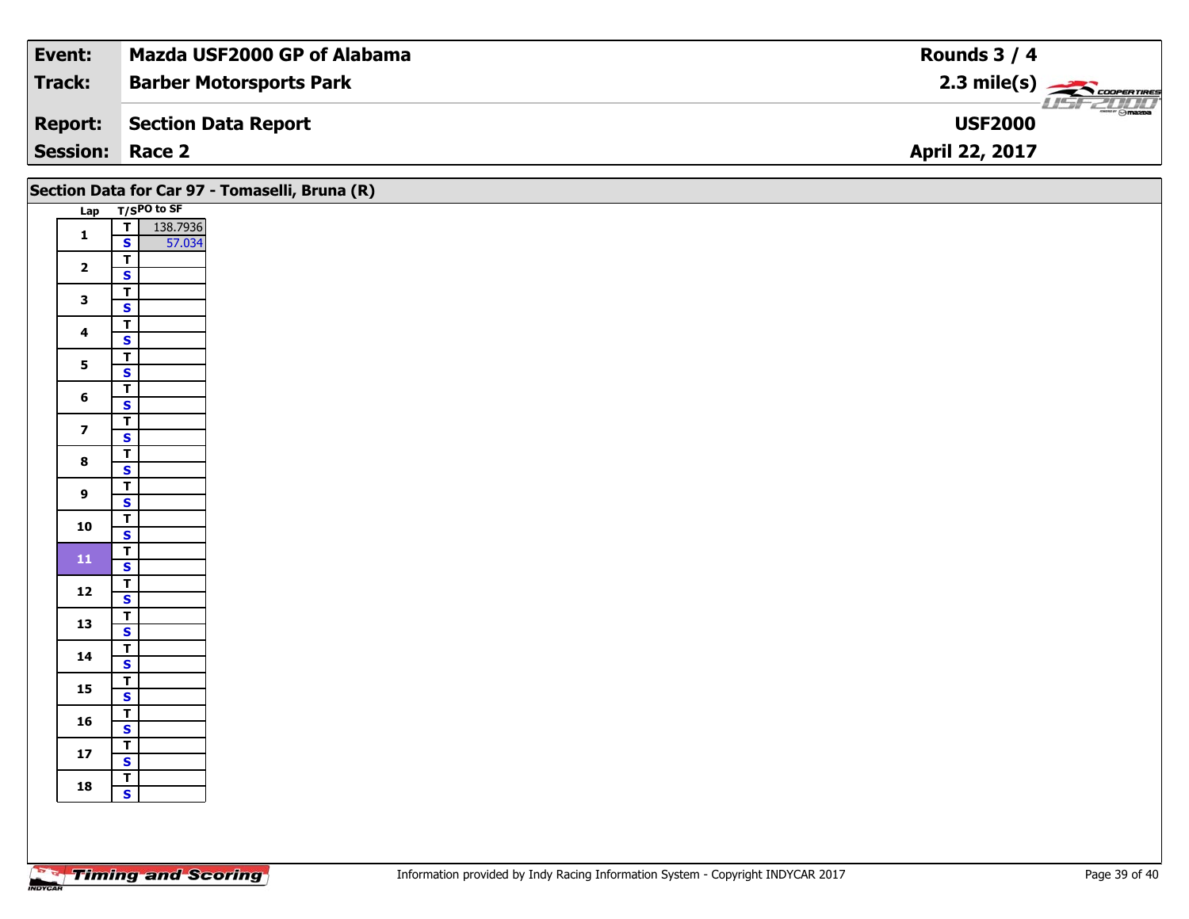| | | |
|---|---|---|
| **Event:** | **Mazda USF2000 GP of Alabama** | **Rounds 3 / 4** |
| **Track:** | **Barber Motorsports Park** | **2.3 mile(s)** |
| **Report:** | **Section Data Report** | **USF2000** |
| **Session:** | **Race 2** | **April 22, 2017** |

## Section Data for Car 97 - Tomaselli, Bruna (R)

| Lap | T/S | PO to SF |
|---|---|---|
| 1 | T | 138.7936 |
| | S | 57.034 |
| 2 | T | |
| | S | |
| 3 | T | |
| | S | |
| 4 | T | |
| | S | |
| 5 | T | |
| | S | |
| 6 | T | |
| | S | |
| 7 | T | |
| | S | |
| 8 | T | |
| | S | |
| 9 | T | |
| | S | |
| 10 | T | |
| | S | |
| 11 | T | |
| | S | |
| 12 | T | |
| | S | |
| 13 | T | |
| | S | |
| 14 | T | |
| | S | |
| 15 | T | |
| | S | |
| 16 | T | |
| | S | |
| 17 | T | |
| | S | |
| 18 | T | |
| | S | |

Information provided by Indy Racing Information System - Copyright INDYCAR 2017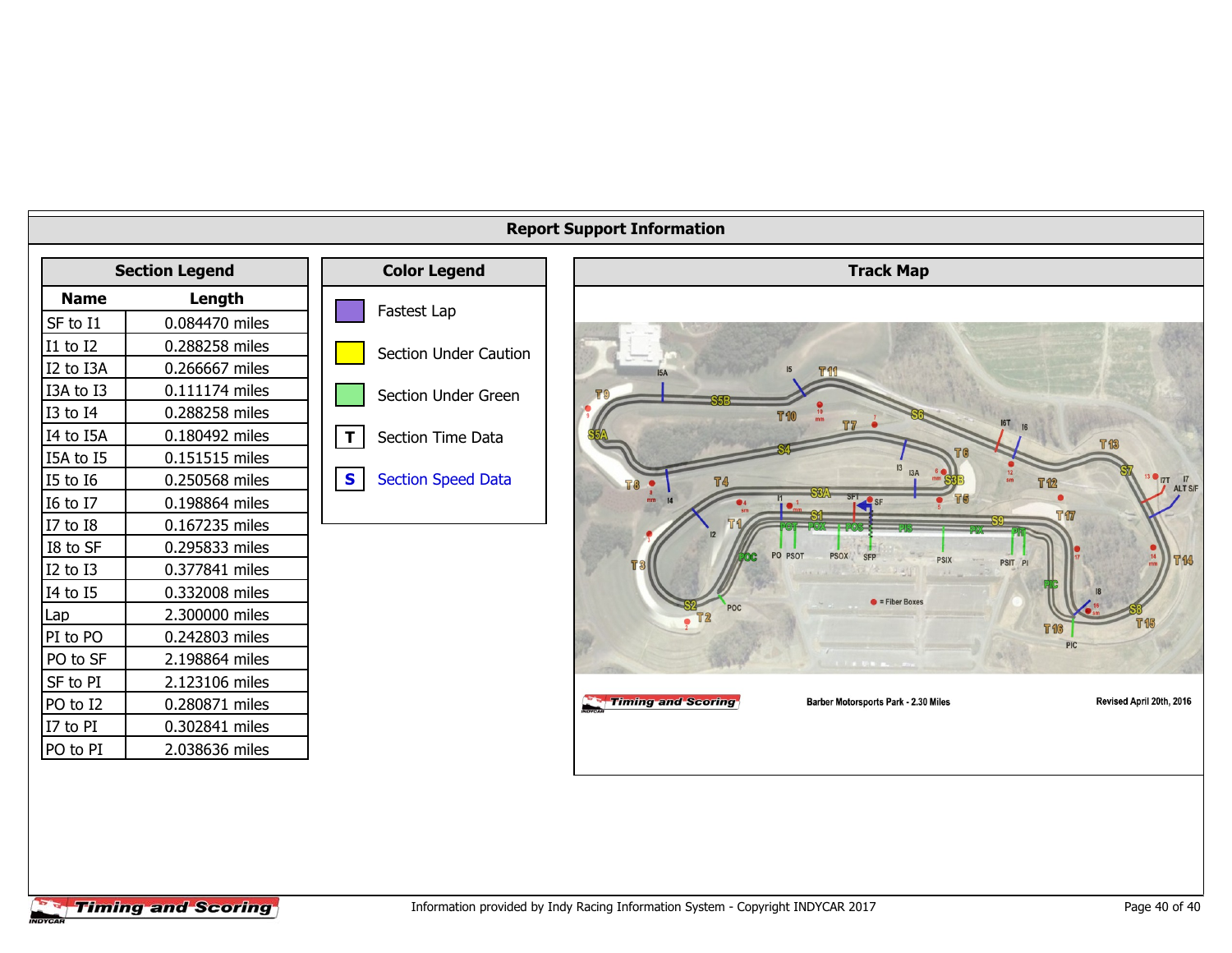## Report Support Information

### Section Legend

| Name | Length |
| --- | --- |
| SF to I1 | 0.084470 miles |
| I1 to I2 | 0.288258 miles |
| I2 to I3A | 0.266667 miles |
| I3A to I3 | 0.111174 miles |
| I3 to I4 | 0.288258 miles |
| I4 to I5A | 0.180492 miles |
| I5A to I5 | 0.151515 miles |
| I5 to I6 | 0.250568 miles |
| I6 to I7 | 0.198864 miles |
| I7 to I8 | 0.167235 miles |
| I8 to SF | 0.295833 miles |
| I2 to I3 | 0.377841 miles |
| I4 to I5 | 0.332008 miles |
| Lap | 2.300000 miles |
| PI to PO | 0.242803 miles |
| PO to SF | 2.198864 miles |
| SF to PI | 2.123106 miles |
| PO to I2 | 0.280871 miles |
| I7 to PI | 0.302841 miles |
| PO to PI | 2.038636 miles |

### Color Legend

- Fastest Lap
- Section Under Caution
- Section Under Green
- T — Section Time Data
- S — Section Speed Data

### Track Map

Barber Motorsports Park - 2.30 Miles

Revised April 20th, 2016

Information provided by Indy Racing Information System - Copyright INDYCAR 2017